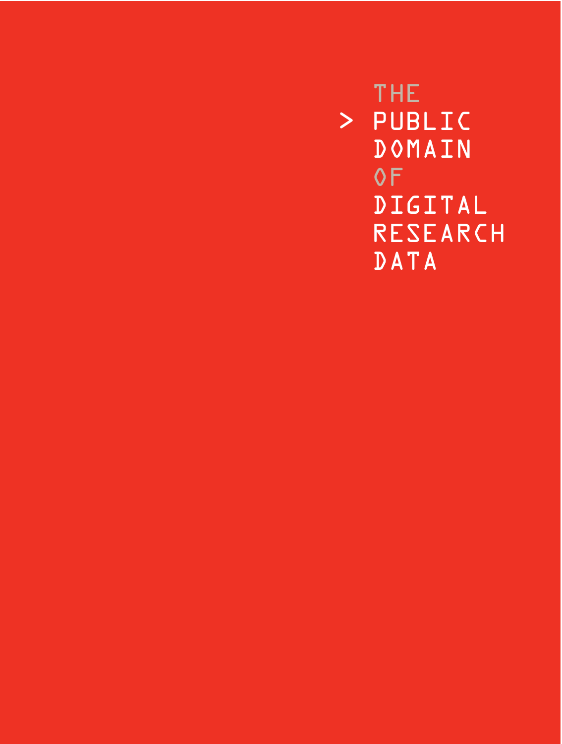# THE PUBLIC DOMAIN OF DIGITAL RESEARCH DATA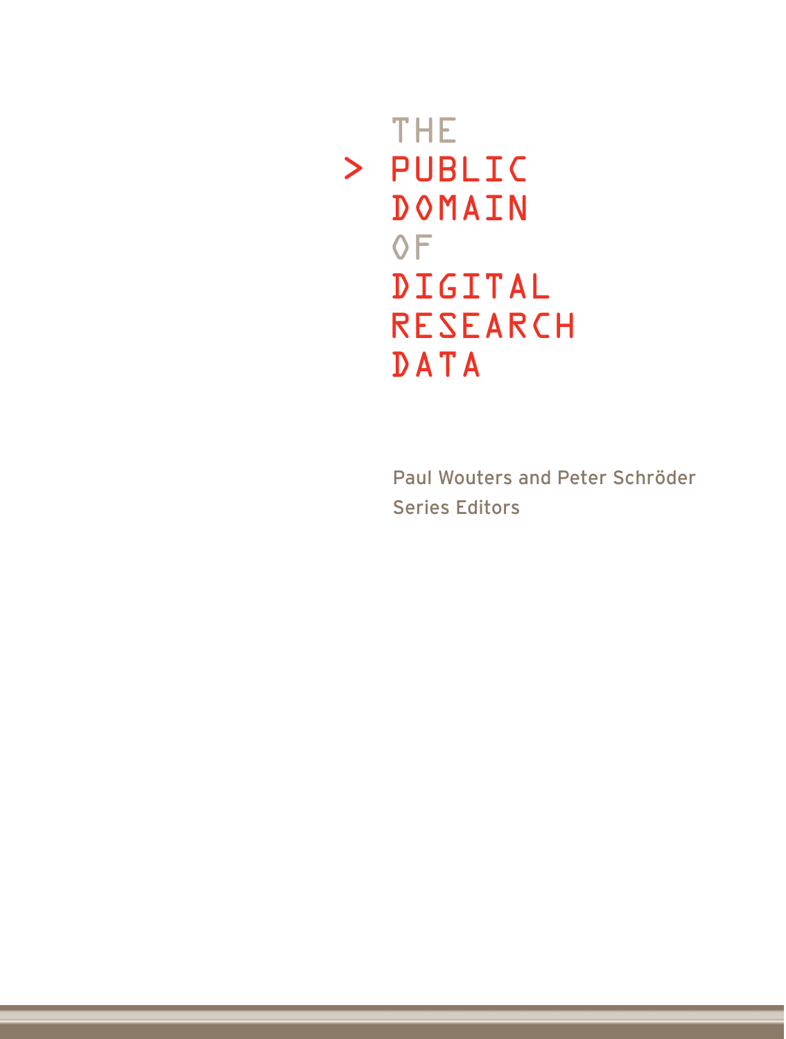# THE PUBLIC DOMAIN OF DIGITAL RESEARCH DATA

Paul Wouters and Peter Schröder

Series Editors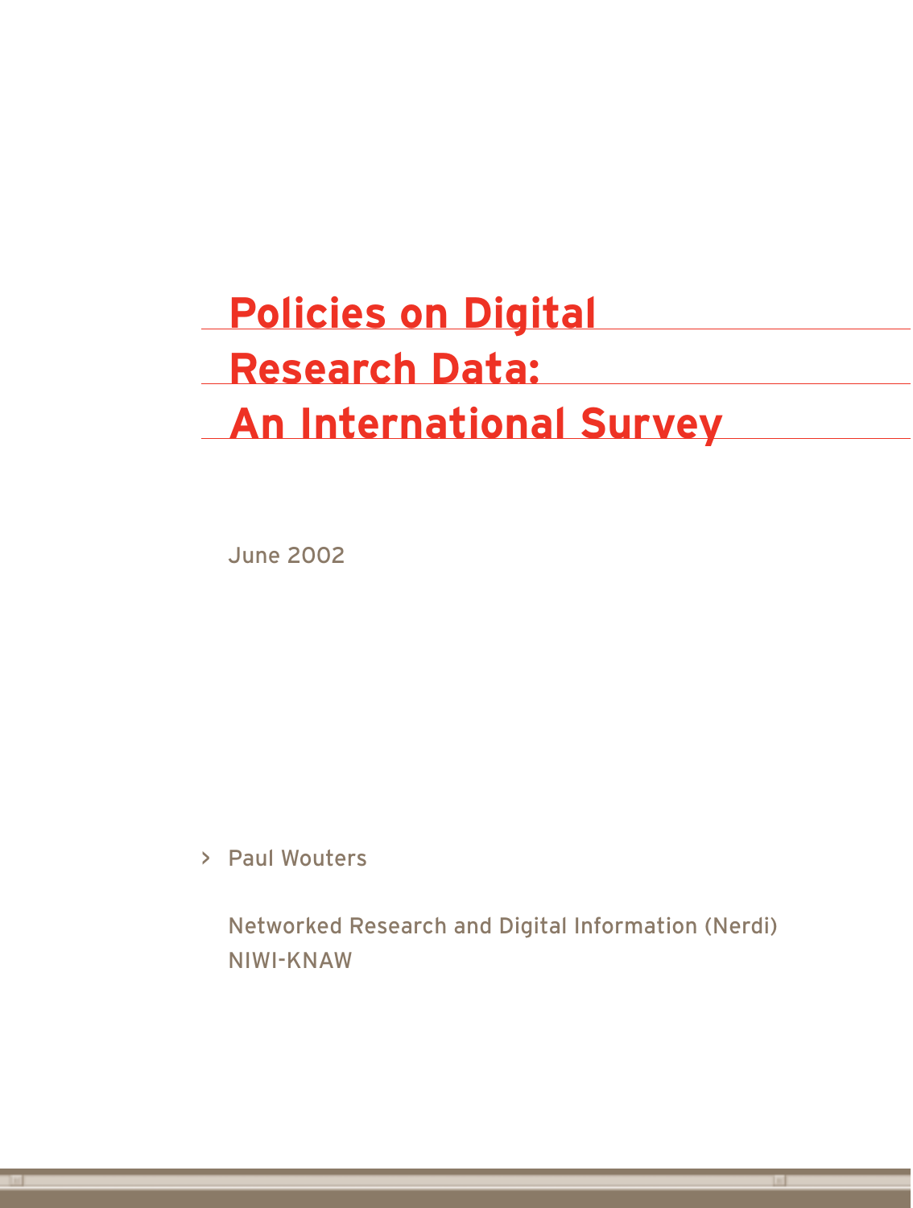# Policies on Digital Research Data: An International Survey

June 2002

Paul Wouters

Networked Research and Digital Information (Nerdi)
NIWI-KNAW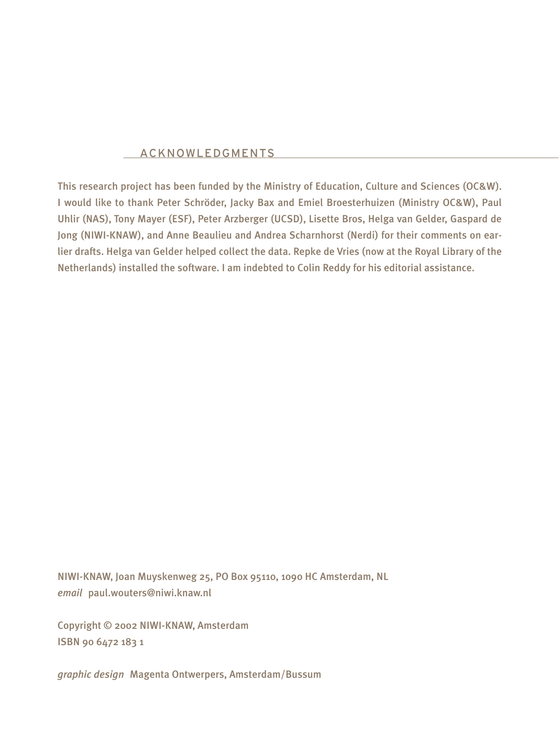## ACKNOWLEDGMENTS

This research project has been funded by the Ministry of Education, Culture and Sciences (OC&W). I would like to thank Peter Schröder, Jacky Bax and Emiel Broesterhuizen (Ministry OC&W), Paul Uhlir (NAS), Tony Mayer (ESF), Peter Arzberger (UCSD), Lisette Bros, Helga van Gelder, Gaspard de Jong (NIWI-KNAW), and Anne Beaulieu and Andrea Scharnhorst (Nerdi) for their comments on earlier drafts. Helga van Gelder helped collect the data. Repke de Vries (now at the Royal Library of the Netherlands) installed the software. I am indebted to Colin Reddy for his editorial assistance.

NIWI-KNAW, Joan Muyskenweg 25, PO Box 95110, 1090 HC Amsterdam, NL
*email* paul.wouters@niwi.knaw.nl

Copyright © 2002 NIWI-KNAW, Amsterdam
ISBN 90 6472 183 1

*graphic design* Magenta Ontwerpers, Amsterdam/Bussum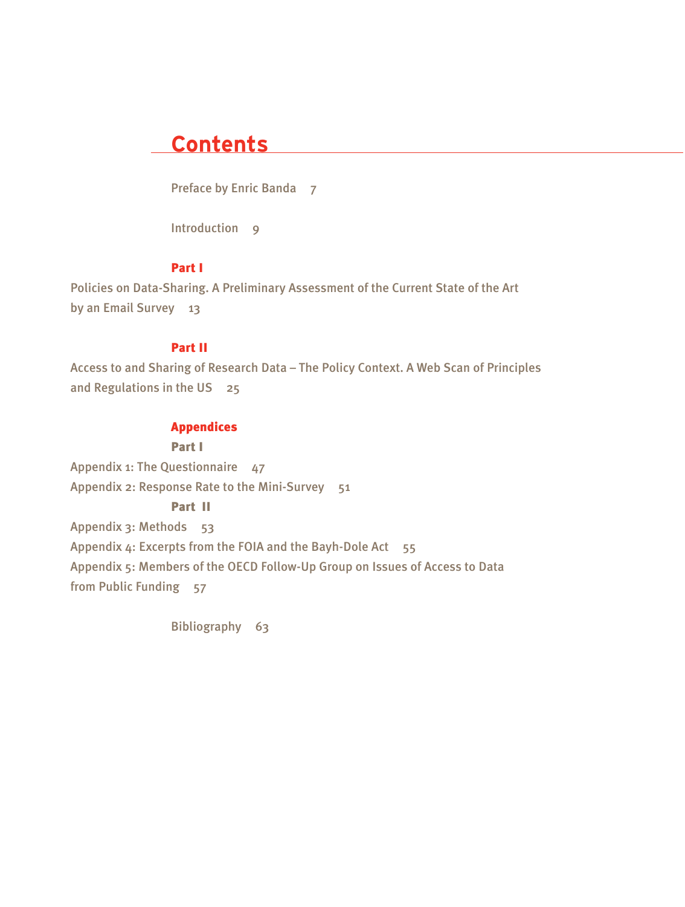# Contents

Preface by Enric Banda 7

Introduction 9

## Part I

Policies on Data-Sharing. A Preliminary Assessment of the Current State of the Art by an Email Survey 13

## Part II

Access to and Sharing of Research Data – The Policy Context. A Web Scan of Principles and Regulations in the US 25

## Appendices

### Part I

Appendix 1: The Questionnaire 47

Appendix 2: Response Rate to the Mini-Survey 51

### Part II

Appendix 3: Methods 53

Appendix 4: Excerpts from the FOIA and the Bayh-Dole Act 55

Appendix 5: Members of the OECD Follow-Up Group on Issues of Access to Data from Public Funding 57

Bibliography 63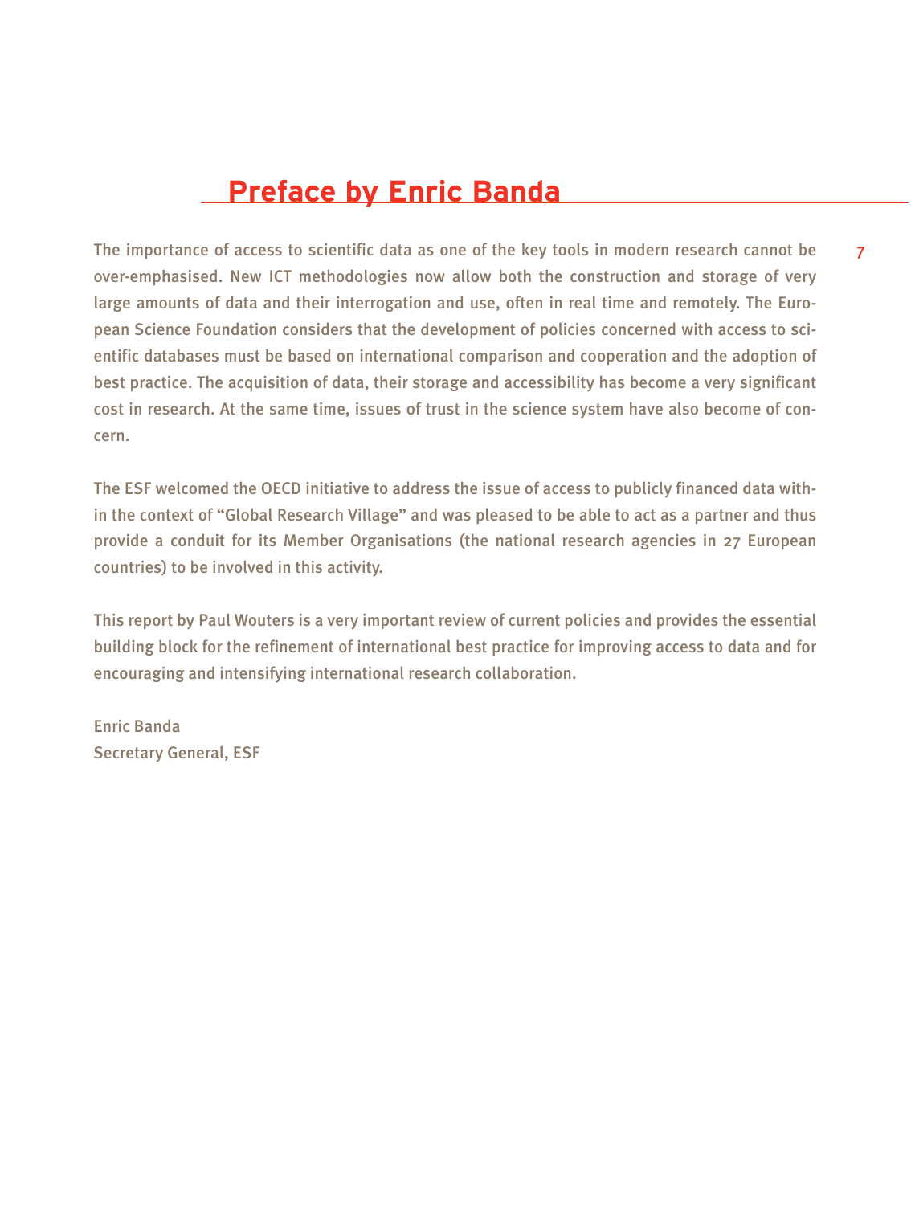# Preface by Enric Banda

The importance of access to scientific data as one of the key tools in modern research cannot be over-emphasised. New ICT methodologies now allow both the construction and storage of very large amounts of data and their interrogation and use, often in real time and remotely. The European Science Foundation considers that the development of policies concerned with access to scientific databases must be based on international comparison and cooperation and the adoption of best practice. The acquisition of data, their storage and accessibility has become a very significant cost in research. At the same time, issues of trust in the science system have also become of concern.

The ESF welcomed the OECD initiative to address the issue of access to publicly financed data within the context of "Global Research Village" and was pleased to be able to act as a partner and thus provide a conduit for its Member Organisations (the national research agencies in 27 European countries) to be involved in this activity.

This report by Paul Wouters is a very important review of current policies and provides the essential building block for the refinement of international best practice for improving access to data and for encouraging and intensifying international research collaboration.

Enric Banda
Secretary General, ESF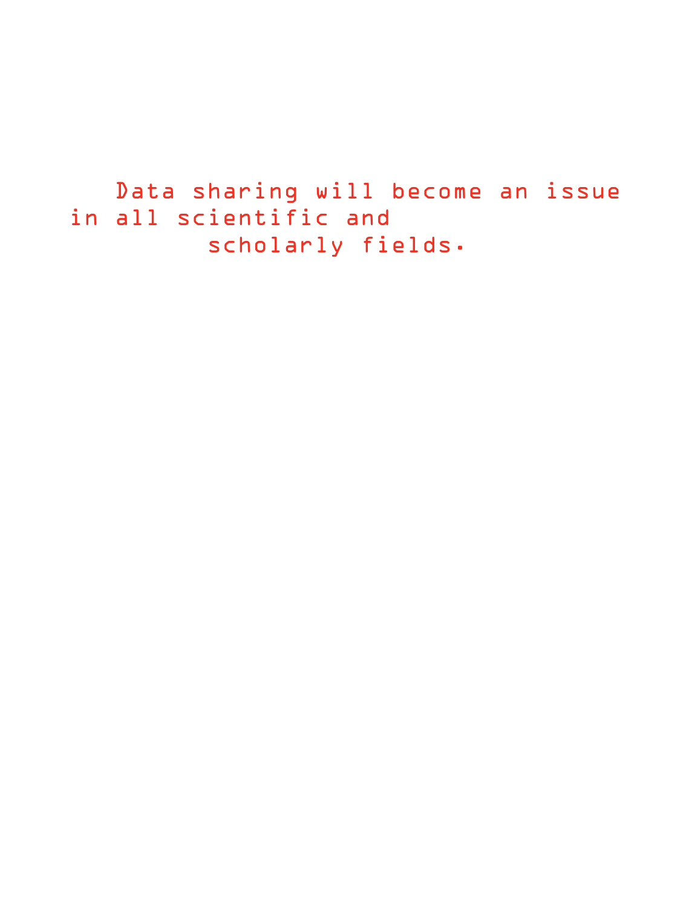Data sharing will become an issue in all scientific and scholarly fields.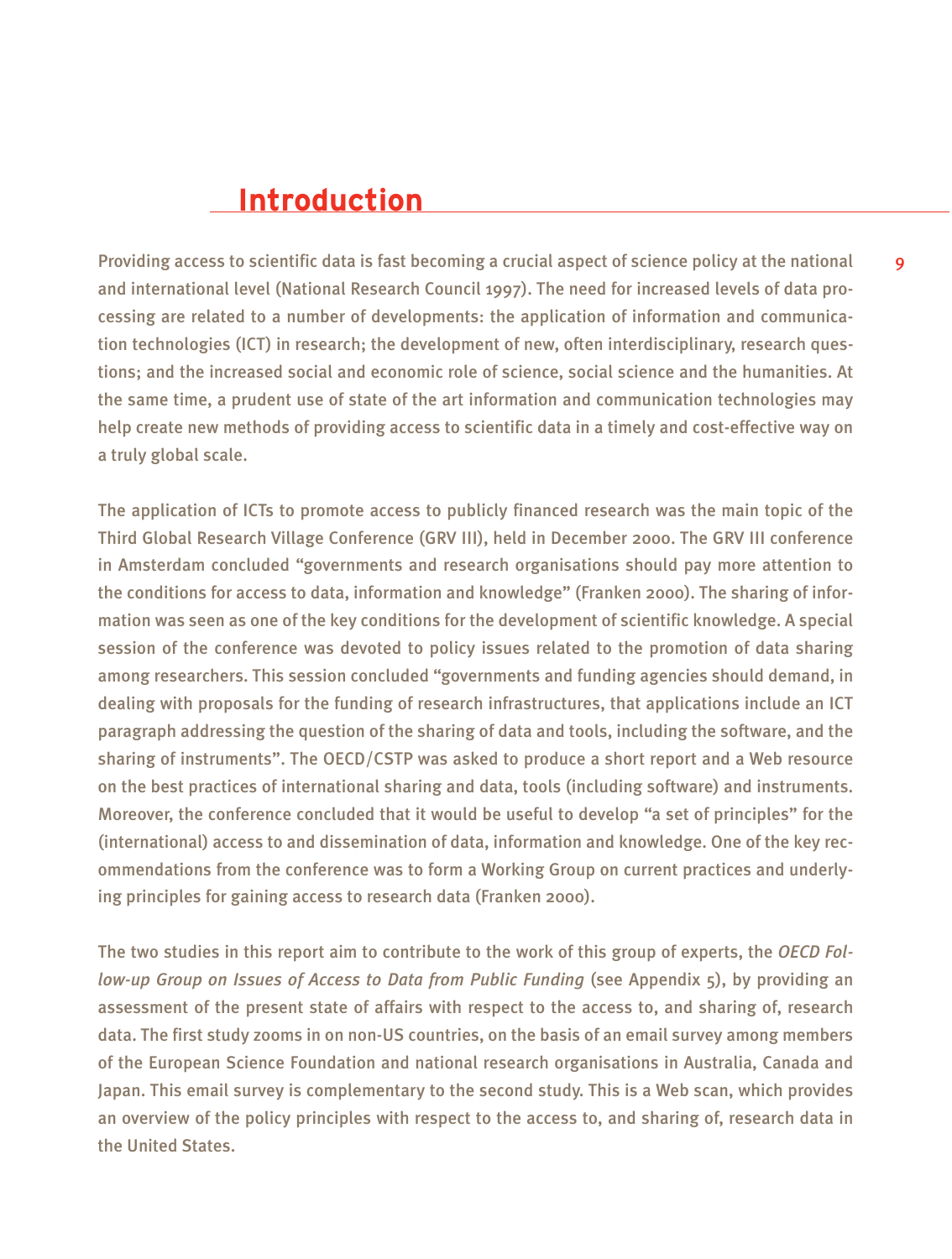# Introduction

Providing access to scientific data is fast becoming a crucial aspect of science policy at the national and international level (National Research Council 1997). The need for increased levels of data processing are related to a number of developments: the application of information and communication technologies (ICT) in research; the development of new, often interdisciplinary, research questions; and the increased social and economic role of science, social science and the humanities. At the same time, a prudent use of state of the art information and communication technologies may help create new methods of providing access to scientific data in a timely and cost-effective way on a truly global scale.

The application of ICTs to promote access to publicly financed research was the main topic of the Third Global Research Village Conference (GRV III), held in December 2000. The GRV III conference in Amsterdam concluded "governments and research organisations should pay more attention to the conditions for access to data, information and knowledge" (Franken 2000). The sharing of information was seen as one of the key conditions for the development of scientific knowledge. A special session of the conference was devoted to policy issues related to the promotion of data sharing among researchers. This session concluded "governments and funding agencies should demand, in dealing with proposals for the funding of research infrastructures, that applications include an ICT paragraph addressing the question of the sharing of data and tools, including the software, and the sharing of instruments". The OECD/CSTP was asked to produce a short report and a Web resource on the best practices of international sharing and data, tools (including software) and instruments. Moreover, the conference concluded that it would be useful to develop "a set of principles" for the (international) access to and dissemination of data, information and knowledge. One of the key recommendations from the conference was to form a Working Group on current practices and underlying principles for gaining access to research data (Franken 2000).

The two studies in this report aim to contribute to the work of this group of experts, the *OECD Follow-up Group on Issues of Access to Data from Public Funding* (see Appendix 5), by providing an assessment of the present state of affairs with respect to the access to, and sharing of, research data. The first study zooms in on non-US countries, on the basis of an email survey among members of the European Science Foundation and national research organisations in Australia, Canada and Japan. This email survey is complementary to the second study. This is a Web scan, which provides an overview of the policy principles with respect to the access to, and sharing of, research data in the United States.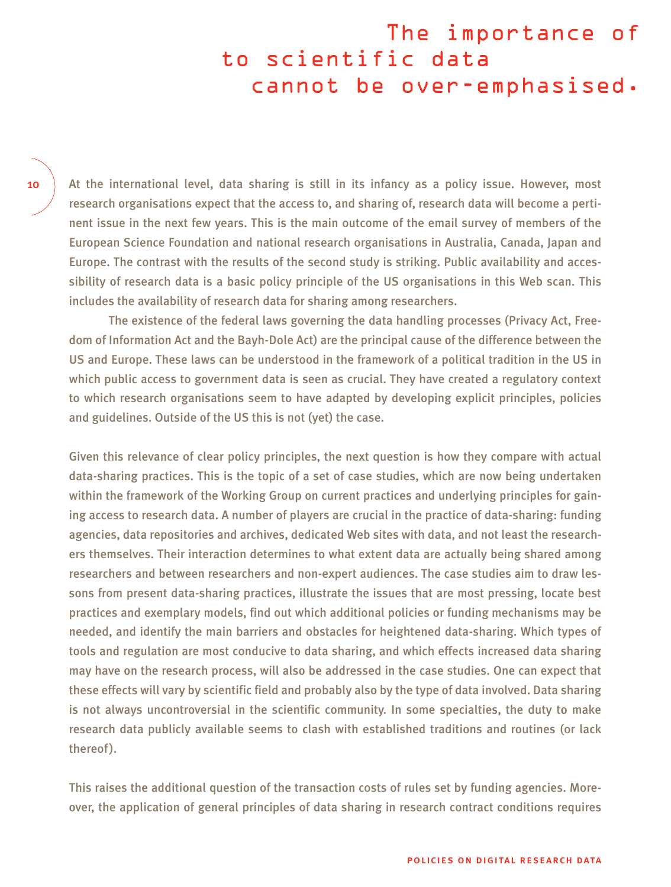# The importance of to scientific data cannot be over-emphasised.

At the international level, data sharing is still in its infancy as a policy issue. However, most research organisations expect that the access to, and sharing of, research data will become a pertinent issue in the next few years. This is the main outcome of the email survey of members of the European Science Foundation and national research organisations in Australia, Canada, Japan and Europe. The contrast with the results of the second study is striking. Public availability and accessibility of research data is a basic policy principle of the US organisations in this Web scan. This includes the availability of research data for sharing among researchers.

The existence of the federal laws governing the data handling processes (Privacy Act, Freedom of Information Act and the Bayh-Dole Act) are the principal cause of the difference between the US and Europe. These laws can be understood in the framework of a political tradition in the US in which public access to government data is seen as crucial. They have created a regulatory context to which research organisations seem to have adapted by developing explicit principles, policies and guidelines. Outside of the US this is not (yet) the case.

Given this relevance of clear policy principles, the next question is how they compare with actual data-sharing practices. This is the topic of a set of case studies, which are now being undertaken within the framework of the Working Group on current practices and underlying principles for gaining access to research data. A number of players are crucial in the practice of data-sharing: funding agencies, data repositories and archives, dedicated Web sites with data, and not least the researchers themselves. Their interaction determines to what extent data are actually being shared among researchers and between researchers and non-expert audiences. The case studies aim to draw lessons from present data-sharing practices, illustrate the issues that are most pressing, locate best practices and exemplary models, find out which additional policies or funding mechanisms may be needed, and identify the main barriers and obstacles for heightened data-sharing. Which types of tools and regulation are most conducive to data sharing, and which effects increased data sharing may have on the research process, will also be addressed in the case studies. One can expect that these effects will vary by scientific field and probably also by the type of data involved. Data sharing is not always uncontroversial in the scientific community. In some specialties, the duty to make research data publicly available seems to clash with established traditions and routines (or lack thereof).

This raises the additional question of the transaction costs of rules set by funding agencies. Moreover, the application of general principles of data sharing in research contract conditions requires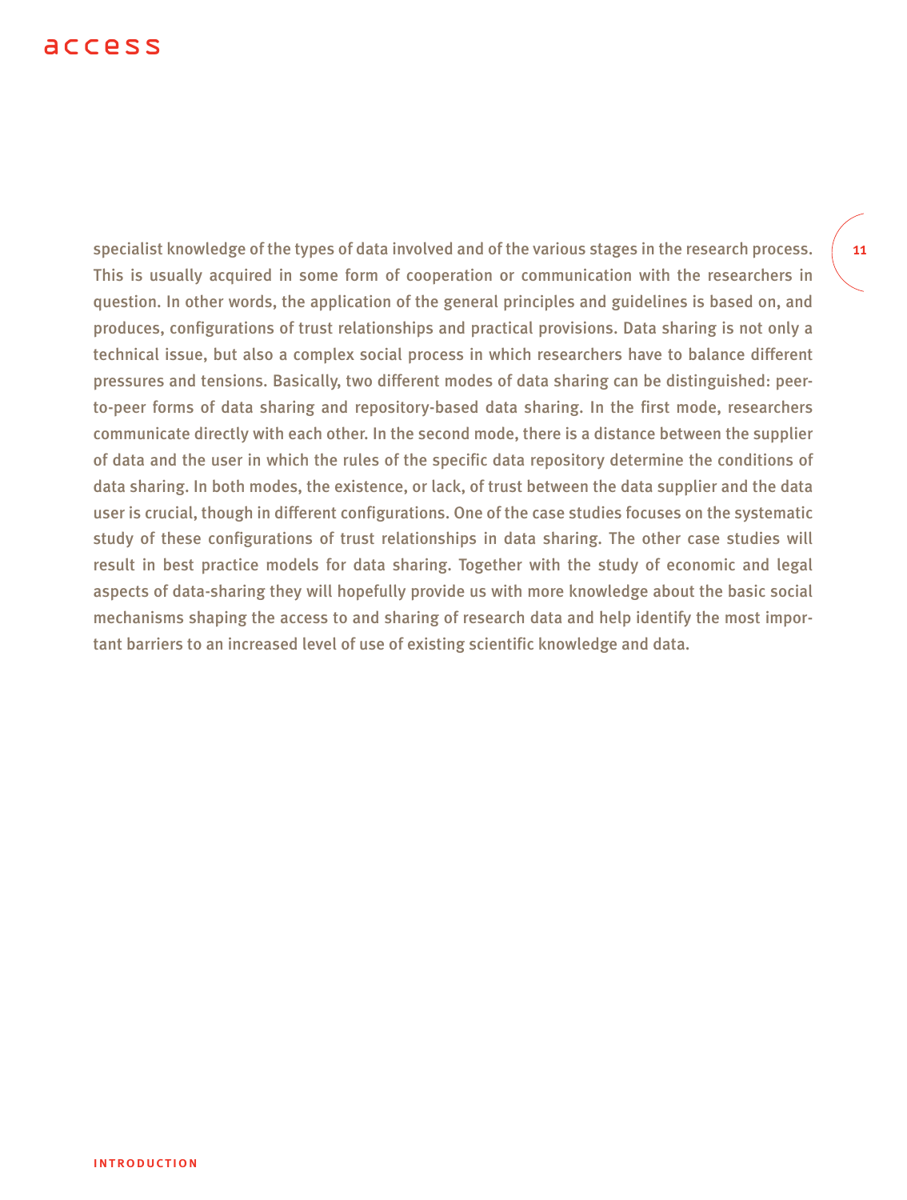specialist knowledge of the types of data involved and of the various stages in the research process. This is usually acquired in some form of cooperation or communication with the researchers in question. In other words, the application of the general principles and guidelines is based on, and produces, configurations of trust relationships and practical provisions. Data sharing is not only a technical issue, but also a complex social process in which researchers have to balance different pressures and tensions. Basically, two different modes of data sharing can be distinguished: peer-to-peer forms of data sharing and repository-based data sharing. In the first mode, researchers communicate directly with each other. In the second mode, there is a distance between the supplier of data and the user in which the rules of the specific data repository determine the conditions of data sharing. In both modes, the existence, or lack, of trust between the data supplier and the data user is crucial, though in different configurations. One of the case studies focuses on the systematic study of these configurations of trust relationships in data sharing. The other case studies will result in best practice models for data sharing. Together with the study of economic and legal aspects of data-sharing they will hopefully provide us with more knowledge about the basic social mechanisms shaping the access to and sharing of research data and help identify the most important barriers to an increased level of use of existing scientific knowledge and data.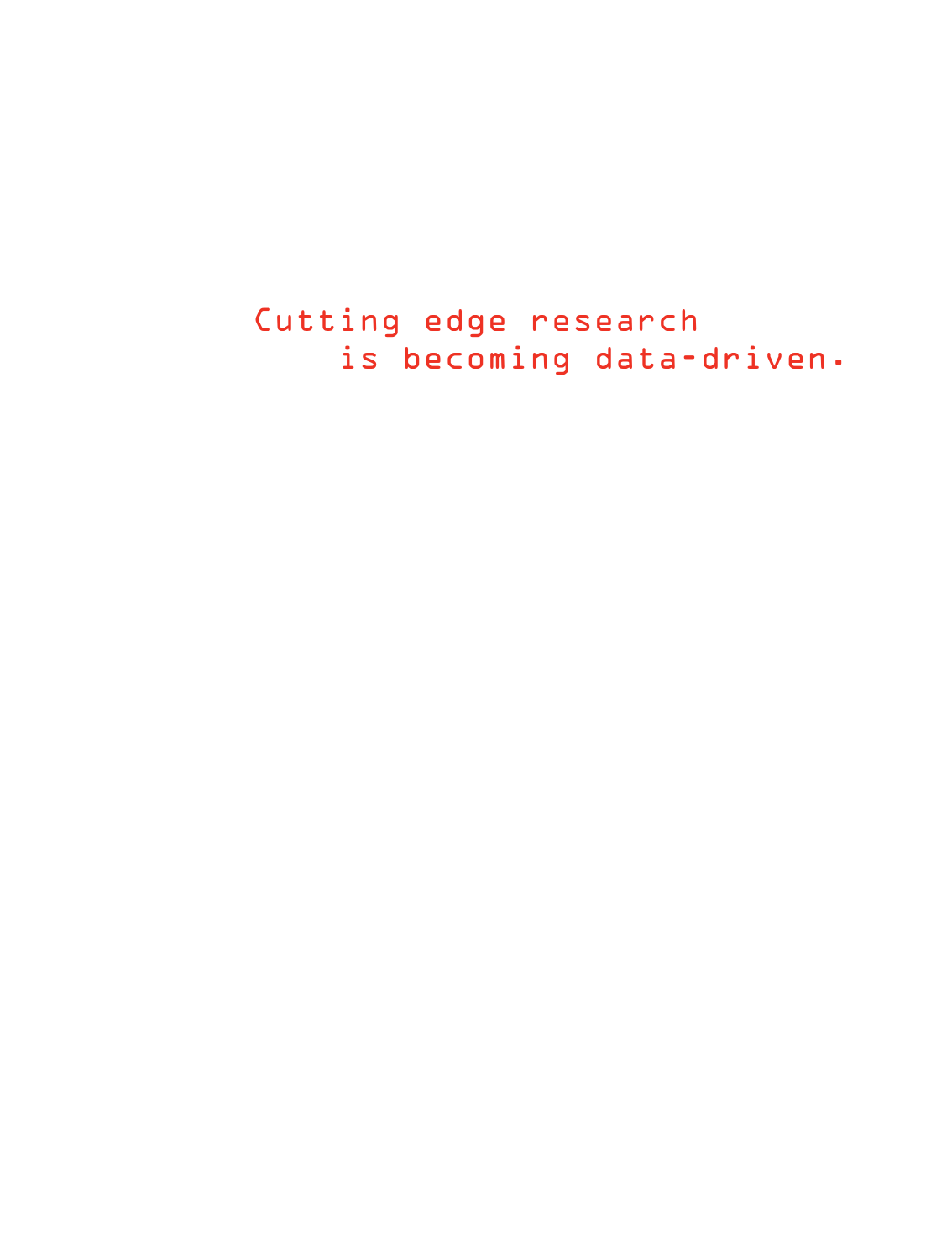Cutting edge research
is becoming data-driven.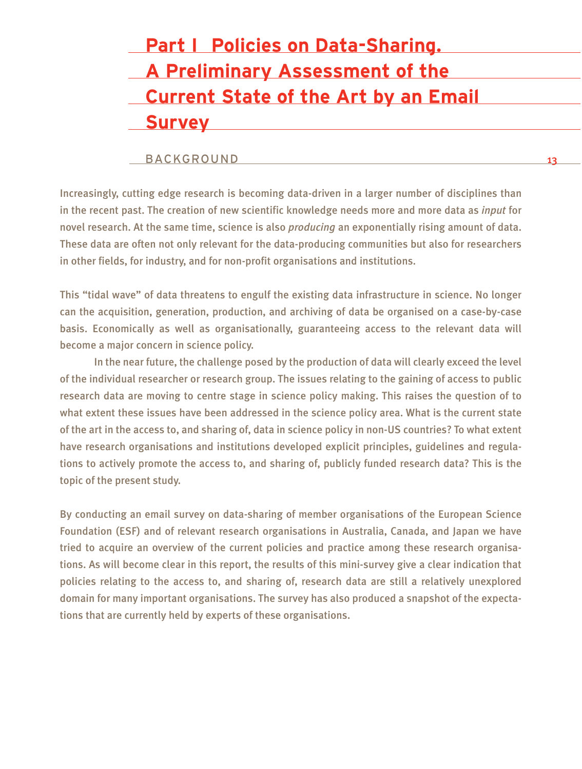# Part I Policies on Data-Sharing. A Preliminary Assessment of the Current State of the Art by an Email Survey

## BACKGROUND

Increasingly, cutting edge research is becoming data-driven in a larger number of disciplines than in the recent past. The creation of new scientific knowledge needs more and more data as *input* for novel research. At the same time, science is also *producing* an exponentially rising amount of data. These data are often not only relevant for the data-producing communities but also for researchers in other fields, for industry, and for non-profit organisations and institutions.

This "tidal wave" of data threatens to engulf the existing data infrastructure in science. No longer can the acquisition, generation, production, and archiving of data be organised on a case-by-case basis. Economically as well as organisationally, guaranteeing access to the relevant data will become a major concern in science policy.

In the near future, the challenge posed by the production of data will clearly exceed the level of the individual researcher or research group. The issues relating to the gaining of access to public research data are moving to centre stage in science policy making. This raises the question of to what extent these issues have been addressed in the science policy area. What is the current state of the art in the access to, and sharing of, data in science policy in non-US countries? To what extent have research organisations and institutions developed explicit principles, guidelines and regulations to actively promote the access to, and sharing of, publicly funded research data? This is the topic of the present study.

By conducting an email survey on data-sharing of member organisations of the European Science Foundation (ESF) and of relevant research organisations in Australia, Canada, and Japan we have tried to acquire an overview of the current policies and practice among these research organisations. As will become clear in this report, the results of this mini-survey give a clear indication that policies relating to the access to, and sharing of, research data are still a relatively unexplored domain for many important organisations. The survey has also produced a snapshot of the expectations that are currently held by experts of these organisations.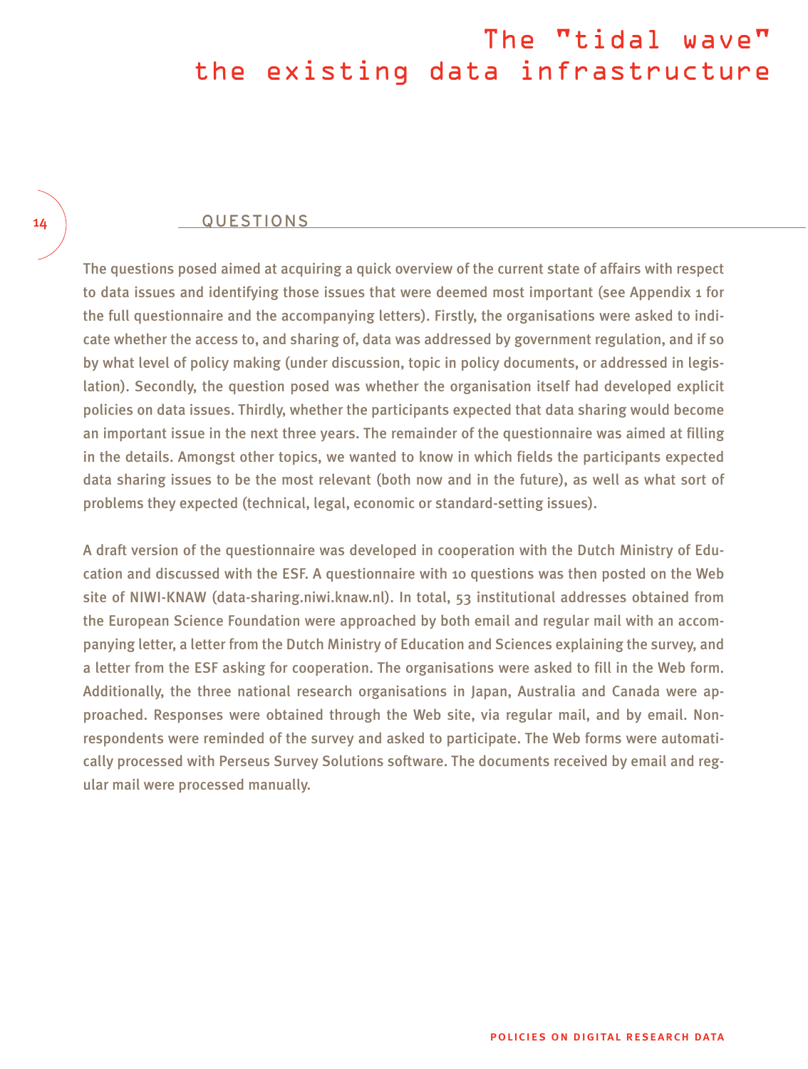## QUESTIONS

The questions posed aimed at acquiring a quick overview of the current state of affairs with respect to data issues and identifying those issues that were deemed most important (see Appendix 1 for the full questionnaire and the accompanying letters). Firstly, the organisations were asked to indicate whether the access to, and sharing of, data was addressed by government regulation, and if so by what level of policy making (under discussion, topic in policy documents, or addressed in legislation). Secondly, the question posed was whether the organisation itself had developed explicit policies on data issues. Thirdly, whether the participants expected that data sharing would become an important issue in the next three years. The remainder of the questionnaire was aimed at filling in the details. Amongst other topics, we wanted to know in which fields the participants expected data sharing issues to be the most relevant (both now and in the future), as well as what sort of problems they expected (technical, legal, economic or standard-setting issues).

A draft version of the questionnaire was developed in cooperation with the Dutch Ministry of Education and discussed with the ESF. A questionnaire with 10 questions was then posted on the Web site of NIWI-KNAW (data-sharing.niwi.knaw.nl). In total, 53 institutional addresses obtained from the European Science Foundation were approached by both email and regular mail with an accompanying letter, a letter from the Dutch Ministry of Education and Sciences explaining the survey, and a letter from the ESF asking for cooperation. The organisations were asked to fill in the Web form. Additionally, the three national research organisations in Japan, Australia and Canada were approached. Responses were obtained through the Web site, via regular mail, and by email. Non-respondents were reminded of the survey and asked to participate. The Web forms were automatically processed with Perseus Survey Solutions software. The documents received by email and regular mail were processed manually.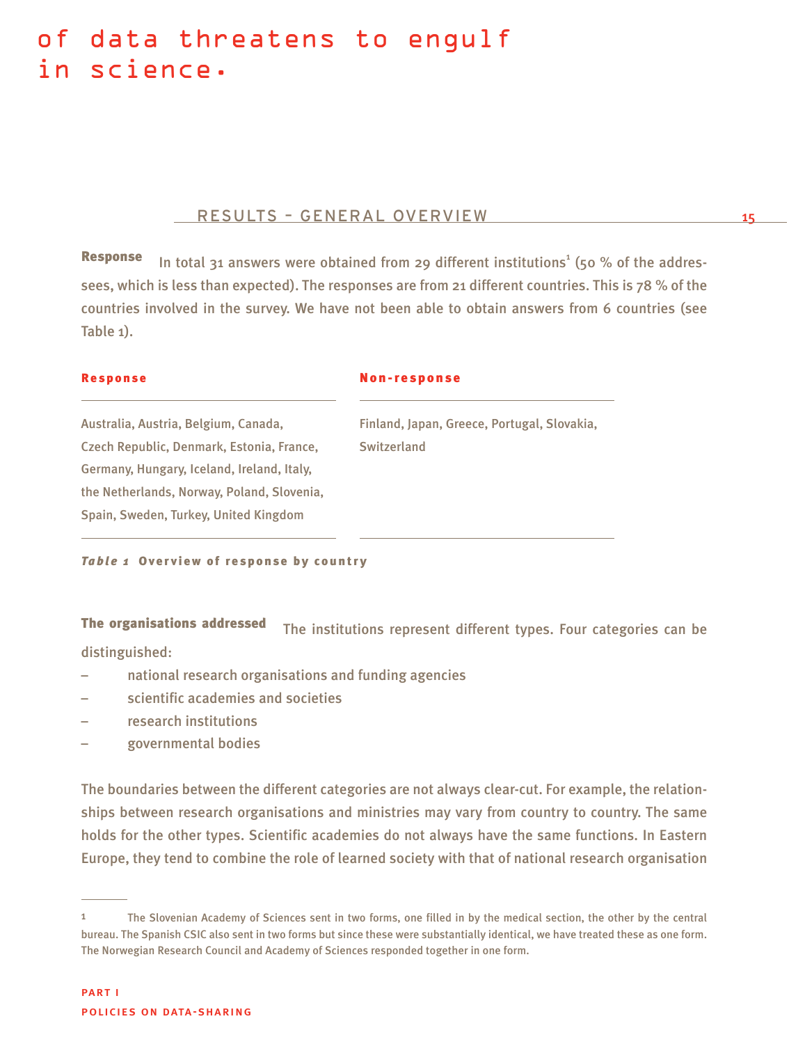of data threatens to engulf in science.

## RESULTS – GENERAL OVERVIEW

**Response** In total 31 answers were obtained from 29 different institutions[1] (50 % of the addressees, which is less than expected). The responses are from 21 different countries. This is 78 % of the countries involved in the survey. We have not been able to obtain answers from 6 countries (see Table 1).

| Response | Non-response |
|---|---|
| Australia, Austria, Belgium, Canada, Czech Republic, Denmark, Estonia, France, Germany, Hungary, Iceland, Ireland, Italy, the Netherlands, Norway, Poland, Slovenia, Spain, Sweden, Turkey, United Kingdom | Finland, Japan, Greece, Portugal, Slovakia, Switzerland |

***Table 1*** **Overview of response by country**

**The organisations addressed** The institutions represent different types. Four categories can be distinguished:

- national research organisations and funding agencies
- scientific academies and societies
- research institutions
- governmental bodies

The boundaries between the different categories are not always clear-cut. For example, the relationships between research organisations and ministries may vary from country to country. The same holds for the other types. Scientific academies do not always have the same functions. In Eastern Europe, they tend to combine the role of learned society with that of national research organisation

---

1 The Slovenian Academy of Sciences sent in two forms, one filled in by the medical section, the other by the central bureau. The Spanish CSIC also sent in two forms but since these were substantially identical, we have treated these as one form. The Norwegian Research Council and Academy of Sciences responded together in one form.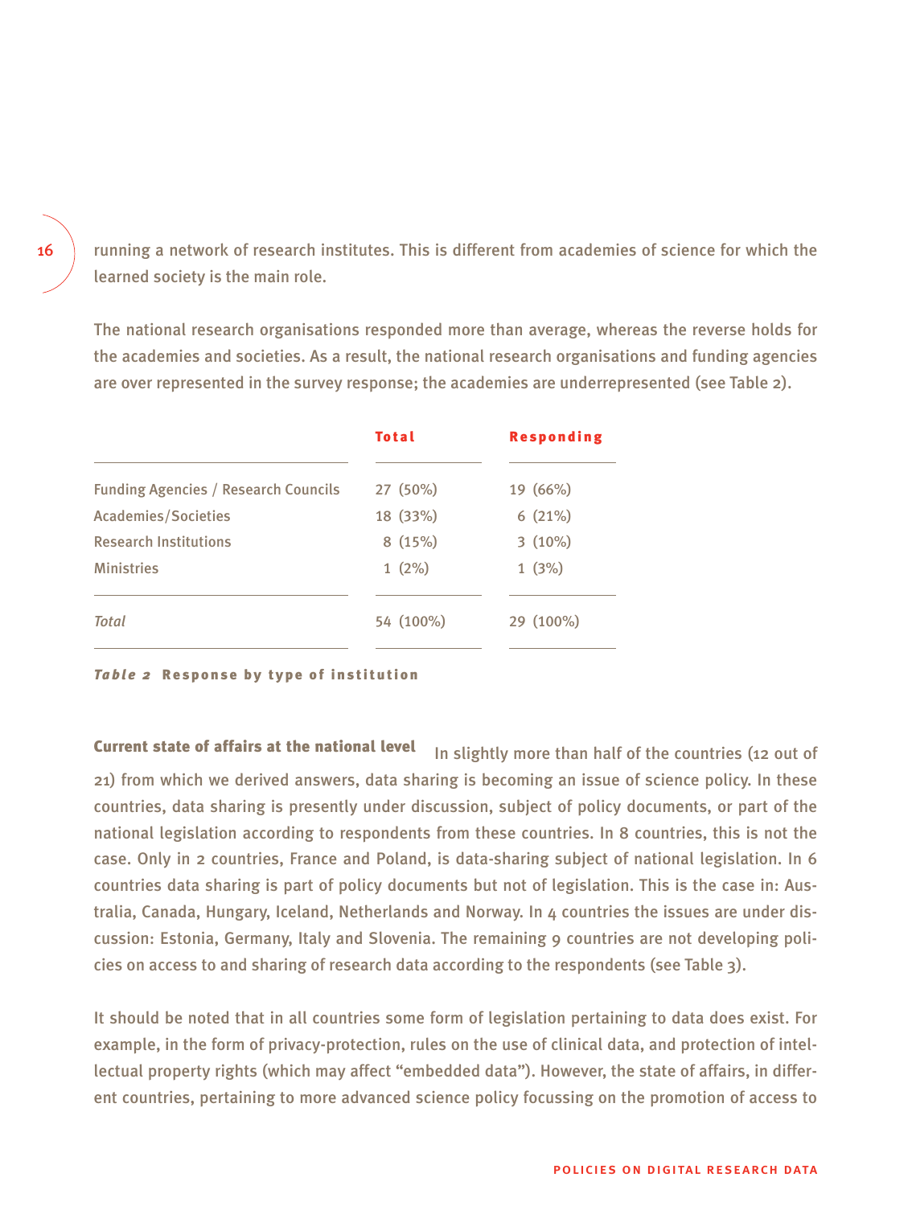running a network of research institutes. This is different from academies of science for which the learned society is the main role.

The national research organisations responded more than average, whereas the reverse holds for the academies and societies. As a result, the national research organisations and funding agencies are over represented in the survey response; the academies are underrepresented (see Table 2).

| | **Total** | **Responding** |
|---|---|---|
| Funding Agencies / Research Councils | 27 (50%) | 19 (66%) |
| Academies/Societies | 18 (33%) | 6 (21%) |
| Research Institutions | 8 (15%) | 3 (10%) |
| Ministries | 1 (2%) | 1 (3%) |
| *Total* | 54 (100%) | 29 (100%) |

***Table 2*** **Response by type of institution**

**Current state of affairs at the national level** In slightly more than half of the countries (12 out of 21) from which we derived answers, data sharing is becoming an issue of science policy. In these countries, data sharing is presently under discussion, subject of policy documents, or part of the national legislation according to respondents from these countries. In 8 countries, this is not the case. Only in 2 countries, France and Poland, is data-sharing subject of national legislation. In 6 countries data sharing is part of policy documents but not of legislation. This is the case in: Australia, Canada, Hungary, Iceland, Netherlands and Norway. In 4 countries the issues are under discussion: Estonia, Germany, Italy and Slovenia. The remaining 9 countries are not developing policies on access to and sharing of research data according to the respondents (see Table 3).

It should be noted that in all countries some form of legislation pertaining to data does exist. For example, in the form of privacy-protection, rules on the use of clinical data, and protection of intellectual property rights (which may affect "embedded data"). However, the state of affairs, in different countries, pertaining to more advanced science policy focussing on the promotion of access to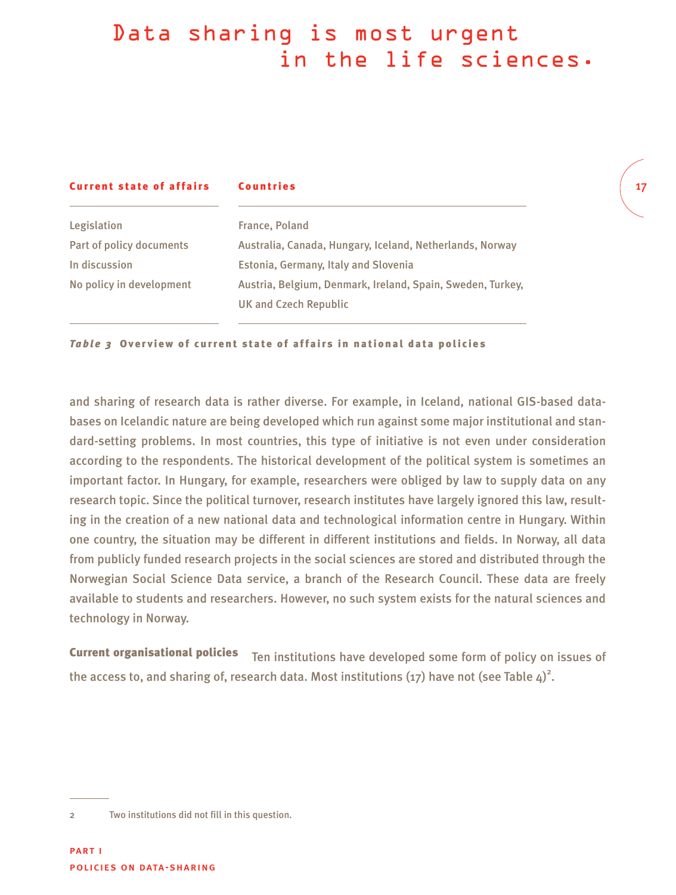Data sharing is most urgent in the life sciences.

| Current state of affairs | Countries |
| --- | --- |
| Legislation | France, Poland |
| Part of policy documents | Australia, Canada, Hungary, Iceland, Netherlands, Norway |
| In discussion | Estonia, Germany, Italy and Slovenia |
| No policy in development | Austria, Belgium, Denmark, Ireland, Spain, Sweden, Turkey, UK and Czech Republic |

***Table 3*** **Overview of current state of affairs in national data policies**

and sharing of research data is rather diverse. For example, in Iceland, national GIS-based databases on Icelandic nature are being developed which run against some major institutional and standard-setting problems. In most countries, this type of initiative is not even under consideration according to the respondents. The historical development of the political system is sometimes an important factor. In Hungary, for example, researchers were obliged by law to supply data on any research topic. Since the political turnover, research institutes have largely ignored this law, resulting in the creation of a new national data and technological information centre in Hungary. Within one country, the situation may be different in different institutions and fields. In Norway, all data from publicly funded research projects in the social sciences are stored and distributed through the Norwegian Social Science Data service, a branch of the Research Council. These data are freely available to students and researchers. However, no such system exists for the natural sciences and technology in Norway.

**Current organisational policies** Ten institutions have developed some form of policy on issues of the access to, and sharing of, research data. Most institutions (17) have not (see Table 4)[2].

2 Two institutions did not fill in this question.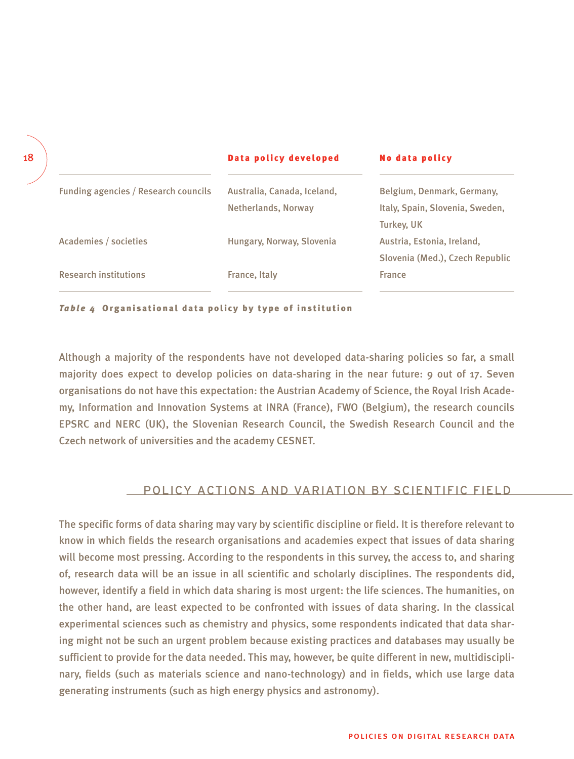| | Data policy developed | No data policy |
|---|---|---|
| Funding agencies / Research councils | Australia, Canada, Iceland, Netherlands, Norway | Belgium, Denmark, Germany, Italy, Spain, Slovenia, Sweden, Turkey, UK |
| Academies / societies | Hungary, Norway, Slovenia | Austria, Estonia, Ireland, Slovenia (Med.), Czech Republic |
| Research institutions | France, Italy | France |

***Table 4*** **Organisational data policy by type of institution**

Although a majority of the respondents have not developed data-sharing policies so far, a small majority does expect to develop policies on data-sharing in the near future: 9 out of 17. Seven organisations do not have this expectation: the Austrian Academy of Science, the Royal Irish Academy, Information and Innovation Systems at INRA (France), FWO (Belgium), the research councils EPSRC and NERC (UK), the Slovenian Research Council, the Swedish Research Council and the Czech network of universities and the academy CESNET.

## POLICY ACTIONS AND VARIATION BY SCIENTIFIC FIELD

The specific forms of data sharing may vary by scientific discipline or field. It is therefore relevant to know in which fields the research organisations and academies expect that issues of data sharing will become most pressing. According to the respondents in this survey, the access to, and sharing of, research data will be an issue in all scientific and scholarly disciplines. The respondents did, however, identify a field in which data sharing is most urgent: the life sciences. The humanities, on the other hand, are least expected to be confronted with issues of data sharing. In the classical experimental sciences such as chemistry and physics, some respondents indicated that data sharing might not be such an urgent problem because existing practices and databases may usually be sufficient to provide for the data needed. This may, however, be quite different in new, multidisciplinary, fields (such as materials science and nano-technology) and in fields, which use large data generating instruments (such as high energy physics and astronomy).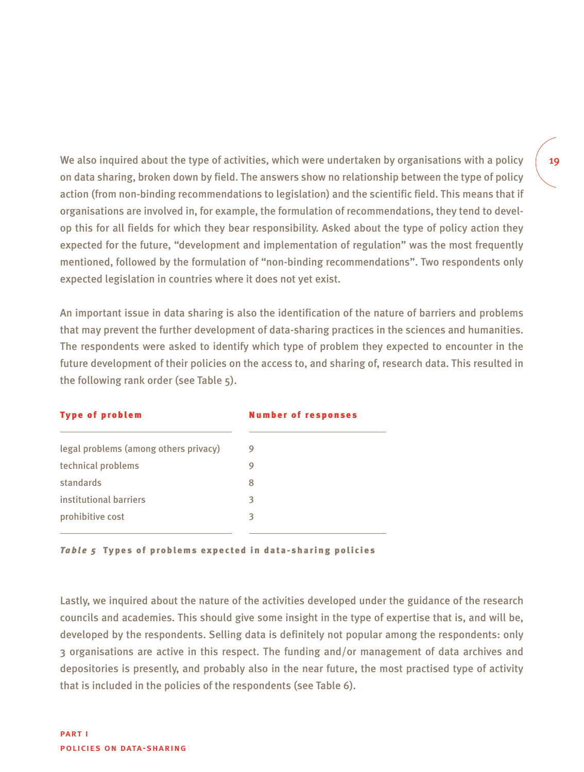We also inquired about the type of activities, which were undertaken by organisations with a policy on data sharing, broken down by field. The answers show no relationship between the type of policy action (from non-binding recommendations to legislation) and the scientific field. This means that if organisations are involved in, for example, the formulation of recommendations, they tend to develop this for all fields for which they bear responsibility. Asked about the type of policy action they expected for the future, "development and implementation of regulation" was the most frequently mentioned, followed by the formulation of "non-binding recommendations". Two respondents only expected legislation in countries where it does not yet exist.

An important issue in data sharing is also the identification of the nature of barriers and problems that may prevent the further development of data-sharing practices in the sciences and humanities. The respondents were asked to identify which type of problem they expected to encounter in the future development of their policies on the access to, and sharing of, research data. This resulted in the following rank order (see Table 5).

| Type of problem | Number of responses |
|---|---|
| legal problems (among others privacy) | 9 |
| technical problems | 9 |
| standards | 8 |
| institutional barriers | 3 |
| prohibitive cost | 3 |

***Table 5*** **Types of problems expected in data-sharing policies**

Lastly, we inquired about the nature of the activities developed under the guidance of the research councils and academies. This should give some insight in the type of expertise that is, and will be, developed by the respondents. Selling data is definitely not popular among the respondents: only 3 organisations are active in this respect. The funding and/or management of data archives and depositories is presently, and probably also in the near future, the most practised type of activity that is included in the policies of the respondents (see Table 6).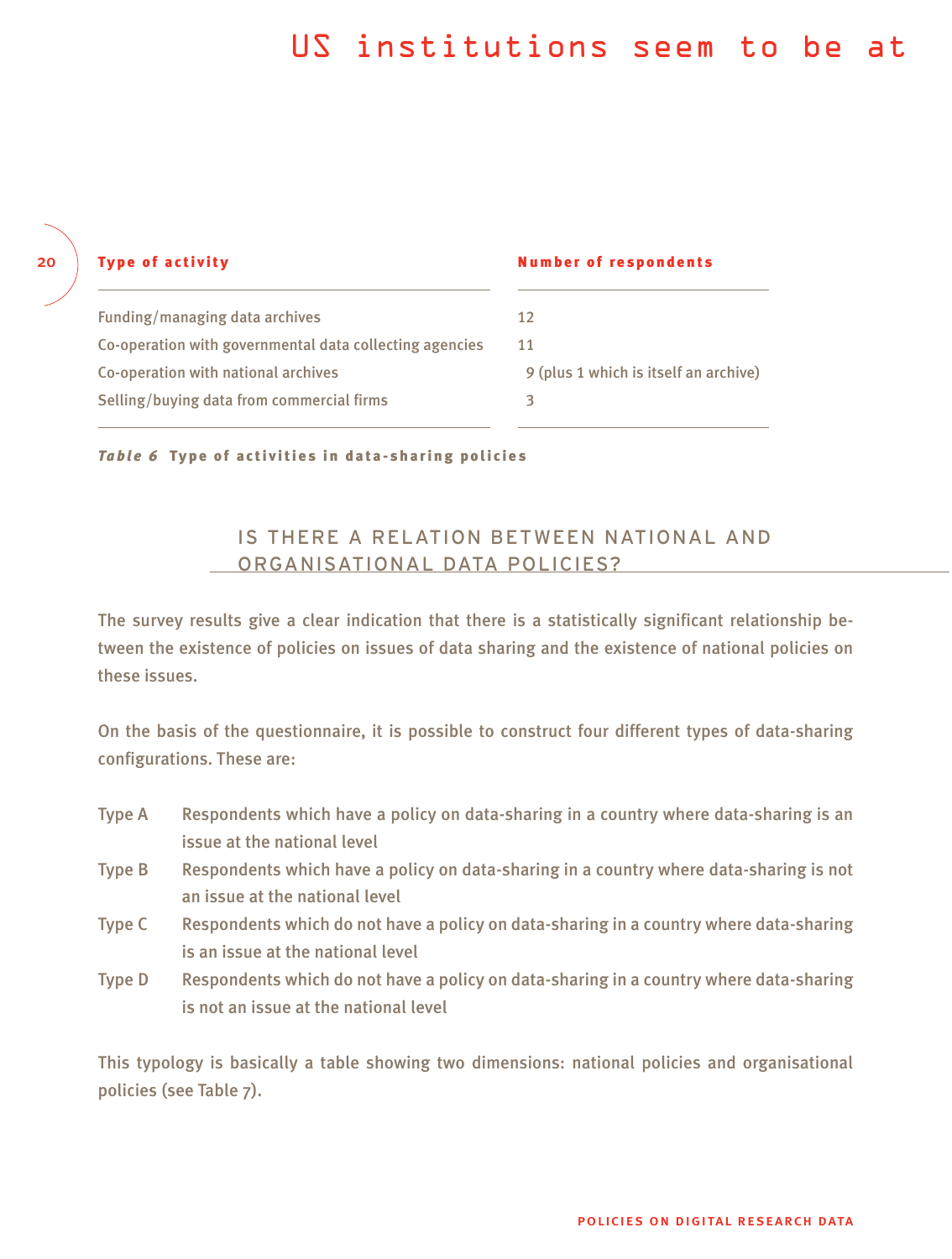US institutions seem to be at

| Type of activity | Number of respondents |
| --- | --- |
| Funding/managing data archives | 12 |
| Co-operation with governmental data collecting agencies | 11 |
| Co-operation with national archives | 9 (plus 1 which is itself an archive) |
| Selling/buying data from commercial firms | 3 |

***Table 6*** **Type of activities in data-sharing policies**

## IS THERE A RELATION BETWEEN NATIONAL AND ORGANISATIONAL DATA POLICIES?

The survey results give a clear indication that there is a statistically significant relationship between the existence of policies on issues of data sharing and the existence of national policies on these issues.

On the basis of the questionnaire, it is possible to construct four different types of data-sharing configurations. These are:

- Type A — Respondents which have a policy on data-sharing in a country where data-sharing is an issue at the national level
- Type B — Respondents which have a policy on data-sharing in a country where data-sharing is not an issue at the national level
- Type C — Respondents which do not have a policy on data-sharing in a country where data-sharing is an issue at the national level
- Type D — Respondents which do not have a policy on data-sharing in a country where data-sharing is not an issue at the national level

This typology is basically a table showing two dimensions: national policies and organisational policies (see Table 7).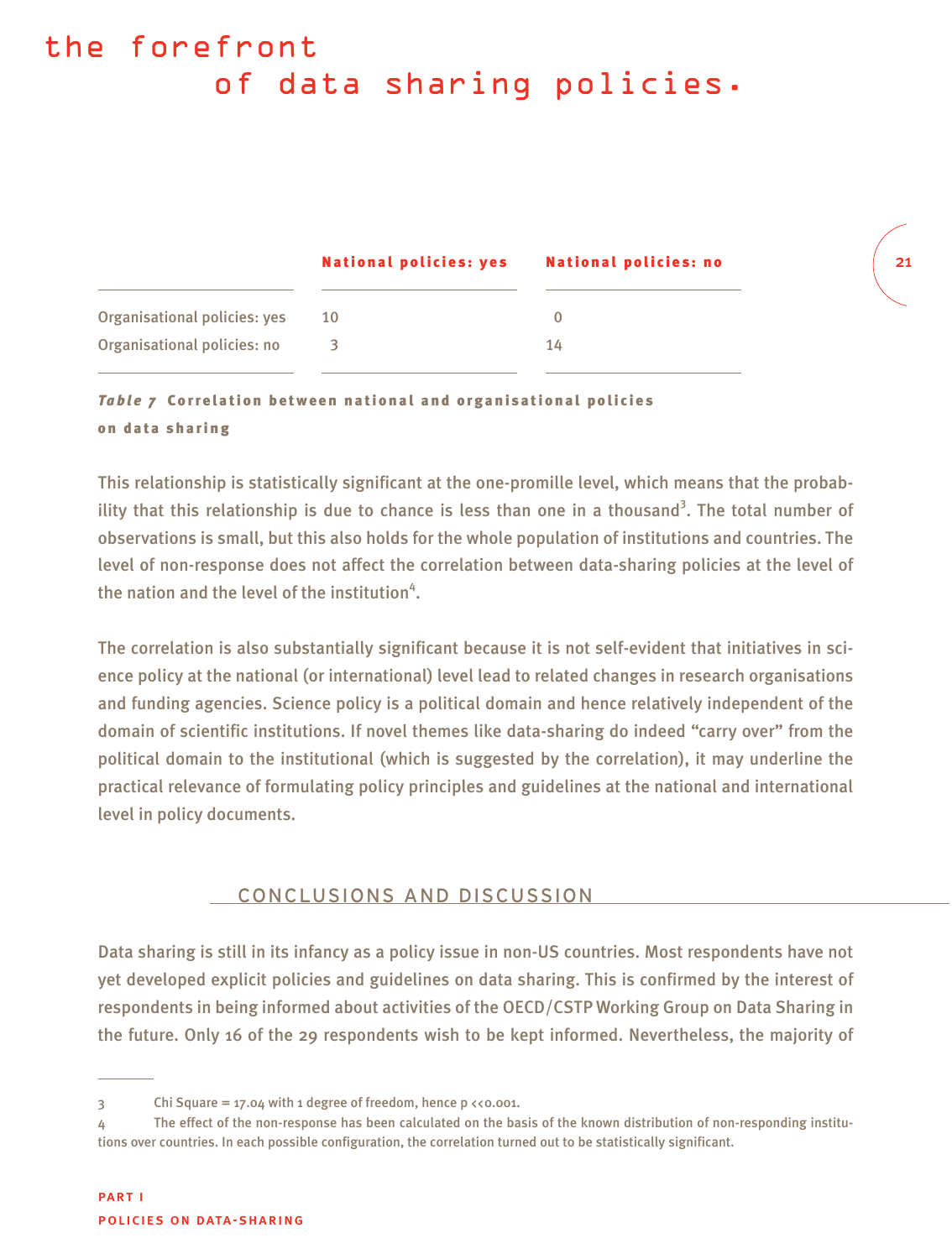# the forefront of data sharing policies.

| | National policies: yes | National policies: no |
|---|---|---|
| Organisational policies: yes | 10 | 0 |
| Organisational policies: no | 3 | 14 |

***Table 7*** **Correlation between national and organisational policies on data sharing**

This relationship is statistically significant at the one-promille level, which means that the probability that this relationship is due to chance is less than one in a thousand[3]. The total number of observations is small, but this also holds for the whole population of institutions and countries. The level of non-response does not affect the correlation between data-sharing policies at the level of the nation and the level of the institution[4].

The correlation is also substantially significant because it is not self-evident that initiatives in science policy at the national (or international) level lead to related changes in research organisations and funding agencies. Science policy is a political domain and hence relatively independent of the domain of scientific institutions. If novel themes like data-sharing do indeed "carry over" from the political domain to the institutional (which is suggested by the correlation), it may underline the practical relevance of formulating policy principles and guidelines at the national and international level in policy documents.

## CONCLUSIONS AND DISCUSSION

Data sharing is still in its infancy as a policy issue in non-US countries. Most respondents have not yet developed explicit policies and guidelines on data sharing. This is confirmed by the interest of respondents in being informed about activities of the OECD/CSTP Working Group on Data Sharing in the future. Only 16 of the 29 respondents wish to be kept informed. Nevertheless, the majority of

---

3 Chi Square = 17.04 with 1 degree of freedom, hence $p << 0.001$.

4 The effect of the non-response has been calculated on the basis of the known distribution of non-responding institutions over countries. In each possible configuration, the correlation turned out to be statistically significant.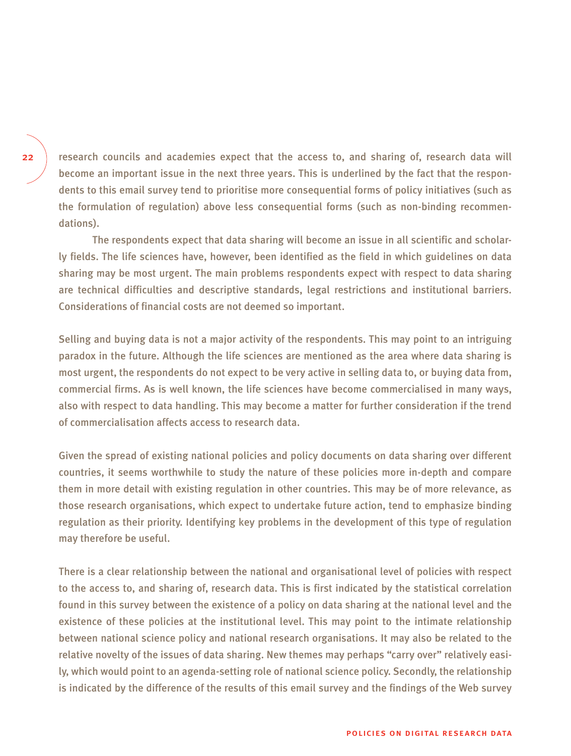research councils and academies expect that the access to, and sharing of, research data will become an important issue in the next three years. This is underlined by the fact that the respondents to this email survey tend to prioritise more consequential forms of policy initiatives (such as the formulation of regulation) above less consequential forms (such as non-binding recommendations).

The respondents expect that data sharing will become an issue in all scientific and scholarly fields. The life sciences have, however, been identified as the field in which guidelines on data sharing may be most urgent. The main problems respondents expect with respect to data sharing are technical difficulties and descriptive standards, legal restrictions and institutional barriers. Considerations of financial costs are not deemed so important.

Selling and buying data is not a major activity of the respondents. This may point to an intriguing paradox in the future. Although the life sciences are mentioned as the area where data sharing is most urgent, the respondents do not expect to be very active in selling data to, or buying data from, commercial firms. As is well known, the life sciences have become commercialised in many ways, also with respect to data handling. This may become a matter for further consideration if the trend of commercialisation affects access to research data.

Given the spread of existing national policies and policy documents on data sharing over different countries, it seems worthwhile to study the nature of these policies more in-depth and compare them in more detail with existing regulation in other countries. This may be of more relevance, as those research organisations, which expect to undertake future action, tend to emphasize binding regulation as their priority. Identifying key problems in the development of this type of regulation may therefore be useful.

There is a clear relationship between the national and organisational level of policies with respect to the access to, and sharing of, research data. This is first indicated by the statistical correlation found in this survey between the existence of a policy on data sharing at the national level and the existence of these policies at the institutional level. This may point to the intimate relationship between national science policy and national research organisations. It may also be related to the relative novelty of the issues of data sharing. New themes may perhaps "carry over" relatively easily, which would point to an agenda-setting role of national science policy. Secondly, the relationship is indicated by the difference of the results of this email survey and the findings of the Web survey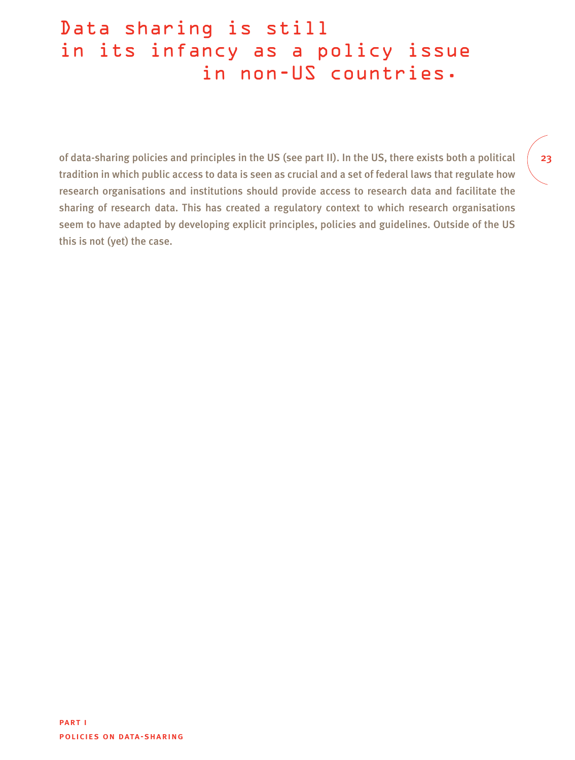# Data sharing is still in its infancy as a policy issue in non-US countries.

of data-sharing policies and principles in the US (see part II). In the US, there exists both a political tradition in which public access to data is seen as crucial and a set of federal laws that regulate how research organisations and institutions should provide access to research data and facilitate the sharing of research data. This has created a regulatory context to which research organisations seem to have adapted by developing explicit principles, policies and guidelines. Outside of the US this is not (yet) the case.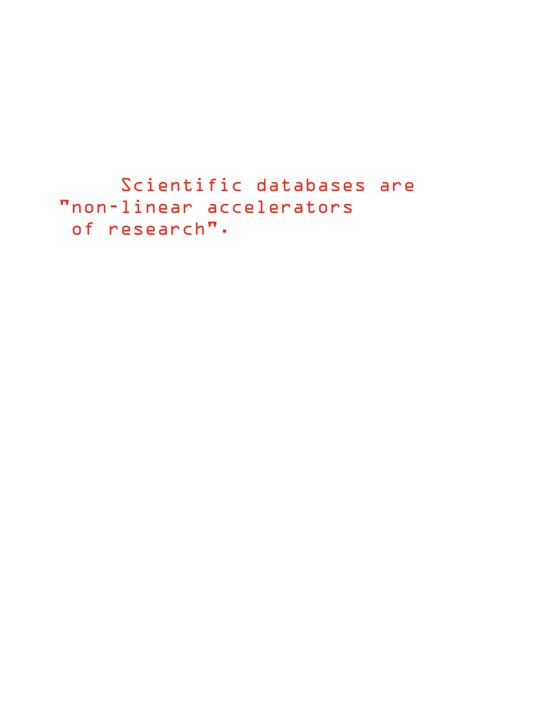Scientific databases are "non-linear accelerators of research".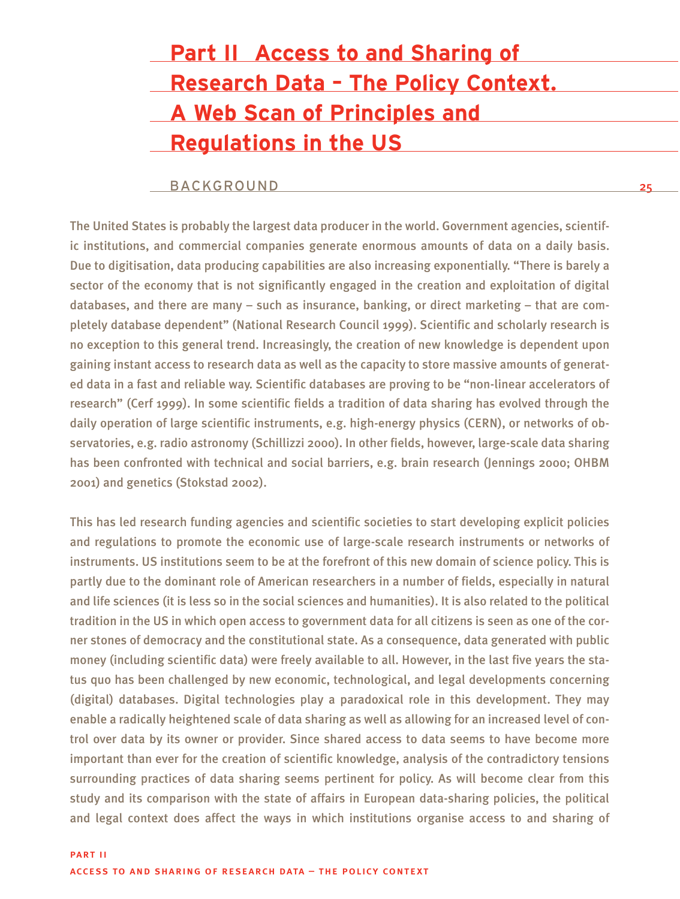# Part II Access to and Sharing of Research Data – The Policy Context. A Web Scan of Principles and Regulations in the US

## BACKGROUND

The United States is probably the largest data producer in the world. Government agencies, scientific institutions, and commercial companies generate enormous amounts of data on a daily basis. Due to digitisation, data producing capabilities are also increasing exponentially. "There is barely a sector of the economy that is not significantly engaged in the creation and exploitation of digital databases, and there are many – such as insurance, banking, or direct marketing – that are completely database dependent" (National Research Council 1999). Scientific and scholarly research is no exception to this general trend. Increasingly, the creation of new knowledge is dependent upon gaining instant access to research data as well as the capacity to store massive amounts of generated data in a fast and reliable way. Scientific databases are proving to be "non-linear accelerators of research" (Cerf 1999). In some scientific fields a tradition of data sharing has evolved through the daily operation of large scientific instruments, e.g. high-energy physics (CERN), or networks of observatories, e.g. radio astronomy (Schillizzi 2000). In other fields, however, large-scale data sharing has been confronted with technical and social barriers, e.g. brain research (Jennings 2000; OHBM 2001) and genetics (Stokstad 2002).

This has led research funding agencies and scientific societies to start developing explicit policies and regulations to promote the economic use of large-scale research instruments or networks of instruments. US institutions seem to be at the forefront of this new domain of science policy. This is partly due to the dominant role of American researchers in a number of fields, especially in natural and life sciences (it is less so in the social sciences and humanities). It is also related to the political tradition in the US in which open access to government data for all citizens is seen as one of the corner stones of democracy and the constitutional state. As a consequence, data generated with public money (including scientific data) were freely available to all. However, in the last five years the status quo has been challenged by new economic, technological, and legal developments concerning (digital) databases. Digital technologies play a paradoxical role in this development. They may enable a radically heightened scale of data sharing as well as allowing for an increased level of control over data by its owner or provider. Since shared access to data seems to have become more important than ever for the creation of scientific knowledge, analysis of the contradictory tensions surrounding practices of data sharing seems pertinent for policy. As will become clear from this study and its comparison with the state of affairs in European data-sharing policies, the political and legal context does affect the ways in which institutions organise access to and sharing of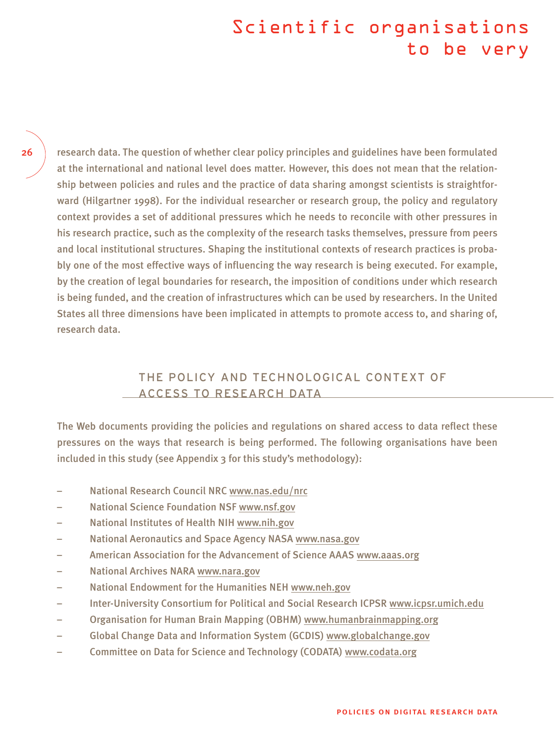Scientific organisations to be very

research data. The question of whether clear policy principles and guidelines have been formulated at the international and national level does matter. However, this does not mean that the relationship between policies and rules and the practice of data sharing amongst scientists is straightforward (Hilgartner 1998). For the individual researcher or research group, the policy and regulatory context provides a set of additional pressures which he needs to reconcile with other pressures in his research practice, such as the complexity of the research tasks themselves, pressure from peers and local institutional structures. Shaping the institutional contexts of research practices is probably one of the most effective ways of influencing the way research is being executed. For example, by the creation of legal boundaries for research, the imposition of conditions under which research is being funded, and the creation of infrastructures which can be used by researchers. In the United States all three dimensions have been implicated in attempts to promote access to, and sharing of, research data.

## THE POLICY AND TECHNOLOGICAL CONTEXT OF ACCESS TO RESEARCH DATA

The Web documents providing the policies and regulations on shared access to data reflect these pressures on the ways that research is being performed. The following organisations have been included in this study (see Appendix 3 for this study's methodology):

- National Research Council NRC www.nas.edu/nrc
- National Science Foundation NSF www.nsf.gov
- National Institutes of Health NIH www.nih.gov
- National Aeronautics and Space Agency NASA www.nasa.gov
- American Association for the Advancement of Science AAAS www.aaas.org
- National Archives NARA www.nara.gov
- National Endowment for the Humanities NEH www.neh.gov
- Inter-University Consortium for Political and Social Research ICPSR www.icpsr.umich.edu
- Organisation for Human Brain Mapping (OBHM) www.humanbrainmapping.org
- Global Change Data and Information System (GCDIS) www.globalchange.gov
- Committee on Data for Science and Technology (CODATA) www.codata.org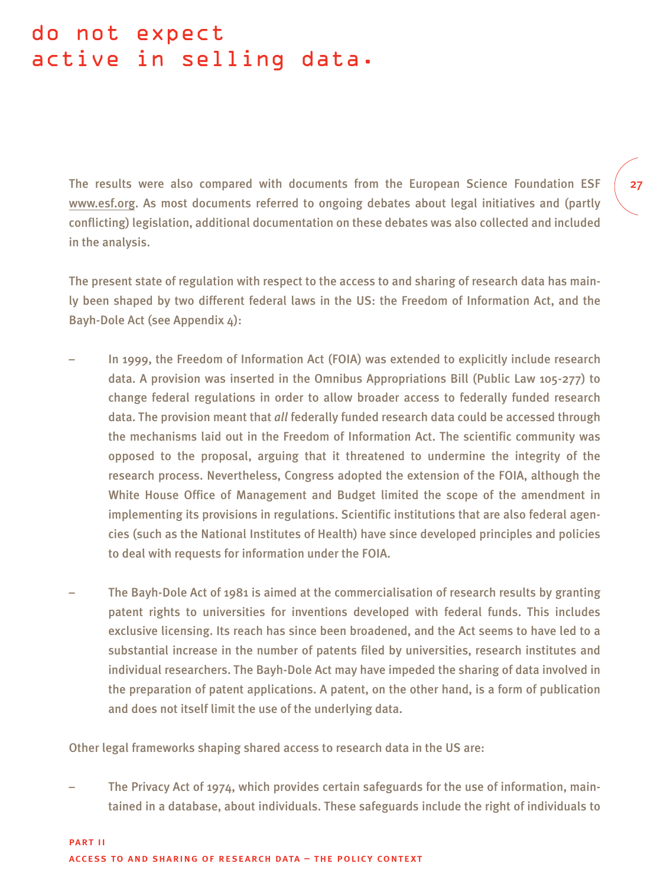do not expect
active in selling data.

The results were also compared with documents from the European Science Foundation ESF www.esf.org. As most documents referred to ongoing debates about legal initiatives and (partly conflicting) legislation, additional documentation on these debates was also collected and included in the analysis.

The present state of regulation with respect to the access to and sharing of research data has mainly been shaped by two different federal laws in the US: the Freedom of Information Act, and the Bayh-Dole Act (see Appendix 4):

- In 1999, the Freedom of Information Act (FOIA) was extended to explicitly include research data. A provision was inserted in the Omnibus Appropriations Bill (Public Law 105-277) to change federal regulations in order to allow broader access to federally funded research data. The provision meant that *all* federally funded research data could be accessed through the mechanisms laid out in the Freedom of Information Act. The scientific community was opposed to the proposal, arguing that it threatened to undermine the integrity of the research process. Nevertheless, Congress adopted the extension of the FOIA, although the White House Office of Management and Budget limited the scope of the amendment in implementing its provisions in regulations. Scientific institutions that are also federal agencies (such as the National Institutes of Health) have since developed principles and policies to deal with requests for information under the FOIA.

- The Bayh-Dole Act of 1981 is aimed at the commercialisation of research results by granting patent rights to universities for inventions developed with federal funds. This includes exclusive licensing. Its reach has since been broadened, and the Act seems to have led to a substantial increase in the number of patents filed by universities, research institutes and individual researchers. The Bayh-Dole Act may have impeded the sharing of data involved in the preparation of patent applications. A patent, on the other hand, is a form of publication and does not itself limit the use of the underlying data.

Other legal frameworks shaping shared access to research data in the US are:

- The Privacy Act of 1974, which provides certain safeguards for the use of information, maintained in a database, about individuals. These safeguards include the right of individuals to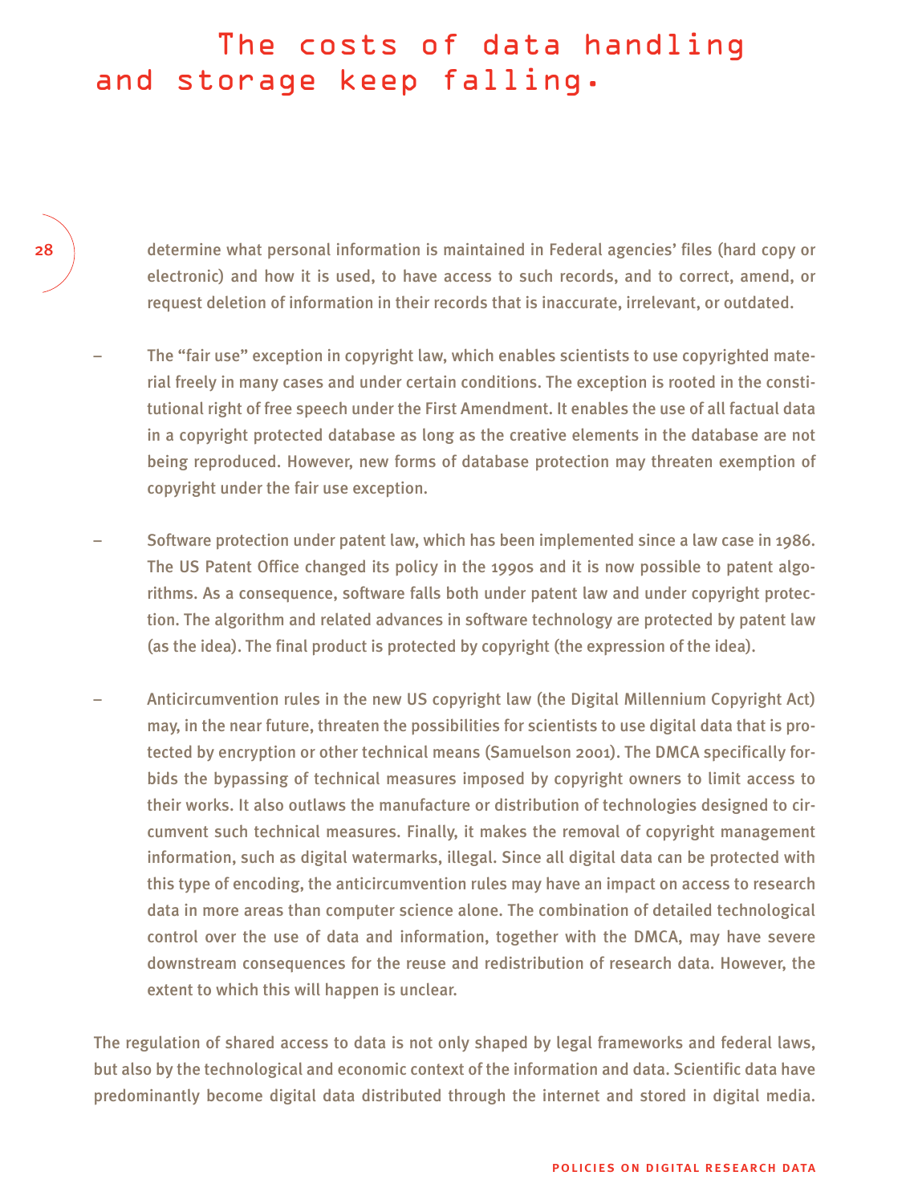# The costs of data handling and storage keep falling.

determine what personal information is maintained in Federal agencies' files (hard copy or electronic) and how it is used, to have access to such records, and to correct, amend, or request deletion of information in their records that is inaccurate, irrelevant, or outdated.

- The "fair use" exception in copyright law, which enables scientists to use copyrighted material freely in many cases and under certain conditions. The exception is rooted in the constitutional right of free speech under the First Amendment. It enables the use of all factual data in a copyright protected database as long as the creative elements in the database are not being reproduced. However, new forms of database protection may threaten exemption of copyright under the fair use exception.

- Software protection under patent law, which has been implemented since a law case in 1986. The US Patent Office changed its policy in the 1990s and it is now possible to patent algorithms. As a consequence, software falls both under patent law and under copyright protection. The algorithm and related advances in software technology are protected by patent law (as the idea). The final product is protected by copyright (the expression of the idea).

- Anticircumvention rules in the new US copyright law (the Digital Millennium Copyright Act) may, in the near future, threaten the possibilities for scientists to use digital data that is protected by encryption or other technical means (Samuelson 2001). The DMCA specifically forbids the bypassing of technical measures imposed by copyright owners to limit access to their works. It also outlaws the manufacture or distribution of technologies designed to circumvent such technical measures. Finally, it makes the removal of copyright management information, such as digital watermarks, illegal. Since all digital data can be protected with this type of encoding, the anticircumvention rules may have an impact on access to research data in more areas than computer science alone. The combination of detailed technological control over the use of data and information, together with the DMCA, may have severe downstream consequences for the reuse and redistribution of research data. However, the extent to which this will happen is unclear.

The regulation of shared access to data is not only shaped by legal frameworks and federal laws, but also by the technological and economic context of the information and data. Scientific data have predominantly become digital data distributed through the internet and stored in digital media.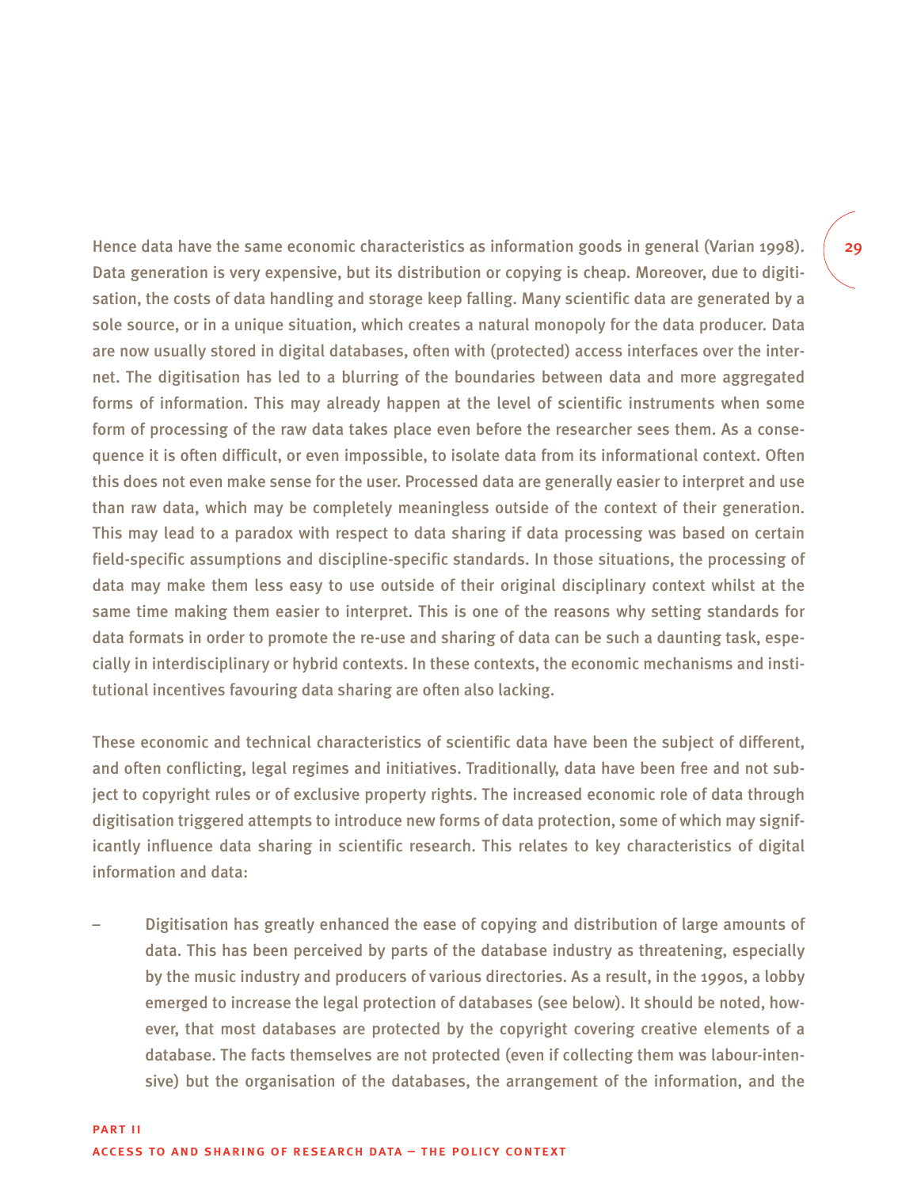Hence data have the same economic characteristics as information goods in general (Varian 1998). Data generation is very expensive, but its distribution or copying is cheap. Moreover, due to digitisation, the costs of data handling and storage keep falling. Many scientific data are generated by a sole source, or in a unique situation, which creates a natural monopoly for the data producer. Data are now usually stored in digital databases, often with (protected) access interfaces over the internet. The digitisation has led to a blurring of the boundaries between data and more aggregated forms of information. This may already happen at the level of scientific instruments when some form of processing of the raw data takes place even before the researcher sees them. As a consequence it is often difficult, or even impossible, to isolate data from its informational context. Often this does not even make sense for the user. Processed data are generally easier to interpret and use than raw data, which may be completely meaningless outside of the context of their generation. This may lead to a paradox with respect to data sharing if data processing was based on certain field-specific assumptions and discipline-specific standards. In those situations, the processing of data may make them less easy to use outside of their original disciplinary context whilst at the same time making them easier to interpret. This is one of the reasons why setting standards for data formats in order to promote the re-use and sharing of data can be such a daunting task, especially in interdisciplinary or hybrid contexts. In these contexts, the economic mechanisms and institutional incentives favouring data sharing are often also lacking.

These economic and technical characteristics of scientific data have been the subject of different, and often conflicting, legal regimes and initiatives. Traditionally, data have been free and not subject to copyright rules or of exclusive property rights. The increased economic role of data through digitisation triggered attempts to introduce new forms of data protection, some of which may significantly influence data sharing in scientific research. This relates to key characteristics of digital information and data:

– Digitisation has greatly enhanced the ease of copying and distribution of large amounts of data. This has been perceived by parts of the database industry as threatening, especially by the music industry and producers of various directories. As a result, in the 1990s, a lobby emerged to increase the legal protection of databases (see below). It should be noted, however, that most databases are protected by the copyright covering creative elements of a database. The facts themselves are not protected (even if collecting them was labour-intensive) but the organisation of the databases, the arrangement of the information, and the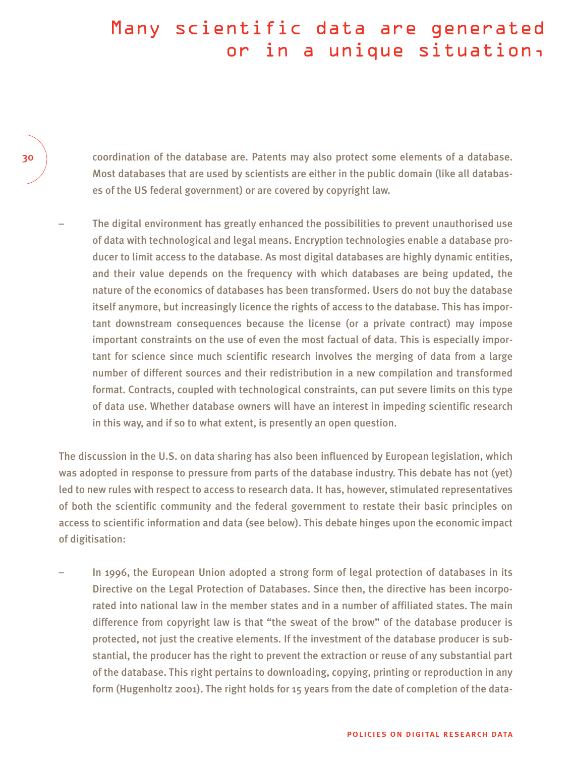Many scientific data are generated or in a unique situation,

coordination of the database are. Patents may also protect some elements of a database. Most databases that are used by scientists are either in the public domain (like all databases of the US federal government) or are covered by copyright law.

– The digital environment has greatly enhanced the possibilities to prevent unauthorised use of data with technological and legal means. Encryption technologies enable a database producer to limit access to the database. As most digital databases are highly dynamic entities, and their value depends on the frequency with which databases are being updated, the nature of the economics of databases has been transformed. Users do not buy the database itself anymore, but increasingly licence the rights of access to the database. This has important downstream consequences because the license (or a private contract) may impose important constraints on the use of even the most factual of data. This is especially important for science since much scientific research involves the merging of data from a large number of different sources and their redistribution in a new compilation and transformed format. Contracts, coupled with technological constraints, can put severe limits on this type of data use. Whether database owners will have an interest in impeding scientific research in this way, and if so to what extent, is presently an open question.

The discussion in the U.S. on data sharing has also been influenced by European legislation, which was adopted in response to pressure from parts of the database industry. This debate has not (yet) led to new rules with respect to access to research data. It has, however, stimulated representatives of both the scientific community and the federal government to restate their basic principles on access to scientific information and data (see below). This debate hinges upon the economic impact of digitisation:

– In 1996, the European Union adopted a strong form of legal protection of databases in its Directive on the Legal Protection of Databases. Since then, the directive has been incorporated into national law in the member states and in a number of affiliated states. The main difference from copyright law is that "the sweat of the brow" of the database producer is protected, not just the creative elements. If the investment of the database producer is substantial, the producer has the right to prevent the extraction or reuse of any substantial part of the database. This right pertains to downloading, copying, printing or reproduction in any form (Hugenholtz 2001). The right holds for 15 years from the date of completion of the data-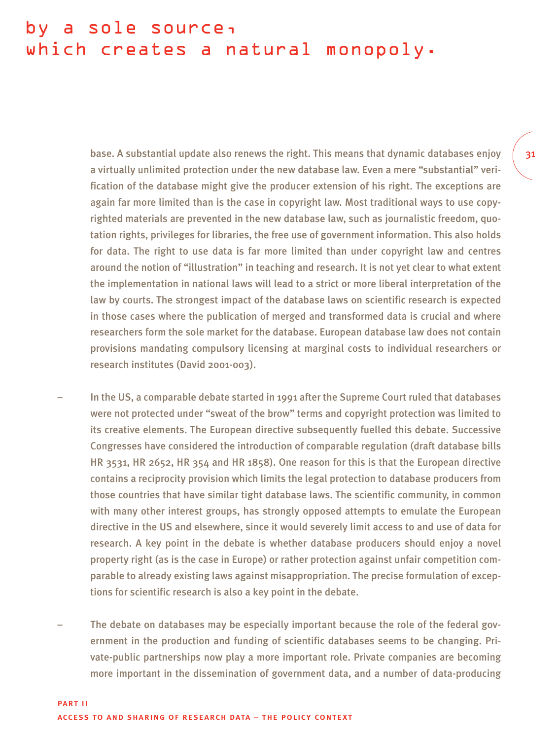# by a sole source, which creates a natural monopoly.

base. A substantial update also renews the right. This means that dynamic databases enjoy a virtually unlimited protection under the new database law. Even a mere "substantial" verification of the database might give the producer extension of his right. The exceptions are again far more limited than is the case in copyright law. Most traditional ways to use copyrighted materials are prevented in the new database law, such as journalistic freedom, quotation rights, privileges for libraries, the free use of government information. This also holds for data. The right to use data is far more limited than under copyright law and centres around the notion of "illustration" in teaching and research. It is not yet clear to what extent the implementation in national laws will lead to a strict or more liberal interpretation of the law by courts. The strongest impact of the database laws on scientific research is expected in those cases where the publication of merged and transformed data is crucial and where researchers form the sole market for the database. European database law does not contain provisions mandating compulsory licensing at marginal costs to individual researchers or research institutes (David 2001-003).

– In the US, a comparable debate started in 1991 after the Supreme Court ruled that databases were not protected under "sweat of the brow" terms and copyright protection was limited to its creative elements. The European directive subsequently fuelled this debate. Successive Congresses have considered the introduction of comparable regulation (draft database bills HR 3531, HR 2652, HR 354 and HR 1858). One reason for this is that the European directive contains a reciprocity provision which limits the legal protection to database producers from those countries that have similar tight database laws. The scientific community, in common with many other interest groups, has strongly opposed attempts to emulate the European directive in the US and elsewhere, since it would severely limit access to and use of data for research. A key point in the debate is whether database producers should enjoy a novel property right (as is the case in Europe) or rather protection against unfair competition comparable to already existing laws against misappropriation. The precise formulation of exceptions for scientific research is also a key point in the debate.

– The debate on databases may be especially important because the role of the federal government in the production and funding of scientific databases seems to be changing. Private-public partnerships now play a more important role. Private companies are becoming more important in the dissemination of government data, and a number of data-producing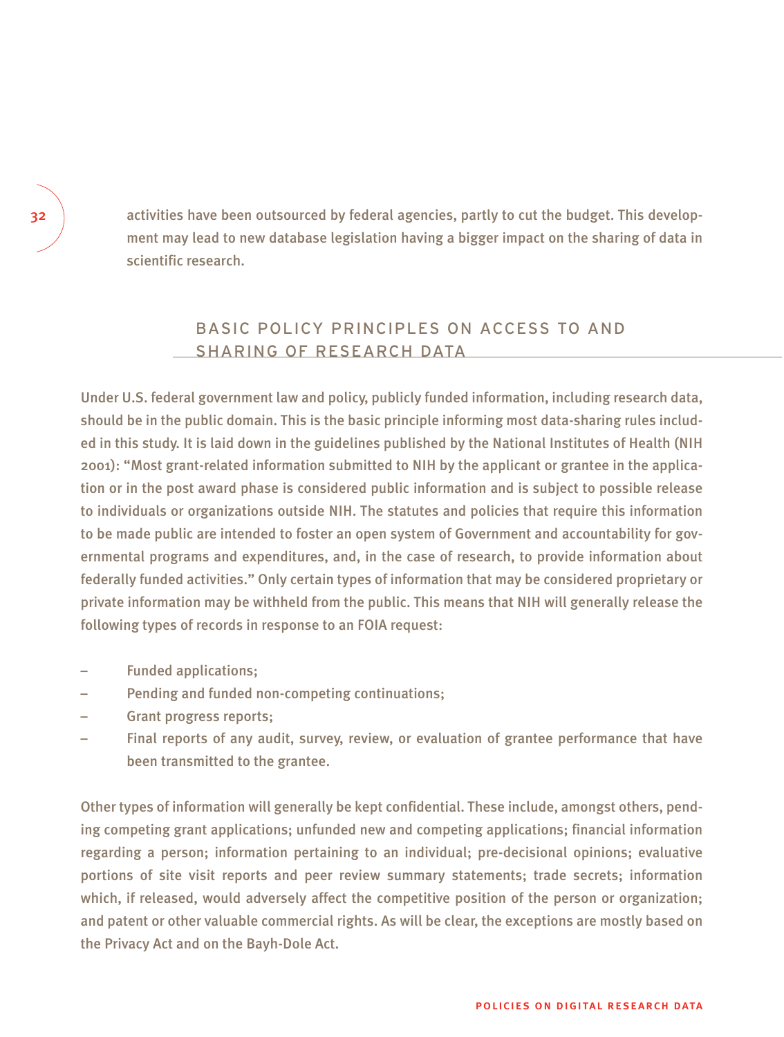activities have been outsourced by federal agencies, partly to cut the budget. This development may lead to new database legislation having a bigger impact on the sharing of data in scientific research.

## BASIC POLICY PRINCIPLES ON ACCESS TO AND SHARING OF RESEARCH DATA

Under U.S. federal government law and policy, publicly funded information, including research data, should be in the public domain. This is the basic principle informing most data-sharing rules included in this study. It is laid down in the guidelines published by the National Institutes of Health (NIH 2001): "Most grant-related information submitted to NIH by the applicant or grantee in the application or in the post award phase is considered public information and is subject to possible release to individuals or organizations outside NIH. The statutes and policies that require this information to be made public are intended to foster an open system of Government and accountability for governmental programs and expenditures, and, in the case of research, to provide information about federally funded activities." Only certain types of information that may be considered proprietary or private information may be withheld from the public. This means that NIH will generally release the following types of records in response to an FOIA request:

- Funded applications;
- Pending and funded non-competing continuations;
- Grant progress reports;
- Final reports of any audit, survey, review, or evaluation of grantee performance that have been transmitted to the grantee.

Other types of information will generally be kept confidential. These include, amongst others, pending competing grant applications; unfunded new and competing applications; financial information regarding a person; information pertaining to an individual; pre-decisional opinions; evaluative portions of site visit reports and peer review summary statements; trade secrets; information which, if released, would adversely affect the competitive position of the person or organization; and patent or other valuable commercial rights. As will be clear, the exceptions are mostly based on the Privacy Act and on the Bayh-Dole Act.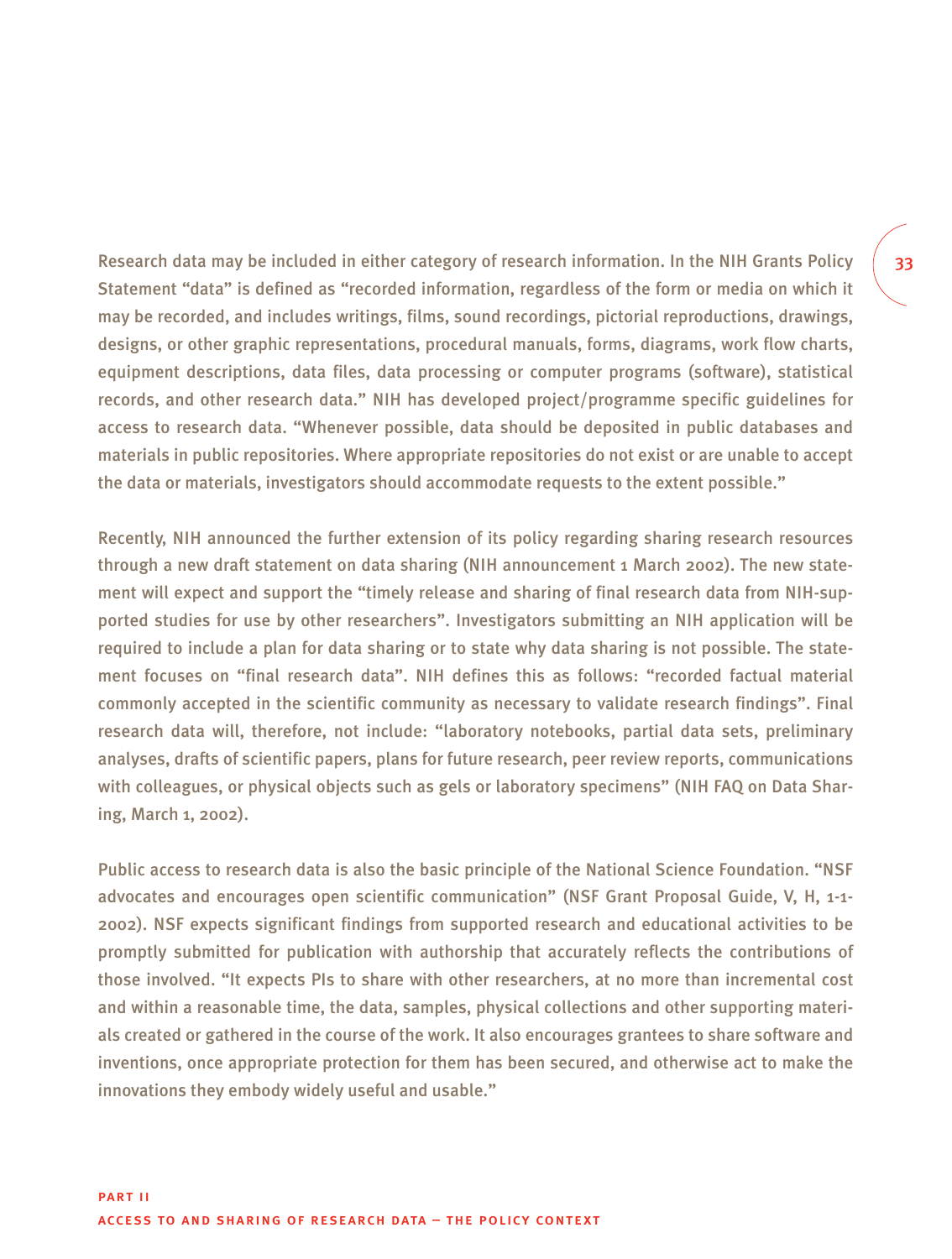Research data may be included in either category of research information. In the NIH Grants Policy Statement "data" is defined as "recorded information, regardless of the form or media on which it may be recorded, and includes writings, films, sound recordings, pictorial reproductions, drawings, designs, or other graphic representations, procedural manuals, forms, diagrams, work flow charts, equipment descriptions, data files, data processing or computer programs (software), statistical records, and other research data." NIH has developed project/programme specific guidelines for access to research data. "Whenever possible, data should be deposited in public databases and materials in public repositories. Where appropriate repositories do not exist or are unable to accept the data or materials, investigators should accommodate requests to the extent possible."

Recently, NIH announced the further extension of its policy regarding sharing research resources through a new draft statement on data sharing (NIH announcement 1 March 2002). The new statement will expect and support the "timely release and sharing of final research data from NIH-supported studies for use by other researchers". Investigators submitting an NIH application will be required to include a plan for data sharing or to state why data sharing is not possible. The statement focuses on "final research data". NIH defines this as follows: "recorded factual material commonly accepted in the scientific community as necessary to validate research findings". Final research data will, therefore, not include: "laboratory notebooks, partial data sets, preliminary analyses, drafts of scientific papers, plans for future research, peer review reports, communications with colleagues, or physical objects such as gels or laboratory specimens" (NIH FAQ on Data Sharing, March 1, 2002).

Public access to research data is also the basic principle of the National Science Foundation. "NSF advocates and encourages open scientific communication" (NSF Grant Proposal Guide, V, H, 1-1-2002). NSF expects significant findings from supported research and educational activities to be promptly submitted for publication with authorship that accurately reflects the contributions of those involved. "It expects PIs to share with other researchers, at no more than incremental cost and within a reasonable time, the data, samples, physical collections and other supporting materials created or gathered in the course of the work. It also encourages grantees to share software and inventions, once appropriate protection for them has been secured, and otherwise act to make the innovations they embody widely useful and usable."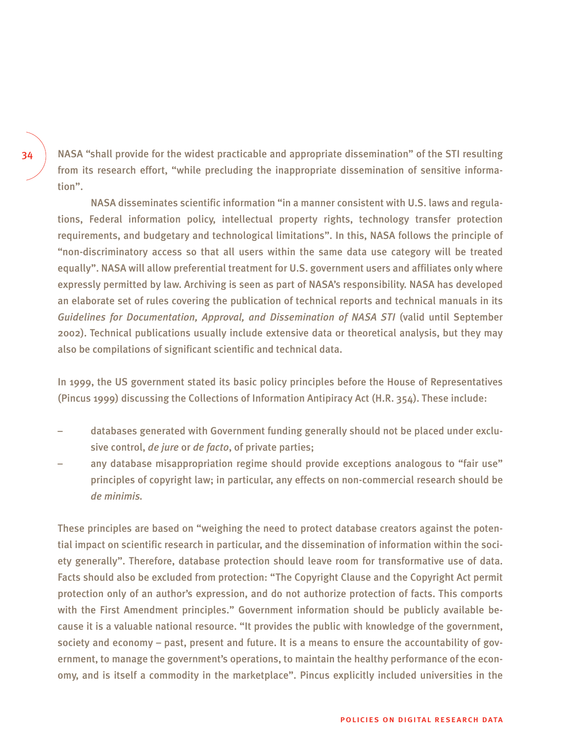NASA "shall provide for the widest practicable and appropriate dissemination" of the STI resulting from its research effort, "while precluding the inappropriate dissemination of sensitive information".

NASA disseminates scientific information "in a manner consistent with U.S. laws and regulations, Federal information policy, intellectual property rights, technology transfer protection requirements, and budgetary and technological limitations". In this, NASA follows the principle of "non-discriminatory access so that all users within the same data use category will be treated equally". NASA will allow preferential treatment for U.S. government users and affiliates only where expressly permitted by law. Archiving is seen as part of NASA's responsibility. NASA has developed an elaborate set of rules covering the publication of technical reports and technical manuals in its *Guidelines for Documentation, Approval, and Dissemination of NASA STI* (valid until September 2002). Technical publications usually include extensive data or theoretical analysis, but they may also be compilations of significant scientific and technical data.

In 1999, the US government stated its basic policy principles before the House of Representatives (Pincus 1999) discussing the Collections of Information Antipiracy Act (H.R. 354). These include:

- databases generated with Government funding generally should not be placed under exclusive control, *de jure* or *de facto*, of private parties;
- any database misappropriation regime should provide exceptions analogous to "fair use" principles of copyright law; in particular, any effects on non-commercial research should be *de minimis*.

These principles are based on "weighing the need to protect database creators against the potential impact on scientific research in particular, and the dissemination of information within the society generally". Therefore, database protection should leave room for transformative use of data. Facts should also be excluded from protection: "The Copyright Clause and the Copyright Act permit protection only of an author's expression, and do not authorize protection of facts. This comports with the First Amendment principles." Government information should be publicly available because it is a valuable national resource. "It provides the public with knowledge of the government, society and economy – past, present and future. It is a means to ensure the accountability of government, to manage the government's operations, to maintain the healthy performance of the economy, and is itself a commodity in the marketplace". Pincus explicitly included universities in the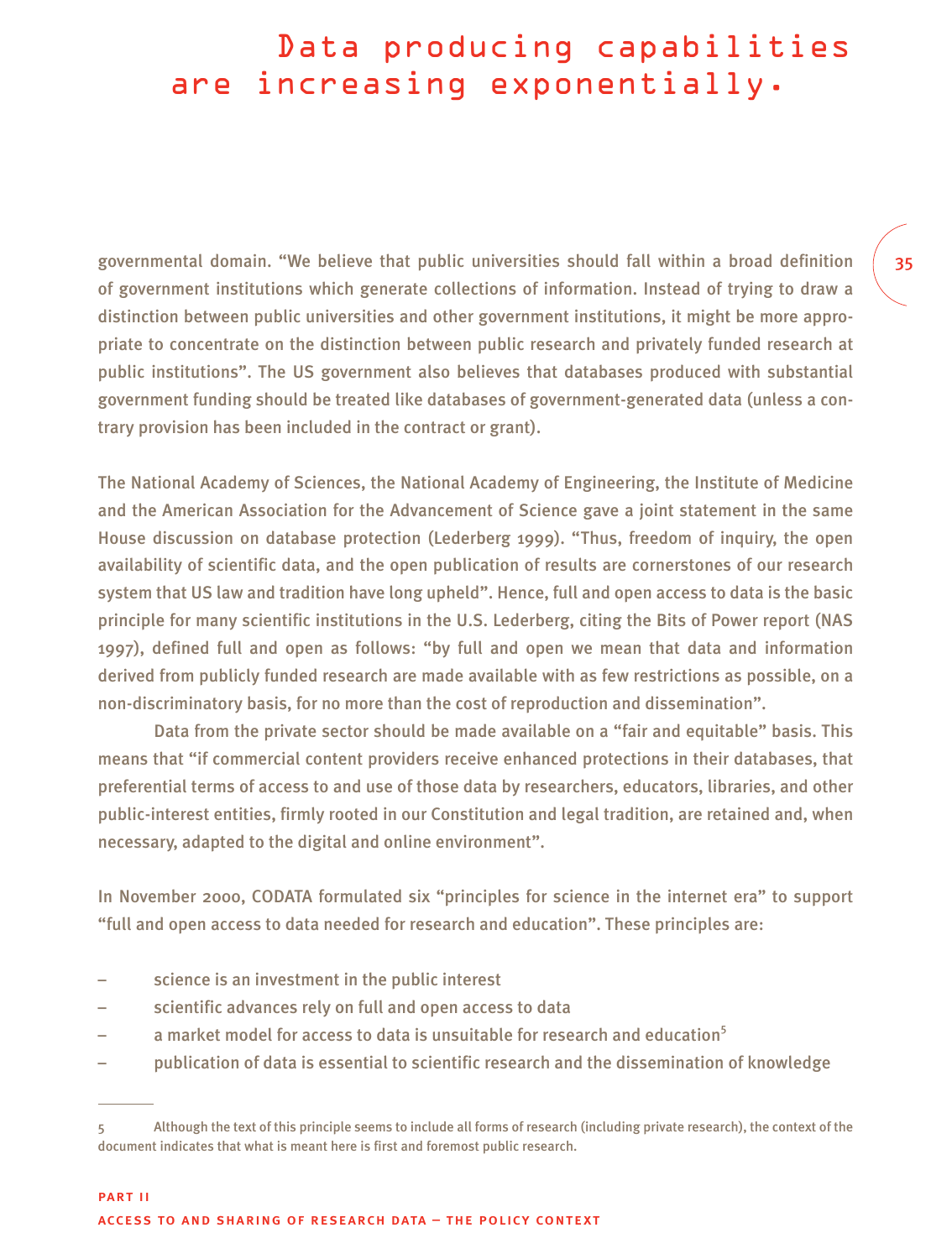# Data producing capabilities are increasing exponentially.

governmental domain. "We believe that public universities should fall within a broad definition of government institutions which generate collections of information. Instead of trying to draw a distinction between public universities and other government institutions, it might be more appropriate to concentrate on the distinction between public research and privately funded research at public institutions". The US government also believes that databases produced with substantial government funding should be treated like databases of government-generated data (unless a contrary provision has been included in the contract or grant).

The National Academy of Sciences, the National Academy of Engineering, the Institute of Medicine and the American Association for the Advancement of Science gave a joint statement in the same House discussion on database protection (Lederberg 1999). "Thus, freedom of inquiry, the open availability of scientific data, and the open publication of results are cornerstones of our research system that US law and tradition have long upheld". Hence, full and open access to data is the basic principle for many scientific institutions in the U.S. Lederberg, citing the Bits of Power report (NAS 1997), defined full and open as follows: "by full and open we mean that data and information derived from publicly funded research are made available with as few restrictions as possible, on a non-discriminatory basis, for no more than the cost of reproduction and dissemination".

Data from the private sector should be made available on a "fair and equitable" basis. This means that "if commercial content providers receive enhanced protections in their databases, that preferential terms of access to and use of those data by researchers, educators, libraries, and other public-interest entities, firmly rooted in our Constitution and legal tradition, are retained and, when necessary, adapted to the digital and online environment".

In November 2000, CODATA formulated six "principles for science in the internet era" to support "full and open access to data needed for research and education". These principles are:

- science is an investment in the public interest
- scientific advances rely on full and open access to data
- a market model for access to data is unsuitable for research and education[5]
- publication of data is essential to scientific research and the dissemination of knowledge

---

5 Although the text of this principle seems to include all forms of research (including private research), the context of the document indicates that what is meant here is first and foremost public research.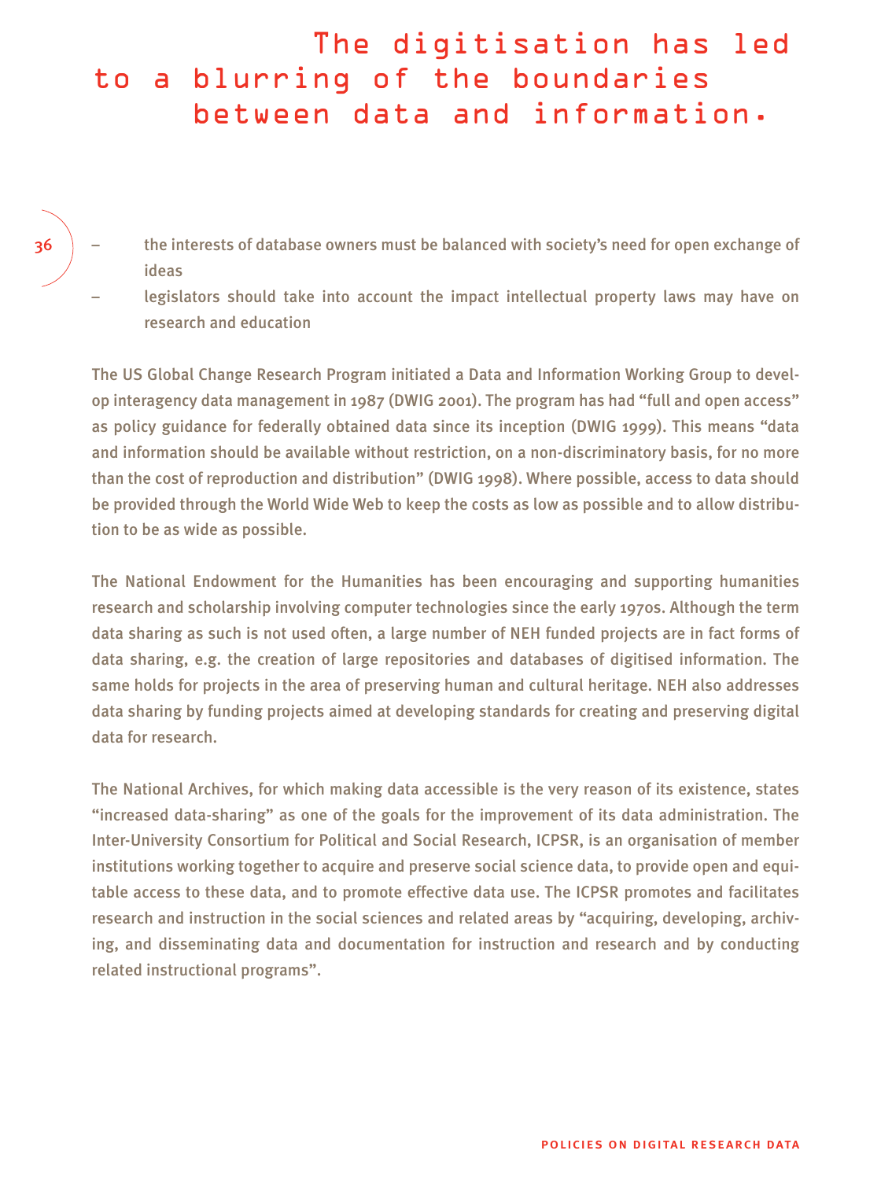> The digitisation has led to a blurring of the boundaries between data and information.

- the interests of database owners must be balanced with society's need for open exchange of ideas
- legislators should take into account the impact intellectual property laws may have on research and education

The US Global Change Research Program initiated a Data and Information Working Group to develop interagency data management in 1987 (DWIG 2001). The program has had "full and open access" as policy guidance for federally obtained data since its inception (DWIG 1999). This means "data and information should be available without restriction, on a non-discriminatory basis, for no more than the cost of reproduction and distribution" (DWIG 1998). Where possible, access to data should be provided through the World Wide Web to keep the costs as low as possible and to allow distribution to be as wide as possible.

The National Endowment for the Humanities has been encouraging and supporting humanities research and scholarship involving computer technologies since the early 1970s. Although the term data sharing as such is not used often, a large number of NEH funded projects are in fact forms of data sharing, e.g. the creation of large repositories and databases of digitised information. The same holds for projects in the area of preserving human and cultural heritage. NEH also addresses data sharing by funding projects aimed at developing standards for creating and preserving digital data for research.

The National Archives, for which making data accessible is the very reason of its existence, states "increased data-sharing" as one of the goals for the improvement of its data administration. The Inter-University Consortium for Political and Social Research, ICPSR, is an organisation of member institutions working together to acquire and preserve social science data, to provide open and equitable access to these data, and to promote effective data use. The ICPSR promotes and facilitates research and instruction in the social sciences and related areas by "acquiring, developing, archiving, and disseminating data and documentation for instruction and research and by conducting related instructional programs".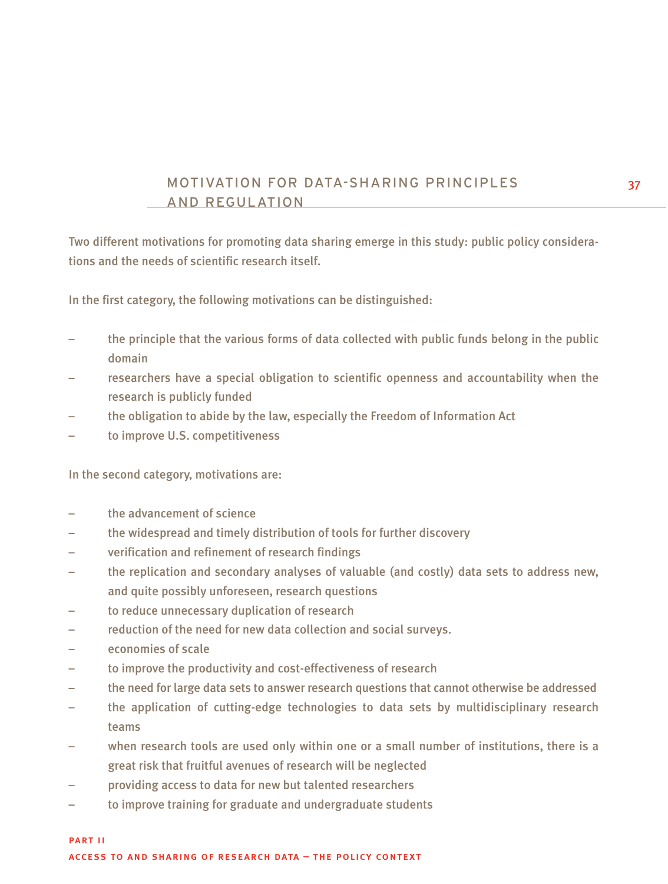## MOTIVATION FOR DATA-SHARING PRINCIPLES AND REGULATION

Two different motivations for promoting data sharing emerge in this study: public policy considerations and the needs of scientific research itself.

In the first category, the following motivations can be distinguished:

- the principle that the various forms of data collected with public funds belong in the public domain
- researchers have a special obligation to scientific openness and accountability when the research is publicly funded
- the obligation to abide by the law, especially the Freedom of Information Act
- to improve U.S. competitiveness

In the second category, motivations are:

- the advancement of science
- the widespread and timely distribution of tools for further discovery
- verification and refinement of research findings
- the replication and secondary analyses of valuable (and costly) data sets to address new, and quite possibly unforeseen, research questions
- to reduce unnecessary duplication of research
- reduction of the need for new data collection and social surveys.
- economies of scale
- to improve the productivity and cost-effectiveness of research
- the need for large data sets to answer research questions that cannot otherwise be addressed
- the application of cutting-edge technologies to data sets by multidisciplinary research teams
- when research tools are used only within one or a small number of institutions, there is a great risk that fruitful avenues of research will be neglected
- providing access to data for new but talented researchers
- to improve training for graduate and undergraduate students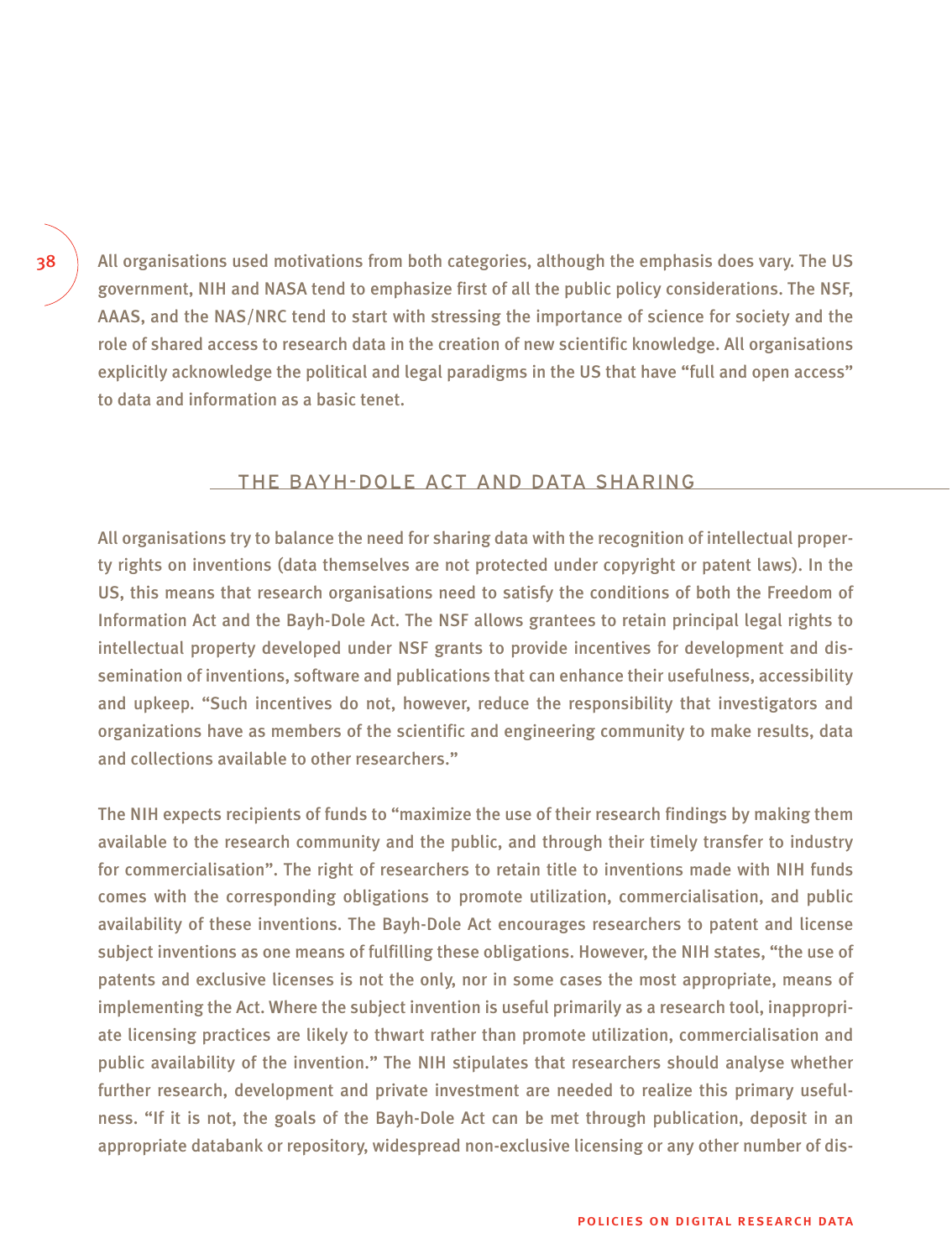All organisations used motivations from both categories, although the emphasis does vary. The US government, NIH and NASA tend to emphasize first of all the public policy considerations. The NSF, AAAS, and the NAS/NRC tend to start with stressing the importance of science for society and the role of shared access to research data in the creation of new scientific knowledge. All organisations explicitly acknowledge the political and legal paradigms in the US that have "full and open access" to data and information as a basic tenet.

## THE BAYH-DOLE ACT AND DATA SHARING

All organisations try to balance the need for sharing data with the recognition of intellectual property rights on inventions (data themselves are not protected under copyright or patent laws). In the US, this means that research organisations need to satisfy the conditions of both the Freedom of Information Act and the Bayh-Dole Act. The NSF allows grantees to retain principal legal rights to intellectual property developed under NSF grants to provide incentives for development and dissemination of inventions, software and publications that can enhance their usefulness, accessibility and upkeep. "Such incentives do not, however, reduce the responsibility that investigators and organizations have as members of the scientific and engineering community to make results, data and collections available to other researchers."

The NIH expects recipients of funds to "maximize the use of their research findings by making them available to the research community and the public, and through their timely transfer to industry for commercialisation". The right of researchers to retain title to inventions made with NIH funds comes with the corresponding obligations to promote utilization, commercialisation, and public availability of these inventions. The Bayh-Dole Act encourages researchers to patent and license subject inventions as one means of fulfilling these obligations. However, the NIH states, "the use of patents and exclusive licenses is not the only, nor in some cases the most appropriate, means of implementing the Act. Where the subject invention is useful primarily as a research tool, inappropriate licensing practices are likely to thwart rather than promote utilization, commercialisation and public availability of the invention." The NIH stipulates that researchers should analyse whether further research, development and private investment are needed to realize this primary usefulness. "If it is not, the goals of the Bayh-Dole Act can be met through publication, deposit in an appropriate databank or repository, widespread non-exclusive licensing or any other number of dis-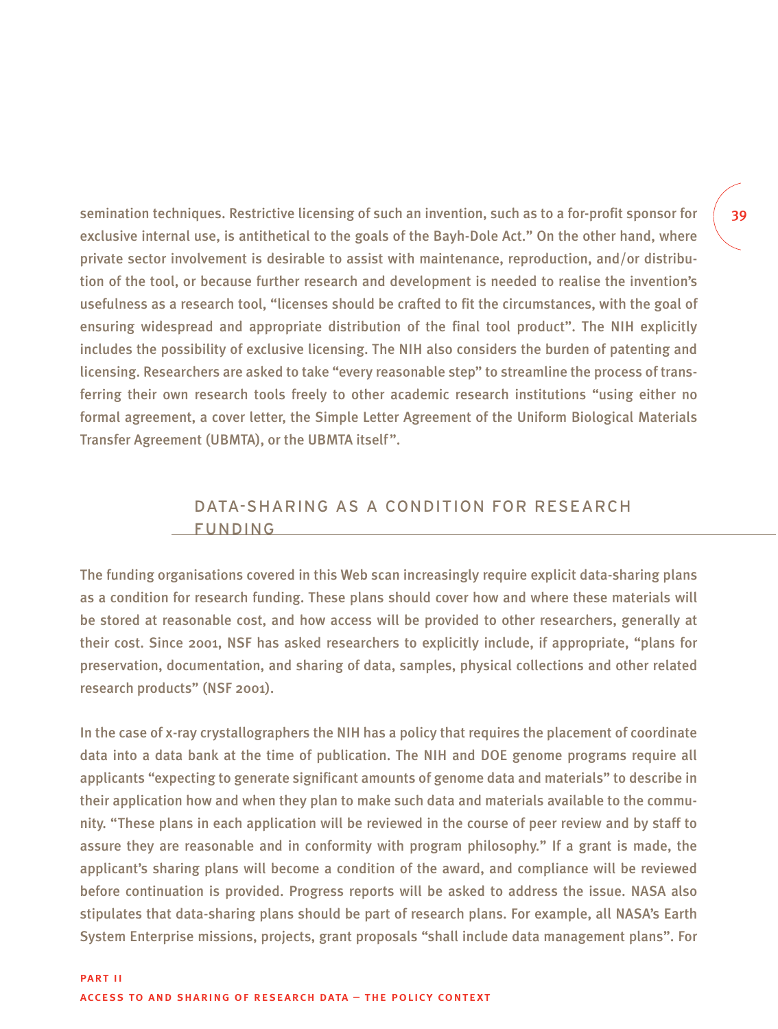semination techniques. Restrictive licensing of such an invention, such as to a for-profit sponsor for exclusive internal use, is antithetical to the goals of the Bayh-Dole Act." On the other hand, where private sector involvement is desirable to assist with maintenance, reproduction, and/or distribution of the tool, or because further research and development is needed to realise the invention's usefulness as a research tool, "licenses should be crafted to fit the circumstances, with the goal of ensuring widespread and appropriate distribution of the final tool product". The NIH explicitly includes the possibility of exclusive licensing. The NIH also considers the burden of patenting and licensing. Researchers are asked to take "every reasonable step" to streamline the process of transferring their own research tools freely to other academic research institutions "using either no formal agreement, a cover letter, the Simple Letter Agreement of the Uniform Biological Materials Transfer Agreement (UBMTA), or the UBMTA itself".

## DATA-SHARING AS A CONDITION FOR RESEARCH FUNDING

The funding organisations covered in this Web scan increasingly require explicit data-sharing plans as a condition for research funding. These plans should cover how and where these materials will be stored at reasonable cost, and how access will be provided to other researchers, generally at their cost. Since 2001, NSF has asked researchers to explicitly include, if appropriate, "plans for preservation, documentation, and sharing of data, samples, physical collections and other related research products" (NSF 2001).

In the case of x-ray crystallographers the NIH has a policy that requires the placement of coordinate data into a data bank at the time of publication. The NIH and DOE genome programs require all applicants "expecting to generate significant amounts of genome data and materials" to describe in their application how and when they plan to make such data and materials available to the community. "These plans in each application will be reviewed in the course of peer review and by staff to assure they are reasonable and in conformity with program philosophy." If a grant is made, the applicant's sharing plans will become a condition of the award, and compliance will be reviewed before continuation is provided. Progress reports will be asked to address the issue. NASA also stipulates that data-sharing plans should be part of research plans. For example, all NASA's Earth System Enterprise missions, projects, grant proposals "shall include data management plans". For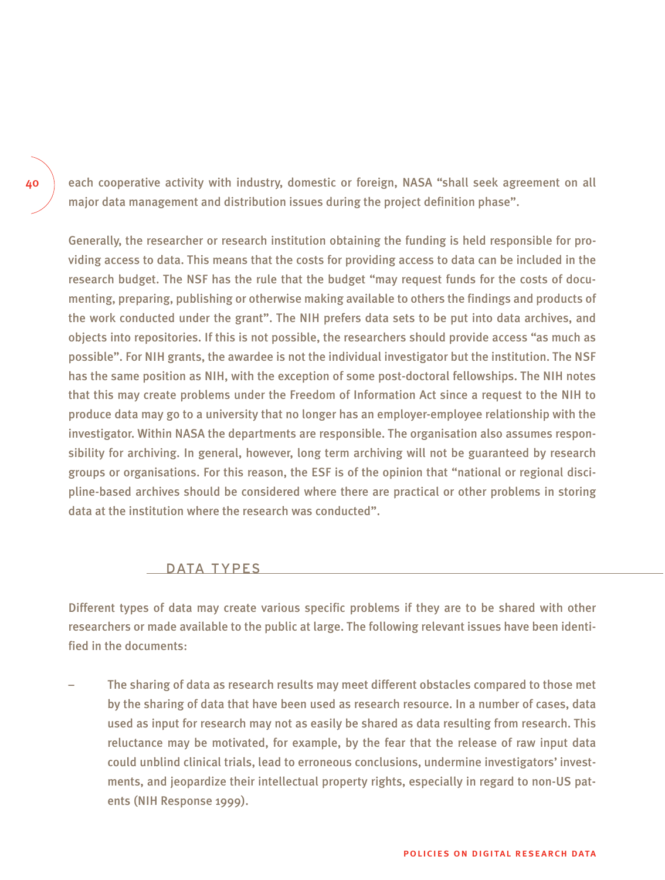each cooperative activity with industry, domestic or foreign, NASA "shall seek agreement on all major data management and distribution issues during the project definition phase".

Generally, the researcher or research institution obtaining the funding is held responsible for providing access to data. This means that the costs for providing access to data can be included in the research budget. The NSF has the rule that the budget "may request funds for the costs of documenting, preparing, publishing or otherwise making available to others the findings and products of the work conducted under the grant". The NIH prefers data sets to be put into data archives, and objects into repositories. If this is not possible, the researchers should provide access "as much as possible". For NIH grants, the awardee is not the individual investigator but the institution. The NSF has the same position as NIH, with the exception of some post-doctoral fellowships. The NIH notes that this may create problems under the Freedom of Information Act since a request to the NIH to produce data may go to a university that no longer has an employer-employee relationship with the investigator. Within NASA the departments are responsible. The organisation also assumes responsibility for archiving. In general, however, long term archiving will not be guaranteed by research groups or organisations. For this reason, the ESF is of the opinion that "national or regional discipline-based archives should be considered where there are practical or other problems in storing data at the institution where the research was conducted".

## DATA TYPES

Different types of data may create various specific problems if they are to be shared with other researchers or made available to the public at large. The following relevant issues have been identified in the documents:

- The sharing of data as research results may meet different obstacles compared to those met by the sharing of data that have been used as research resource. In a number of cases, data used as input for research may not as easily be shared as data resulting from research. This reluctance may be motivated, for example, by the fear that the release of raw input data could unblind clinical trials, lead to erroneous conclusions, undermine investigators' investments, and jeopardize their intellectual property rights, especially in regard to non-US patents (NIH Response 1999).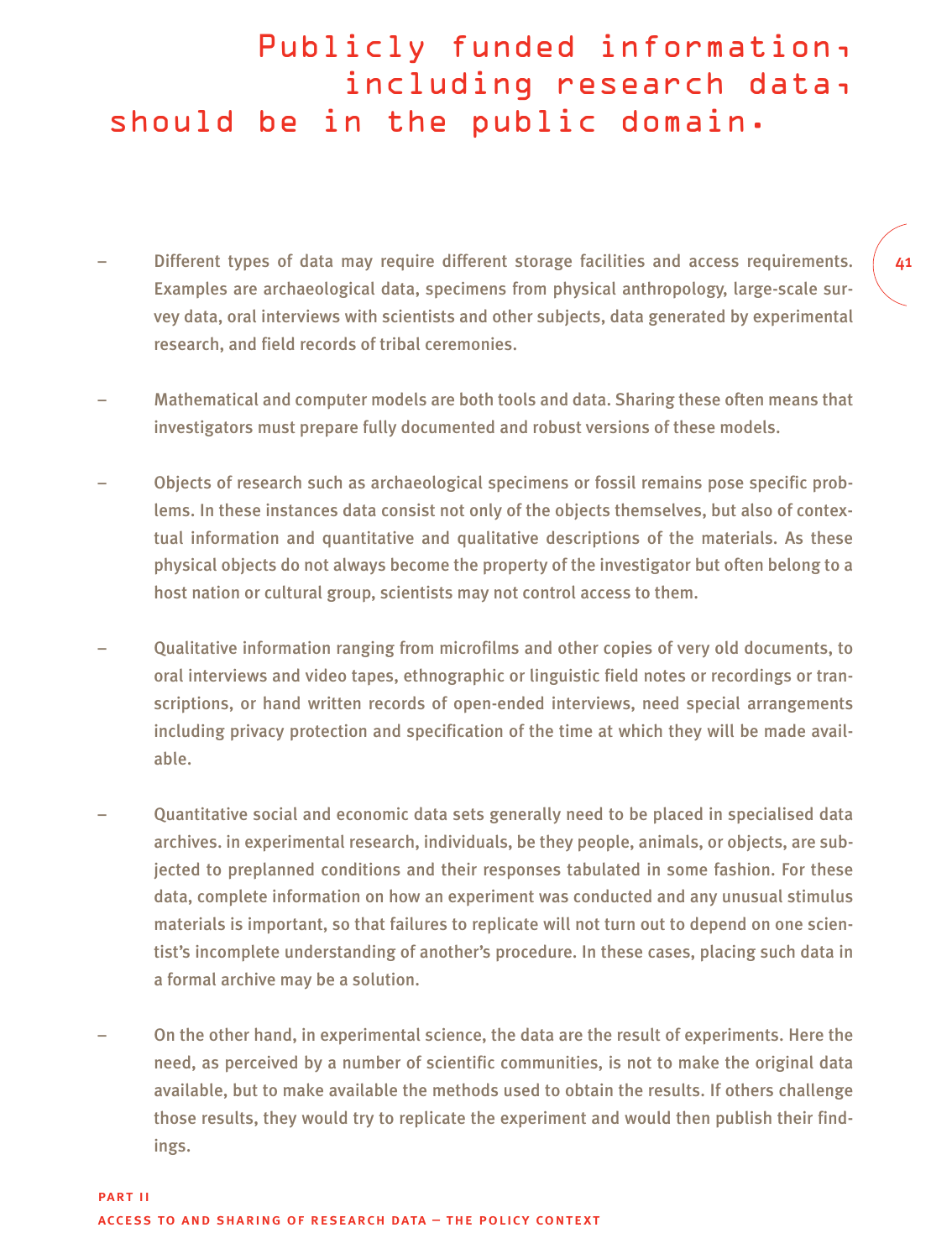# Publicly funded information, including research data, should be in the public domain.

– Different types of data may require different storage facilities and access requirements. Examples are archaeological data, specimens from physical anthropology, large-scale survey data, oral interviews with scientists and other subjects, data generated by experimental research, and field records of tribal ceremonies.

– Mathematical and computer models are both tools and data. Sharing these often means that investigators must prepare fully documented and robust versions of these models.

– Objects of research such as archaeological specimens or fossil remains pose specific problems. In these instances data consist not only of the objects themselves, but also of contextual information and quantitative and qualitative descriptions of the materials. As these physical objects do not always become the property of the investigator but often belong to a host nation or cultural group, scientists may not control access to them.

– Qualitative information ranging from microfilms and other copies of very old documents, to oral interviews and video tapes, ethnographic or linguistic field notes or recordings or transcriptions, or hand written records of open-ended interviews, need special arrangements including privacy protection and specification of the time at which they will be made available.

– Quantitative social and economic data sets generally need to be placed in specialised data archives. in experimental research, individuals, be they people, animals, or objects, are subjected to preplanned conditions and their responses tabulated in some fashion. For these data, complete information on how an experiment was conducted and any unusual stimulus materials is important, so that failures to replicate will not turn out to depend on one scientist's incomplete understanding of another's procedure. In these cases, placing such data in a formal archive may be a solution.

– On the other hand, in experimental science, the data are the result of experiments. Here the need, as perceived by a number of scientific communities, is not to make the original data available, but to make available the methods used to obtain the results. If others challenge those results, they would try to replicate the experiment and would then publish their findings.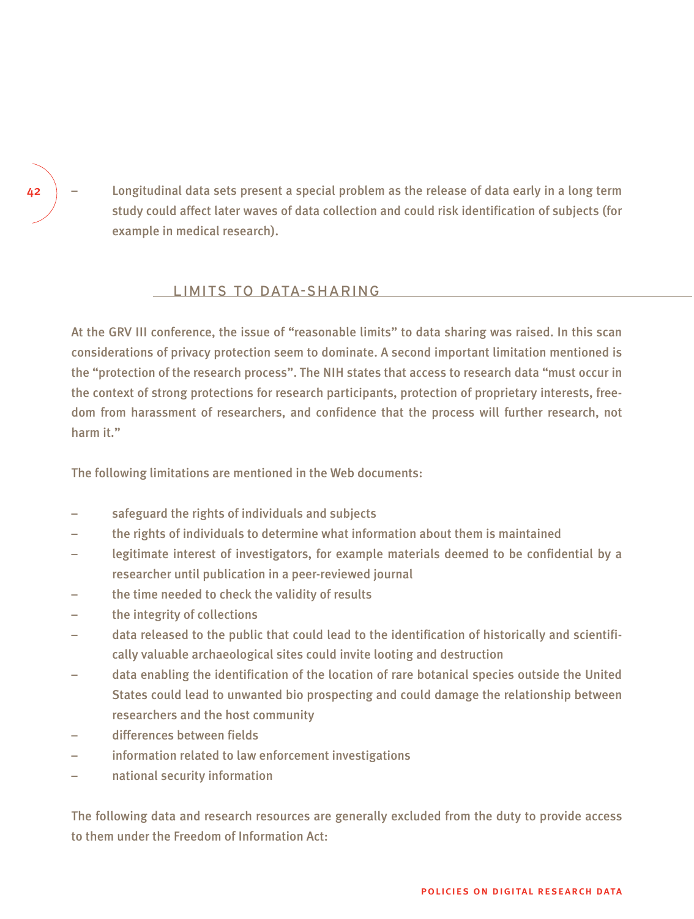- Longitudinal data sets present a special problem as the release of data early in a long term study could affect later waves of data collection and could risk identification of subjects (for example in medical research).

## LIMITS TO DATA-SHARING

At the GRV III conference, the issue of "reasonable limits" to data sharing was raised. In this scan considerations of privacy protection seem to dominate. A second important limitation mentioned is the "protection of the research process". The NIH states that access to research data "must occur in the context of strong protections for research participants, protection of proprietary interests, freedom from harassment of researchers, and confidence that the process will further research, not harm it."

The following limitations are mentioned in the Web documents:

- safeguard the rights of individuals and subjects
- the rights of individuals to determine what information about them is maintained
- legitimate interest of investigators, for example materials deemed to be confidential by a researcher until publication in a peer-reviewed journal
- the time needed to check the validity of results
- the integrity of collections
- data released to the public that could lead to the identification of historically and scientifically valuable archaeological sites could invite looting and destruction
- data enabling the identification of the location of rare botanical species outside the United States could lead to unwanted bio prospecting and could damage the relationship between researchers and the host community
- differences between fields
- information related to law enforcement investigations
- national security information

The following data and research resources are generally excluded from the duty to provide access to them under the Freedom of Information Act: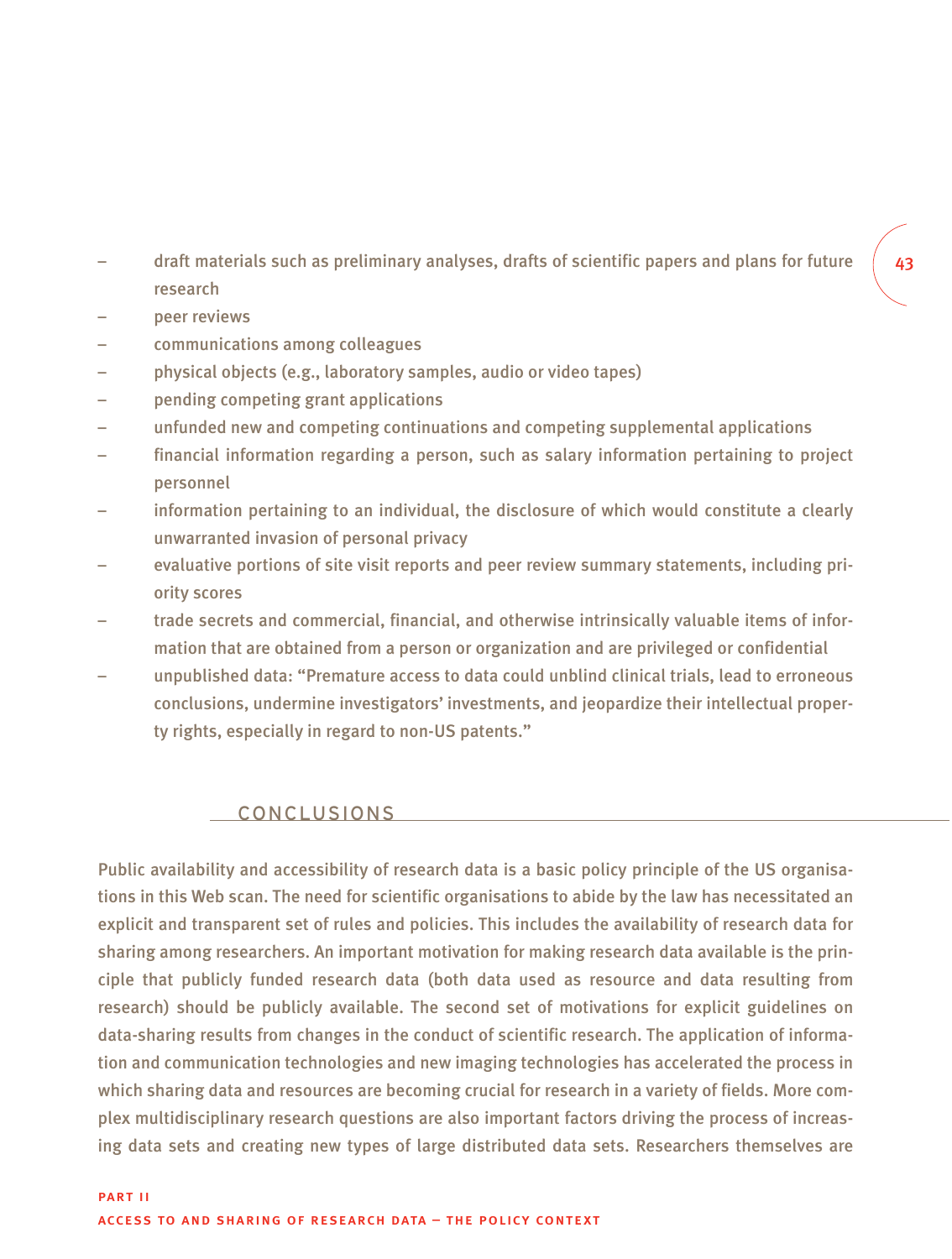- draft materials such as preliminary analyses, drafts of scientific papers and plans for future research
- peer reviews
- communications among colleagues
- physical objects (e.g., laboratory samples, audio or video tapes)
- pending competing grant applications
- unfunded new and competing continuations and competing supplemental applications
- financial information regarding a person, such as salary information pertaining to project personnel
- information pertaining to an individual, the disclosure of which would constitute a clearly unwarranted invasion of personal privacy
- evaluative portions of site visit reports and peer review summary statements, including priority scores
- trade secrets and commercial, financial, and otherwise intrinsically valuable items of information that are obtained from a person or organization and are privileged or confidential
- unpublished data: "Premature access to data could unblind clinical trials, lead to erroneous conclusions, undermine investigators' investments, and jeopardize their intellectual property rights, especially in regard to non-US patents."

## CONCLUSIONS

Public availability and accessibility of research data is a basic policy principle of the US organisations in this Web scan. The need for scientific organisations to abide by the law has necessitated an explicit and transparent set of rules and policies. This includes the availability of research data for sharing among researchers. An important motivation for making research data available is the principle that publicly funded research data (both data used as resource and data resulting from research) should be publicly available. The second set of motivations for explicit guidelines on data-sharing results from changes in the conduct of scientific research. The application of information and communication technologies and new imaging technologies has accelerated the process in which sharing data and resources are becoming crucial for research in a variety of fields. More complex multidisciplinary research questions are also important factors driving the process of increasing data sets and creating new types of large distributed data sets. Researchers themselves are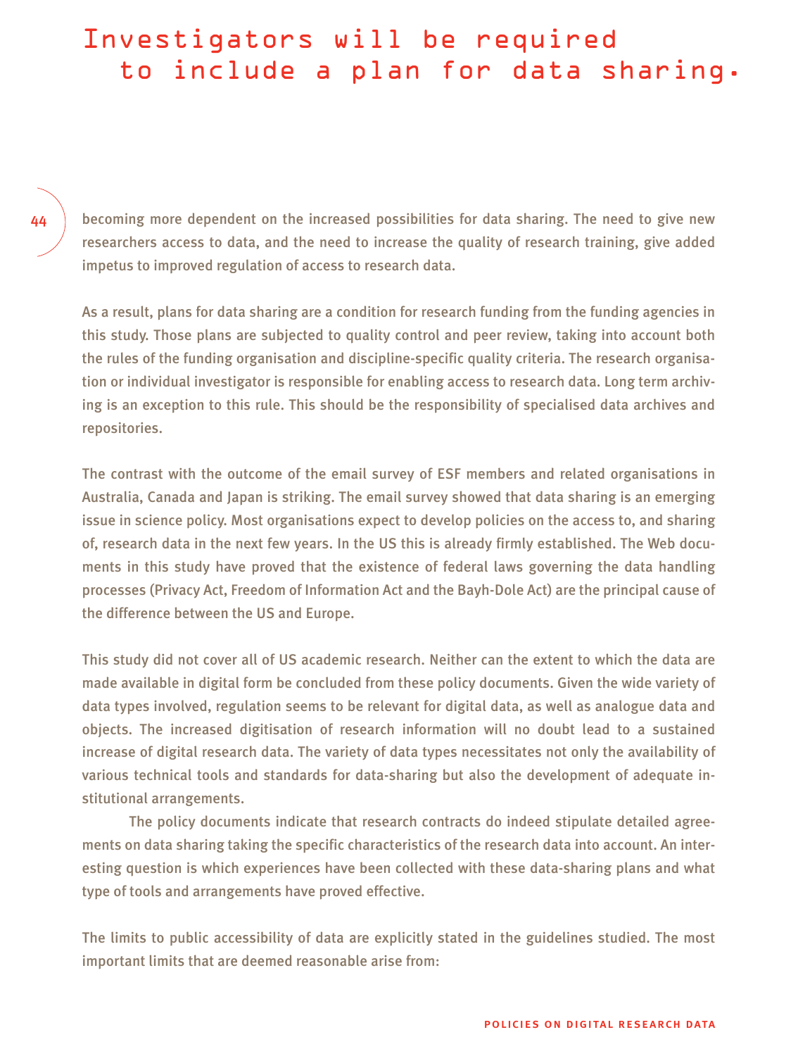# Investigators will be required to include a plan for data sharing.

becoming more dependent on the increased possibilities for data sharing. The need to give new researchers access to data, and the need to increase the quality of research training, give added impetus to improved regulation of access to research data.

As a result, plans for data sharing are a condition for research funding from the funding agencies in this study. Those plans are subjected to quality control and peer review, taking into account both the rules of the funding organisation and discipline-specific quality criteria. The research organisation or individual investigator is responsible for enabling access to research data. Long term archiving is an exception to this rule. This should be the responsibility of specialised data archives and repositories.

The contrast with the outcome of the email survey of ESF members and related organisations in Australia, Canada and Japan is striking. The email survey showed that data sharing is an emerging issue in science policy. Most organisations expect to develop policies on the access to, and sharing of, research data in the next few years. In the US this is already firmly established. The Web documents in this study have proved that the existence of federal laws governing the data handling processes (Privacy Act, Freedom of Information Act and the Bayh-Dole Act) are the principal cause of the difference between the US and Europe.

This study did not cover all of US academic research. Neither can the extent to which the data are made available in digital form be concluded from these policy documents. Given the wide variety of data types involved, regulation seems to be relevant for digital data, as well as analogue data and objects. The increased digitisation of research information will no doubt lead to a sustained increase of digital research data. The variety of data types necessitates not only the availability of various technical tools and standards for data-sharing but also the development of adequate institutional arrangements.

The policy documents indicate that research contracts do indeed stipulate detailed agreements on data sharing taking the specific characteristics of the research data into account. An interesting question is which experiences have been collected with these data-sharing plans and what type of tools and arrangements have proved effective.

The limits to public accessibility of data are explicitly stated in the guidelines studied. The most important limits that are deemed reasonable arise from: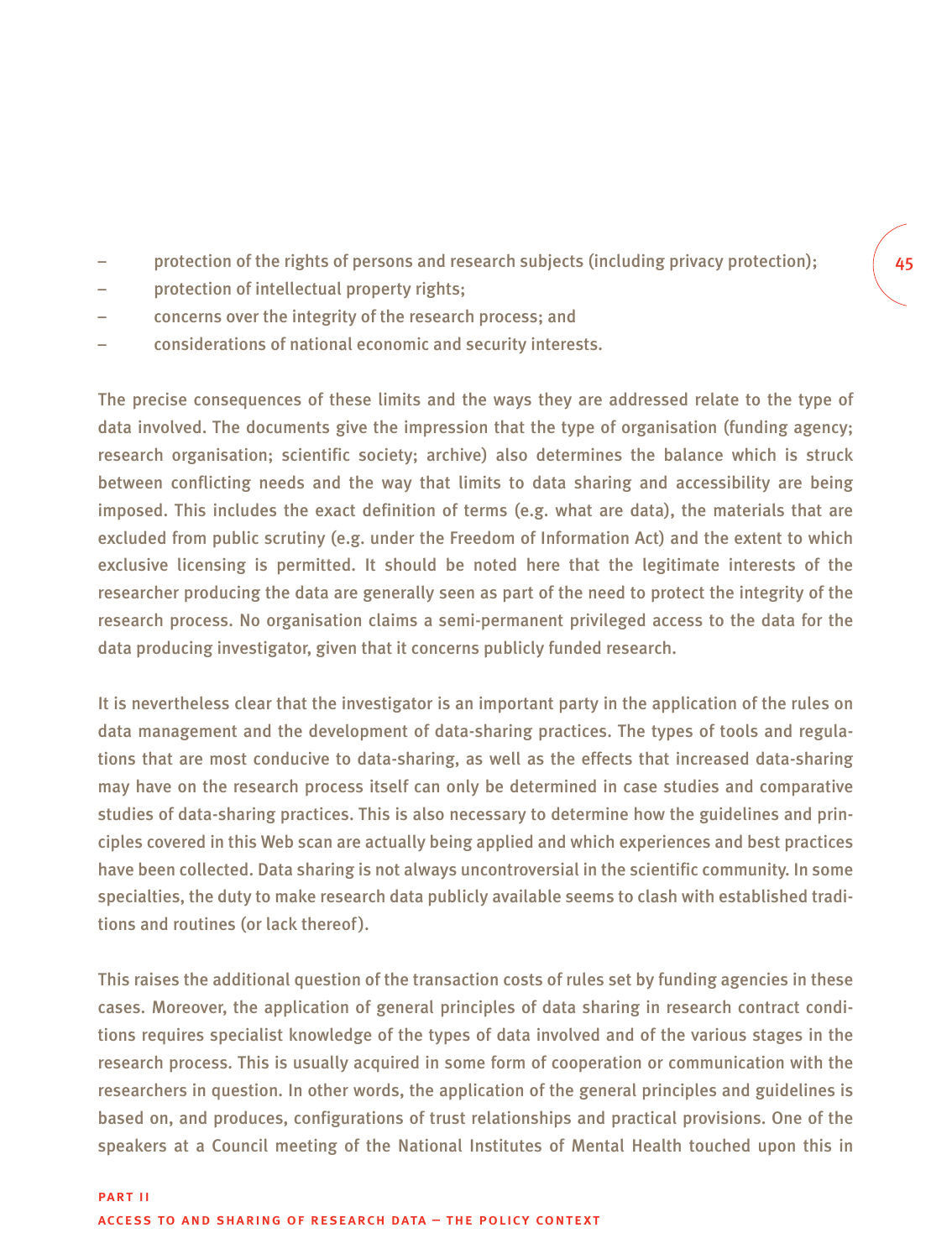- protection of the rights of persons and research subjects (including privacy protection);
- protection of intellectual property rights;
- concerns over the integrity of the research process; and
- considerations of national economic and security interests.

The precise consequences of these limits and the ways they are addressed relate to the type of data involved. The documents give the impression that the type of organisation (funding agency; research organisation; scientific society; archive) also determines the balance which is struck between conflicting needs and the way that limits to data sharing and accessibility are being imposed. This includes the exact definition of terms (e.g. what are data), the materials that are excluded from public scrutiny (e.g. under the Freedom of Information Act) and the extent to which exclusive licensing is permitted. It should be noted here that the legitimate interests of the researcher producing the data are generally seen as part of the need to protect the integrity of the research process. No organisation claims a semi-permanent privileged access to the data for the data producing investigator, given that it concerns publicly funded research.

It is nevertheless clear that the investigator is an important party in the application of the rules on data management and the development of data-sharing practices. The types of tools and regulations that are most conducive to data-sharing, as well as the effects that increased data-sharing may have on the research process itself can only be determined in case studies and comparative studies of data-sharing practices. This is also necessary to determine how the guidelines and principles covered in this Web scan are actually being applied and which experiences and best practices have been collected. Data sharing is not always uncontroversial in the scientific community. In some specialties, the duty to make research data publicly available seems to clash with established traditions and routines (or lack thereof).

This raises the additional question of the transaction costs of rules set by funding agencies in these cases. Moreover, the application of general principles of data sharing in research contract conditions requires specialist knowledge of the types of data involved and of the various stages in the research process. This is usually acquired in some form of cooperation or communication with the researchers in question. In other words, the application of the general principles and guidelines is based on, and produces, configurations of trust relationships and practical provisions. One of the speakers at a Council meeting of the National Institutes of Mental Health touched upon this in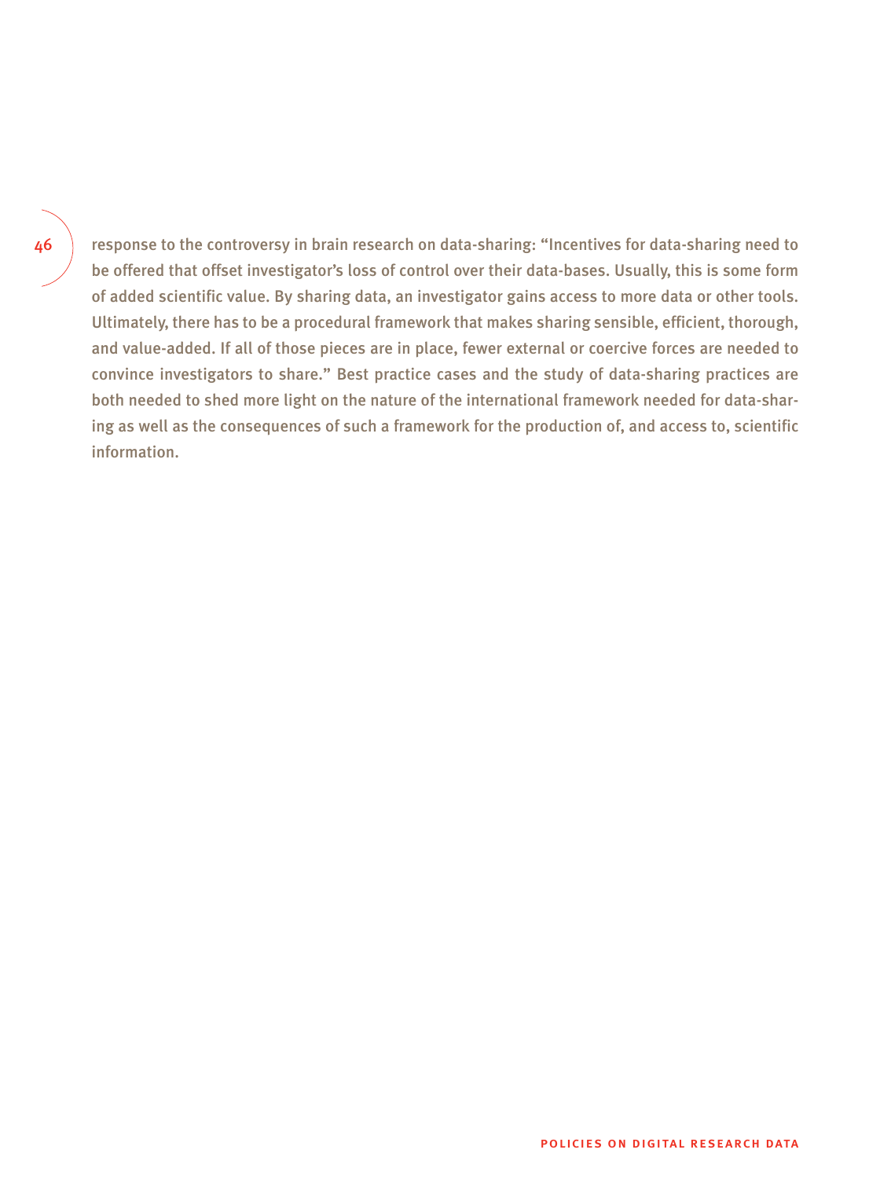response to the controversy in brain research on data-sharing: "Incentives for data-sharing need to be offered that offset investigator's loss of control over their data-bases. Usually, this is some form of added scientific value. By sharing data, an investigator gains access to more data or other tools. Ultimately, there has to be a procedural framework that makes sharing sensible, efficient, thorough, and value-added. If all of those pieces are in place, fewer external or coercive forces are needed to convince investigators to share." Best practice cases and the study of data-sharing practices are both needed to shed more light on the nature of the international framework needed for data-sharing as well as the consequences of such a framework for the production of, and access to, scientific information.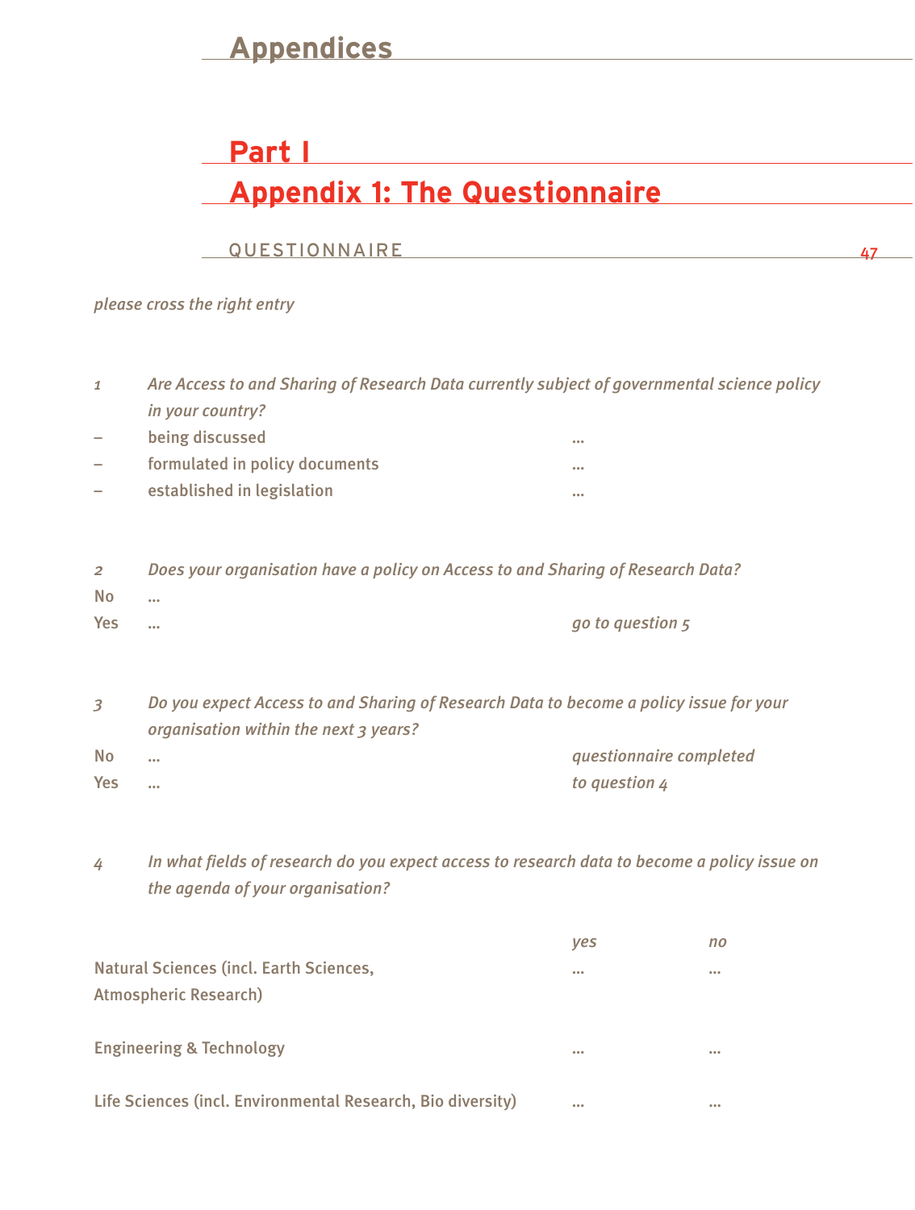# Appendices

## Part I

## Appendix 1: The Questionnaire

QUESTIONNAIRE

*please cross the right entry*

*1 Are Access to and Sharing of Research Data currently subject of governmental science policy in your country?*

– being discussed ...
– formulated in policy documents ...
– established in legislation ...

*2 Does your organisation have a policy on Access to and Sharing of Research Data?*

No ...
Yes ... *go to question 5*

*3 Do you expect Access to and Sharing of Research Data to become a policy issue for your organisation within the next 3 years?*

No ... *questionnaire completed*
Yes ... *to question 4*

*4 In what fields of research do you expect access to research data to become a policy issue on the agenda of your organisation?*

| | *yes* | *no* |
|---|---|---|
| Natural Sciences (incl. Earth Sciences, Atmospheric Research) | ... | ... |
| Engineering & Technology | ... | ... |
| Life Sciences (incl. Environmental Research, Bio diversity) | ... | ... |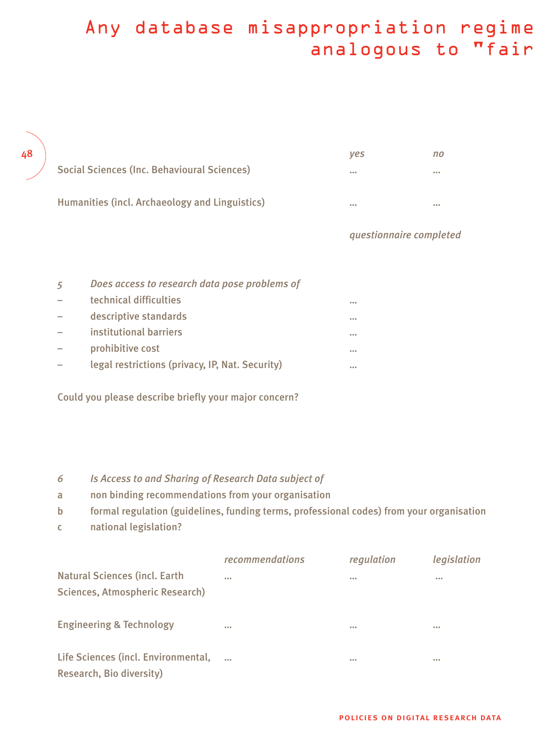Any database misappropriation regime analogous to "fair

| | *yes* | *no* |
|---|---|---|
| Social Sciences (Inc. Behavioural Sciences) | ... | ... |
| Humanities (incl. Archaeology and Linguistics) | ... | ... |

*questionnaire completed*

*5* *Does access to research data pose problems of*

- technical difficulties ...
- descriptive standards ...
- institutional barriers ...
- prohibitive cost ...
- legal restrictions (privacy, IP, Nat. Security) ...

Could you please describe briefly your major concern?

*6* *Is Access to and Sharing of Research Data subject of*

a non binding recommendations from your organisation

b formal regulation (guidelines, funding terms, professional codes) from your organisation

c national legislation?

| | *recommendations* | *regulation* | *legislation* |
|---|---|---|---|
| Natural Sciences (incl. Earth Sciences, Atmospheric Research) | ... | ... | ... |
| Engineering & Technology | ... | ... | ... |
| Life Sciences (incl. Environmental, Research, Bio diversity) | ... | ... | ... |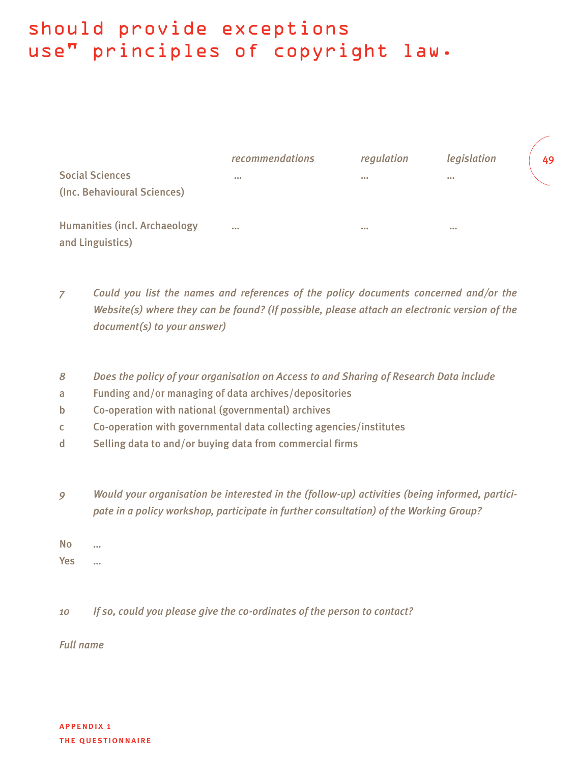should provide exceptions
use" principles of copyright law.

| | *recommendations* | *regulation* | *legislation* |
|---|---|---|---|
| Social Sciences (Inc. Behavioural Sciences) | ... | ... | ... |
| Humanities (incl. Archaeology and Linguistics) | ... | ... | ... |

*7* *Could you list the names and references of the policy documents concerned and/or the Website(s) where they can be found? (If possible, please attach an electronic version of the document(s) to your answer)*

*8* *Does the policy of your organisation on Access to and Sharing of Research Data include*

a Funding and/or managing of data archives/depositories
b Co-operation with national (governmental) archives
c Co-operation with governmental data collecting agencies/institutes
d Selling data to and/or buying data from commercial firms

*9* *Would your organisation be interested in the (follow-up) activities (being informed, participate in a policy workshop, participate in further consultation) of the Working Group?*

No ...
Yes ...

*10* *If so, could you please give the co-ordinates of the person to contact?*

*Full name*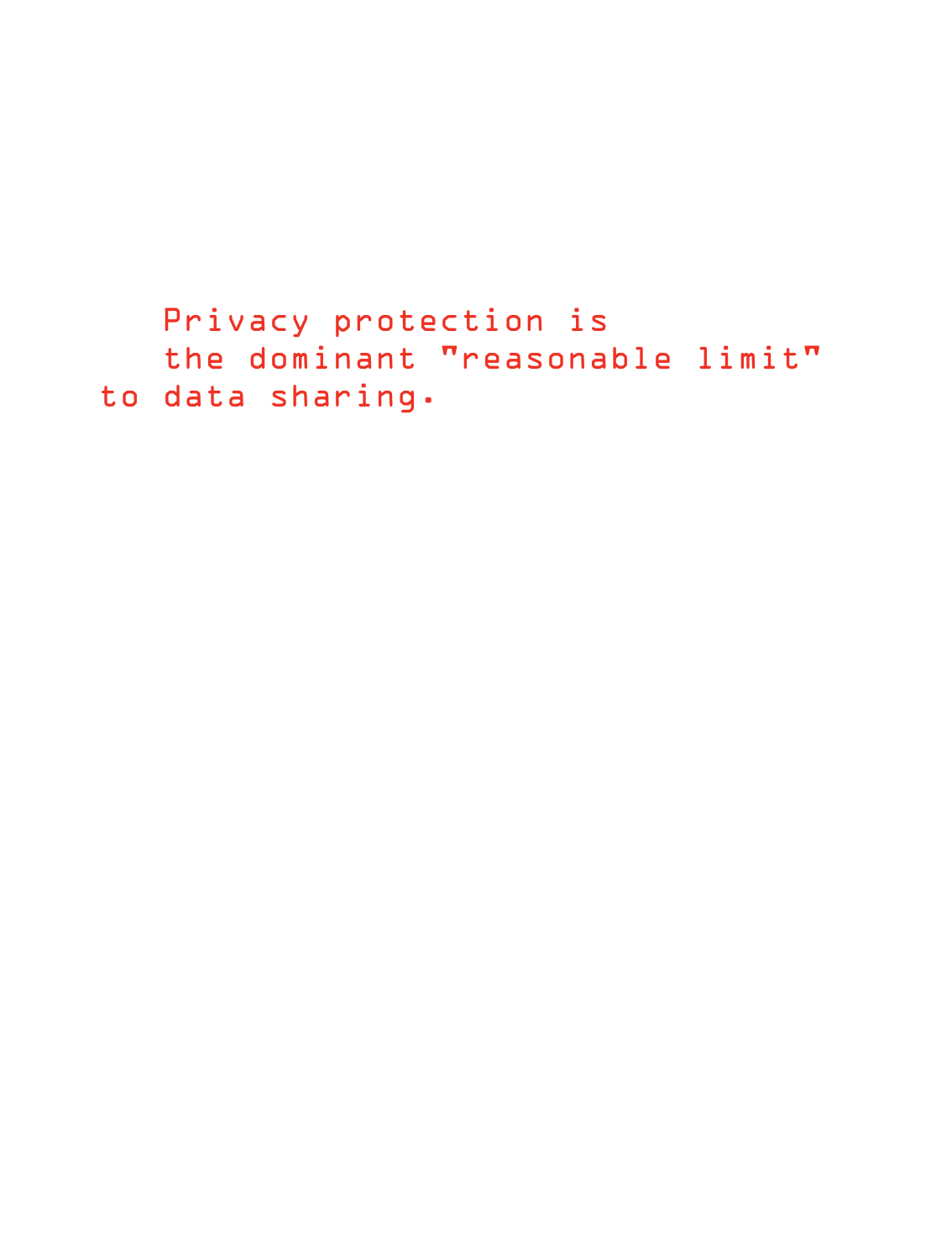Privacy protection is the dominant "reasonable limit" to data sharing.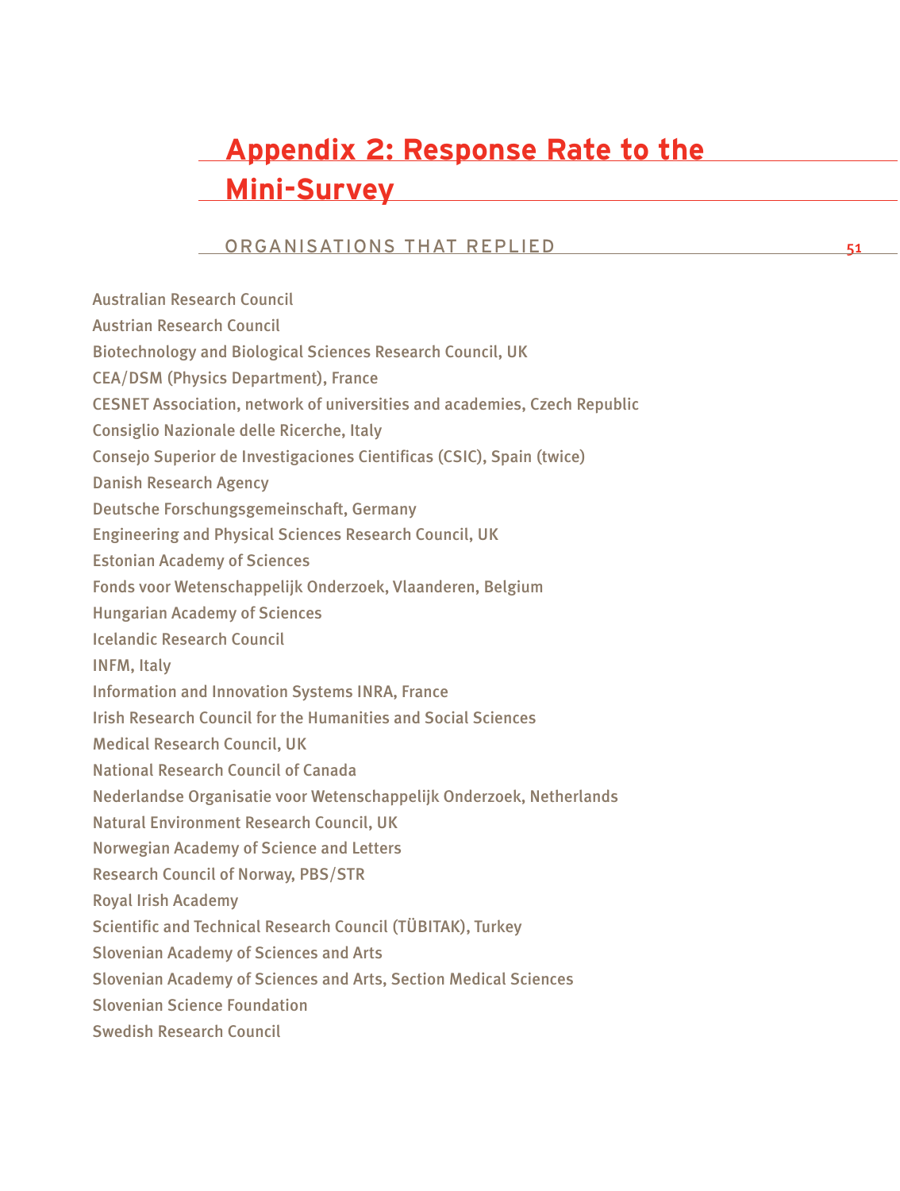# Appendix 2: Response Rate to the Mini-Survey

## ORGANISATIONS THAT REPLIED

Australian Research Council
Austrian Research Council
Biotechnology and Biological Sciences Research Council, UK
CEA/DSM (Physics Department), France
CESNET Association, network of universities and academies, Czech Republic
Consiglio Nazionale delle Ricerche, Italy
Consejo Superior de Investigaciones Cientificas (CSIC), Spain (twice)
Danish Research Agency
Deutsche Forschungsgemeinschaft, Germany
Engineering and Physical Sciences Research Council, UK
Estonian Academy of Sciences
Fonds voor Wetenschappelijk Onderzoek, Vlaanderen, Belgium
Hungarian Academy of Sciences
Icelandic Research Council
INFM, Italy
Information and Innovation Systems INRA, France
Irish Research Council for the Humanities and Social Sciences
Medical Research Council, UK
National Research Council of Canada
Nederlandse Organisatie voor Wetenschappelijk Onderzoek, Netherlands
Natural Environment Research Council, UK
Norwegian Academy of Science and Letters
Research Council of Norway, PBS/STR
Royal Irish Academy
Scientific and Technical Research Council (TÜBITAK), Turkey
Slovenian Academy of Sciences and Arts
Slovenian Academy of Sciences and Arts, Section Medical Sciences
Slovenian Science Foundation
Swedish Research Council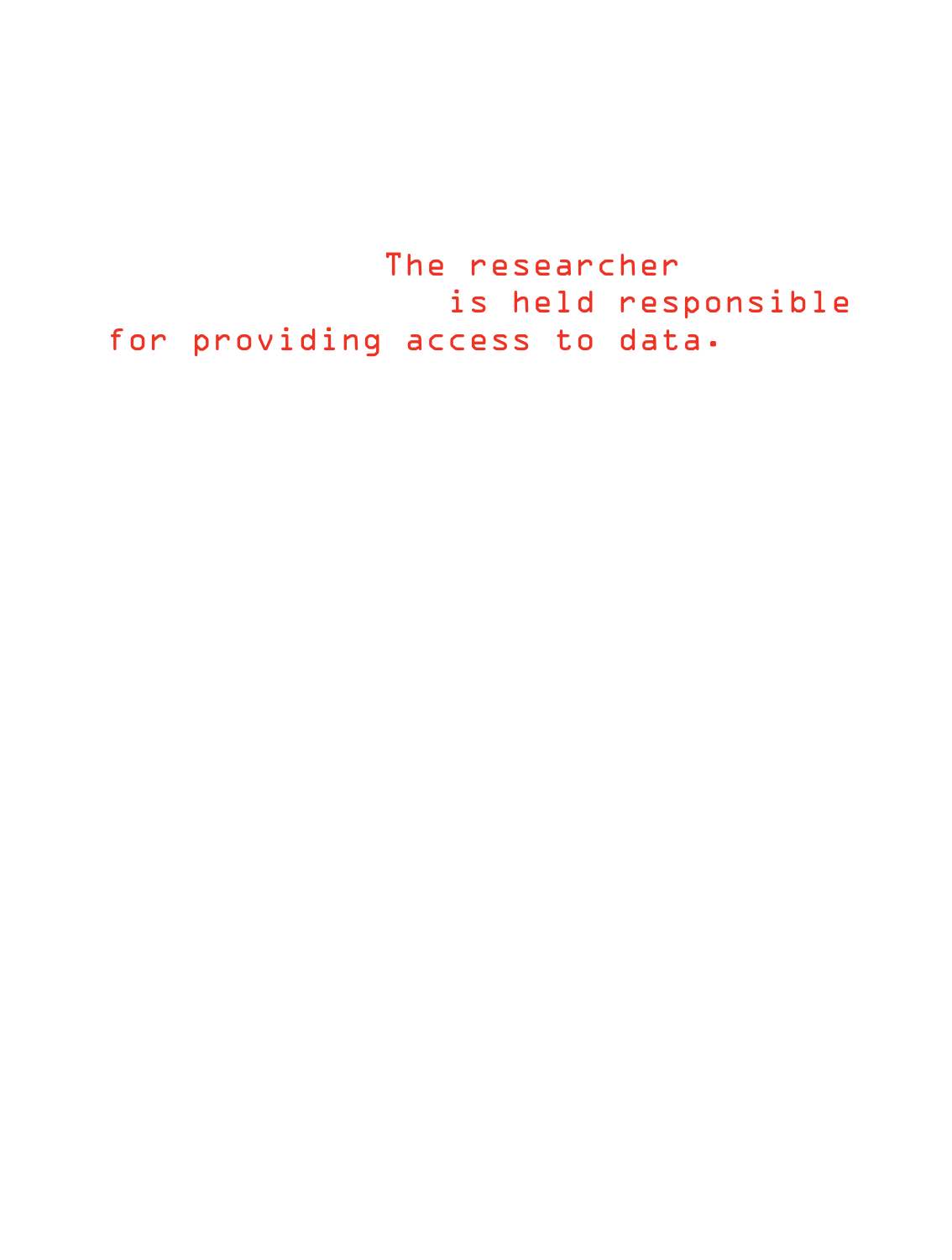The researcher
is held responsible
for providing access to data.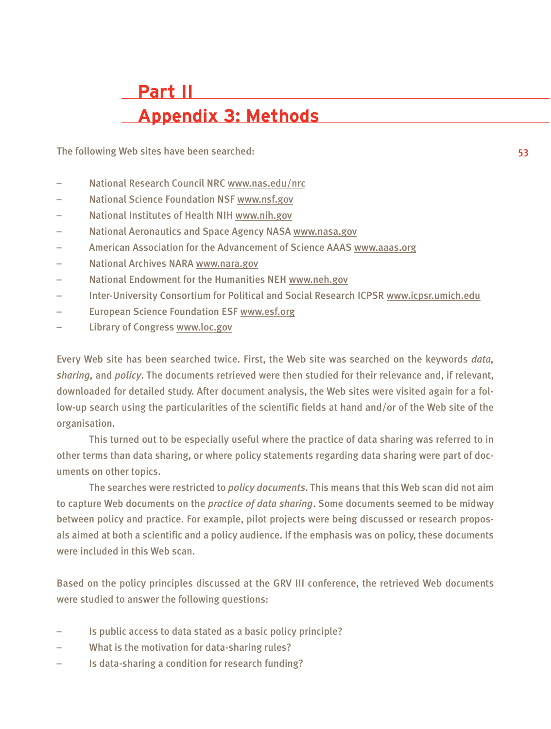# Part II
# Appendix 3: Methods

The following Web sites have been searched:

- National Research Council NRC www.nas.edu/nrc
- National Science Foundation NSF www.nsf.gov
- National Institutes of Health NIH www.nih.gov
- National Aeronautics and Space Agency NASA www.nasa.gov
- American Association for the Advancement of Science AAAS www.aaas.org
- National Archives NARA www.nara.gov
- National Endowment for the Humanities NEH www.neh.gov
- Inter-University Consortium for Political and Social Research ICPSR www.icpsr.umich.edu
- European Science Foundation ESF www.esf.org
- Library of Congress www.loc.gov

Every Web site has been searched twice. First, the Web site was searched on the keywords *data, sharing,* and *policy*. The documents retrieved were then studied for their relevance and, if relevant, downloaded for detailed study. After document analysis, the Web sites were visited again for a follow-up search using the particularities of the scientific fields at hand and/or of the Web site of the organisation.

This turned out to be especially useful where the practice of data sharing was referred to in other terms than data sharing, or where policy statements regarding data sharing were part of documents on other topics.

The searches were restricted to *policy documents*. This means that this Web scan did not aim to capture Web documents on the *practice of data sharing*. Some documents seemed to be midway between policy and practice. For example, pilot projects were being discussed or research proposals aimed at both a scientific and a policy audience. If the emphasis was on policy, these documents were included in this Web scan.

Based on the policy principles discussed at the GRV III conference, the retrieved Web documents were studied to answer the following questions:

- Is public access to data stated as a basic policy principle?
- What is the motivation for data-sharing rules?
- Is data-sharing a condition for research funding?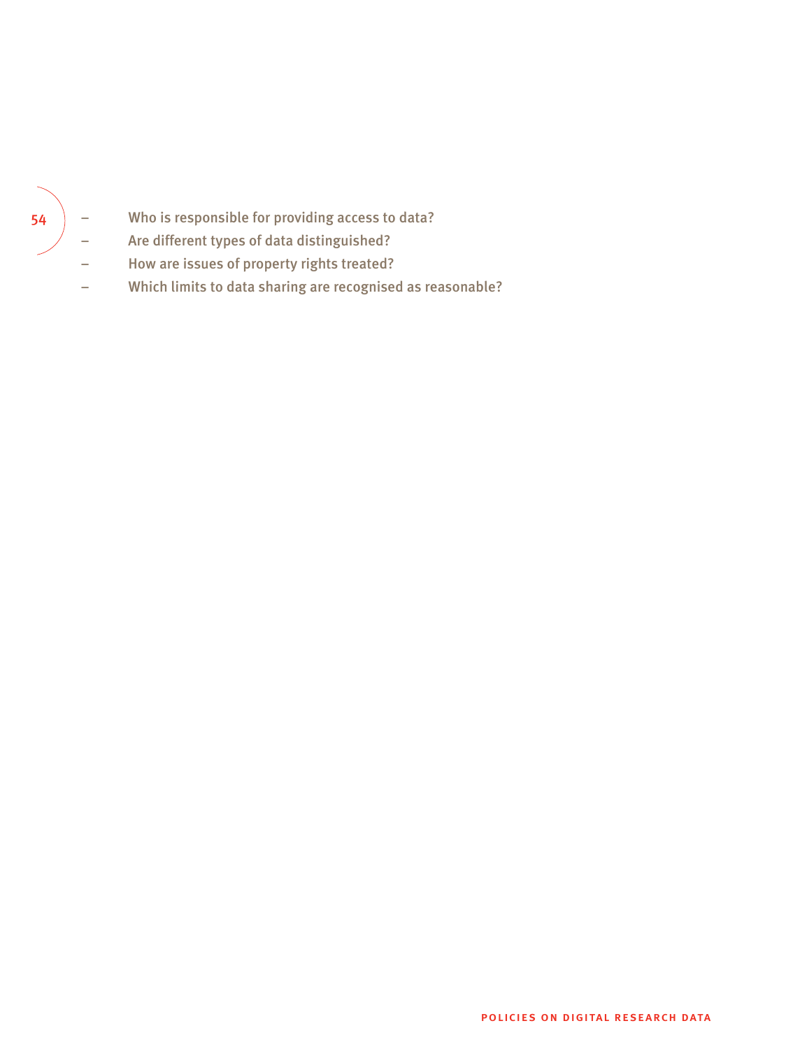- Who is responsible for providing access to data?
- Are different types of data distinguished?
- How are issues of property rights treated?
- Which limits to data sharing are recognised as reasonable?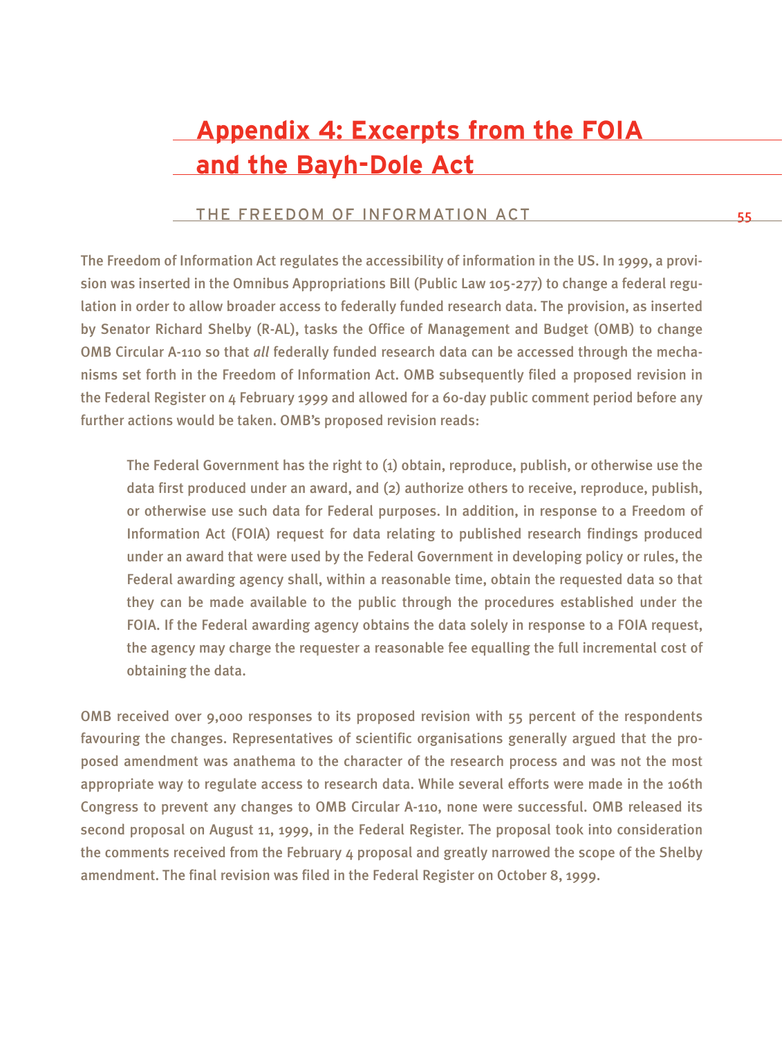# Appendix 4: Excerpts from the FOIA and the Bayh-Dole Act

## THE FREEDOM OF INFORMATION ACT

The Freedom of Information Act regulates the accessibility of information in the US. In 1999, a provision was inserted in the Omnibus Appropriations Bill (Public Law 105-277) to change a federal regulation in order to allow broader access to federally funded research data. The provision, as inserted by Senator Richard Shelby (R-AL), tasks the Office of Management and Budget (OMB) to change OMB Circular A-110 so that *all* federally funded research data can be accessed through the mechanisms set forth in the Freedom of Information Act. OMB subsequently filed a proposed revision in the Federal Register on 4 February 1999 and allowed for a 60-day public comment period before any further actions would be taken. OMB's proposed revision reads:

> The Federal Government has the right to (1) obtain, reproduce, publish, or otherwise use the data first produced under an award, and (2) authorize others to receive, reproduce, publish, or otherwise use such data for Federal purposes. In addition, in response to a Freedom of Information Act (FOIA) request for data relating to published research findings produced under an award that were used by the Federal Government in developing policy or rules, the Federal awarding agency shall, within a reasonable time, obtain the requested data so that they can be made available to the public through the procedures established under the FOIA. If the Federal awarding agency obtains the data solely in response to a FOIA request, the agency may charge the requester a reasonable fee equalling the full incremental cost of obtaining the data.

OMB received over 9,000 responses to its proposed revision with 55 percent of the respondents favouring the changes. Representatives of scientific organisations generally argued that the proposed amendment was anathema to the character of the research process and was not the most appropriate way to regulate access to research data. While several efforts were made in the 106th Congress to prevent any changes to OMB Circular A-110, none were successful. OMB released its second proposal on August 11, 1999, in the Federal Register. The proposal took into consideration the comments received from the February 4 proposal and greatly narrowed the scope of the Shelby amendment. The final revision was filed in the Federal Register on October 8, 1999.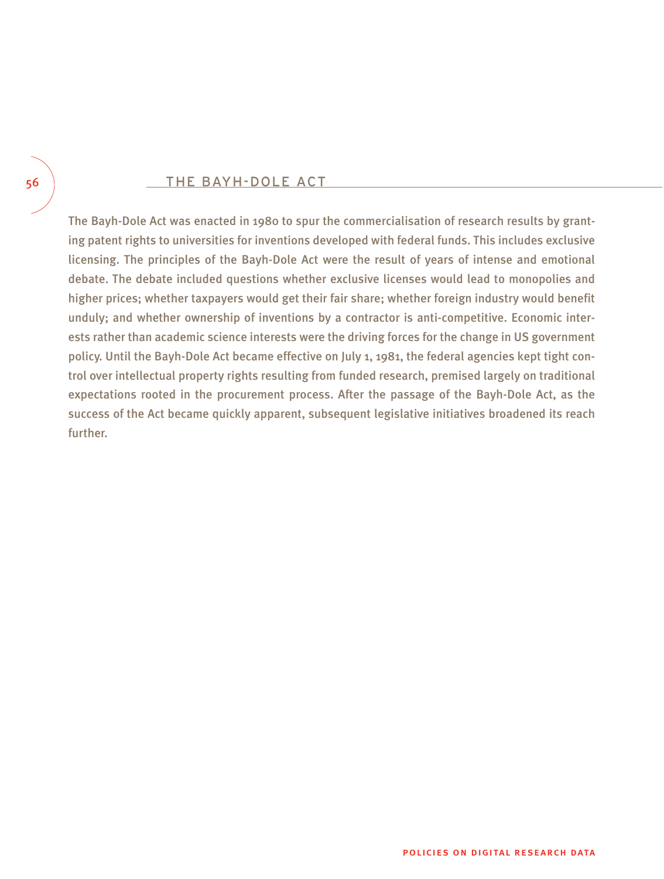## THE BAYH-DOLE ACT

The Bayh-Dole Act was enacted in 1980 to spur the commercialisation of research results by granting patent rights to universities for inventions developed with federal funds. This includes exclusive licensing. The principles of the Bayh-Dole Act were the result of years of intense and emotional debate. The debate included questions whether exclusive licenses would lead to monopolies and higher prices; whether taxpayers would get their fair share; whether foreign industry would benefit unduly; and whether ownership of inventions by a contractor is anti-competitive. Economic interests rather than academic science interests were the driving forces for the change in US government policy. Until the Bayh-Dole Act became effective on July 1, 1981, the federal agencies kept tight control over intellectual property rights resulting from funded research, premised largely on traditional expectations rooted in the procurement process. After the passage of the Bayh-Dole Act, as the success of the Act became quickly apparent, subsequent legislative initiatives broadened its reach further.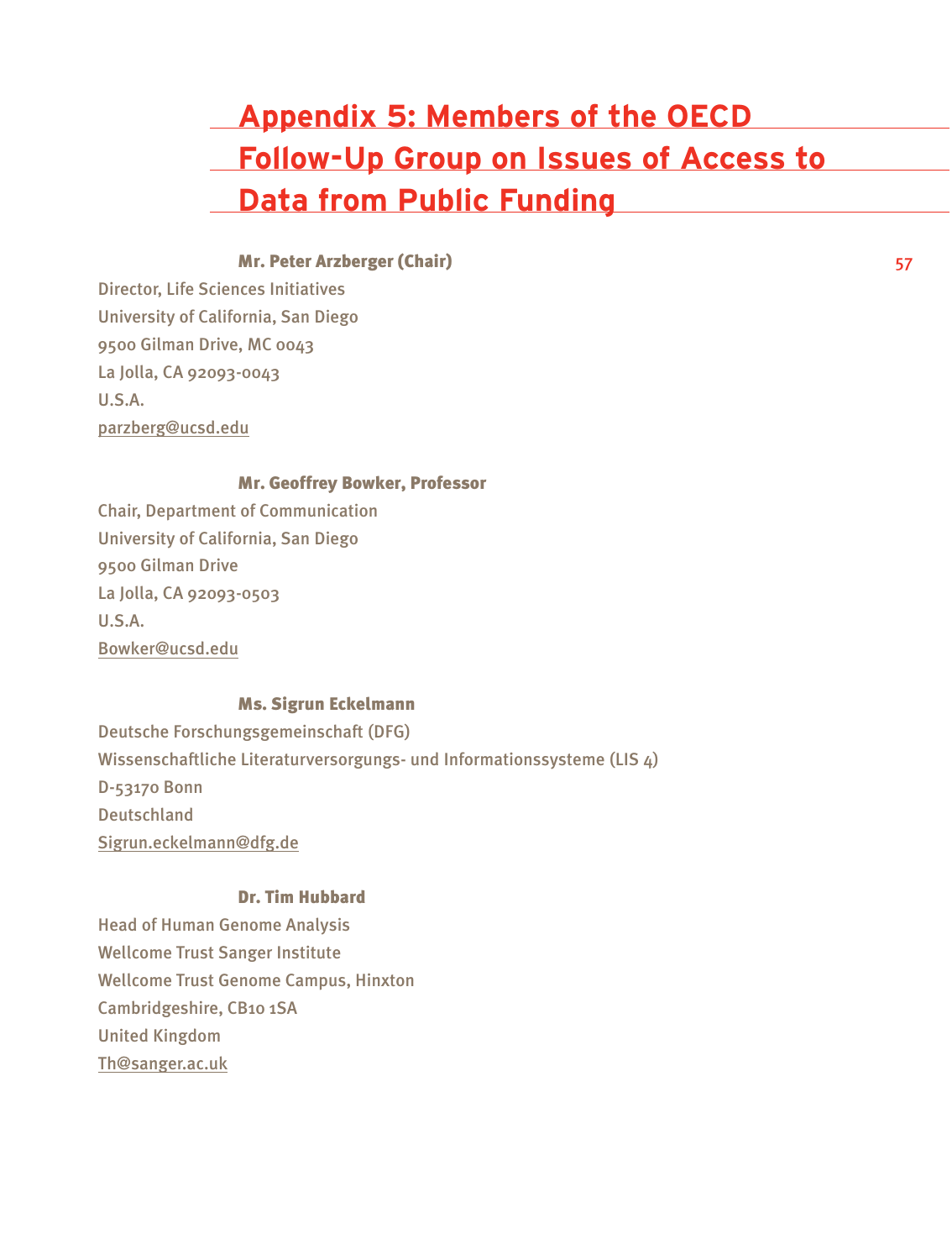# Appendix 5: Members of the OECD Follow-Up Group on Issues of Access to Data from Public Funding

**Mr. Peter Arzberger (Chair)**

Director, Life Sciences Initiatives
University of California, San Diego
9500 Gilman Drive, MC 0043
La Jolla, CA 92093-0043
U.S.A.
parzberg@ucsd.edu

**Mr. Geoffrey Bowker, Professor**

Chair, Department of Communication
University of California, San Diego
9500 Gilman Drive
La Jolla, CA 92093-0503
U.S.A.
Bowker@ucsd.edu

**Ms. Sigrun Eckelmann**

Deutsche Forschungsgemeinschaft (DFG)
Wissenschaftliche Literaturversorgungs- und Informationssysteme (LIS 4)
D-53170 Bonn
Deutschland
Sigrun.eckelmann@dfg.de

**Dr. Tim Hubbard**

Head of Human Genome Analysis
Wellcome Trust Sanger Institute
Wellcome Trust Genome Campus, Hinxton
Cambridgeshire, CB10 1SA
United Kingdom
Th@sanger.ac.uk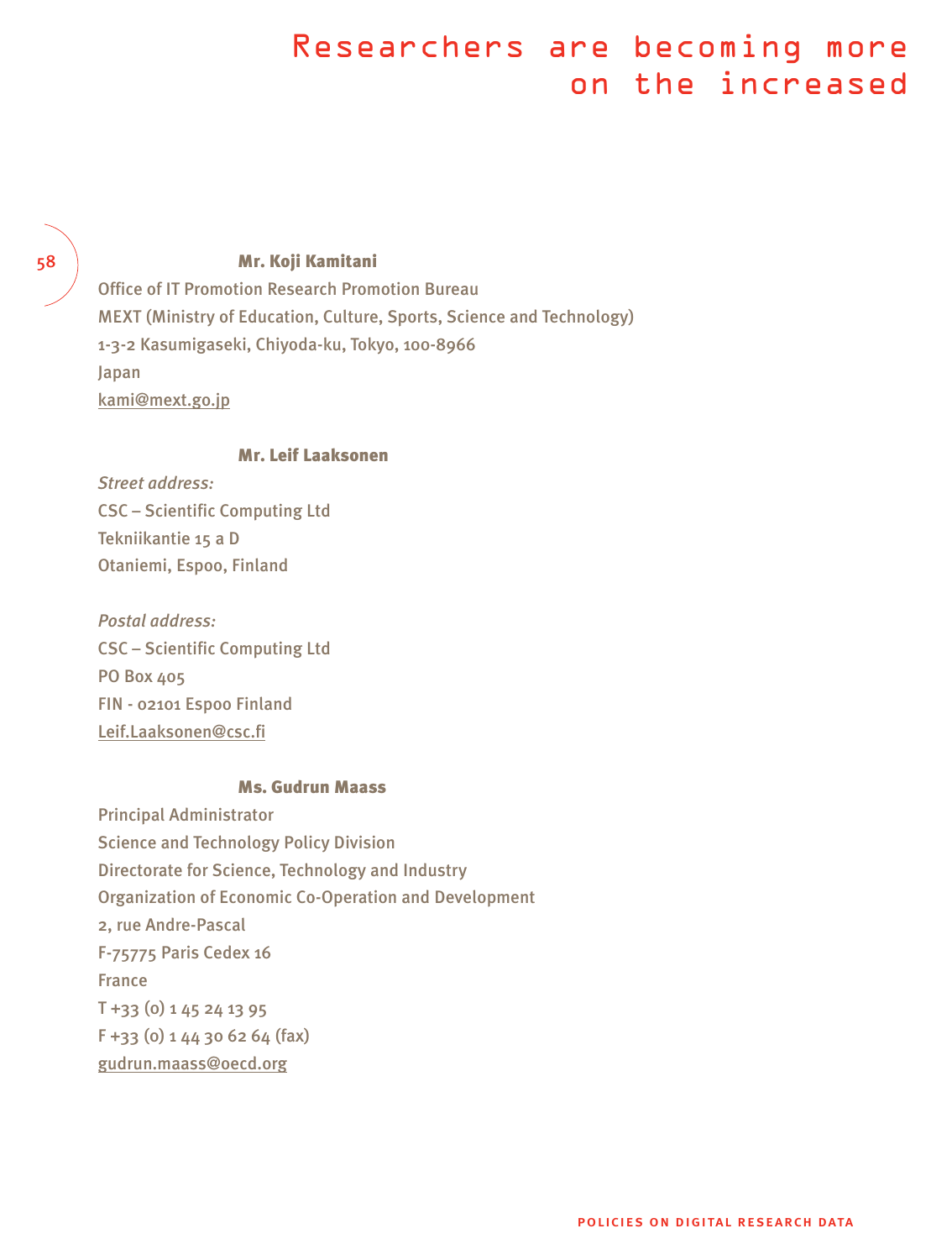**Mr. Koji Kamitani**

Office of IT Promotion Research Promotion Bureau
MEXT (Ministry of Education, Culture, Sports, Science and Technology)
1-3-2 Kasumigaseki, Chiyoda-ku, Tokyo, 100-8966
Japan
kami@mext.go.jp

**Mr. Leif Laaksonen**

*Street address:*
CSC – Scientific Computing Ltd
Tekniikantie 15 a D
Otaniemi, Espoo, Finland

*Postal address:*
CSC – Scientific Computing Ltd
PO Box 405
FIN - 02101 Espoo Finland
Leif.Laaksonen@csc.fi

**Ms. Gudrun Maass**

Principal Administrator
Science and Technology Policy Division
Directorate for Science, Technology and Industry
Organization of Economic Co-Operation and Development
2, rue Andre-Pascal
F-75775 Paris Cedex 16
France
T +33 (0) 1 45 24 13 95
F +33 (0) 1 44 30 62 64 (fax)
gudrun.maass@oecd.org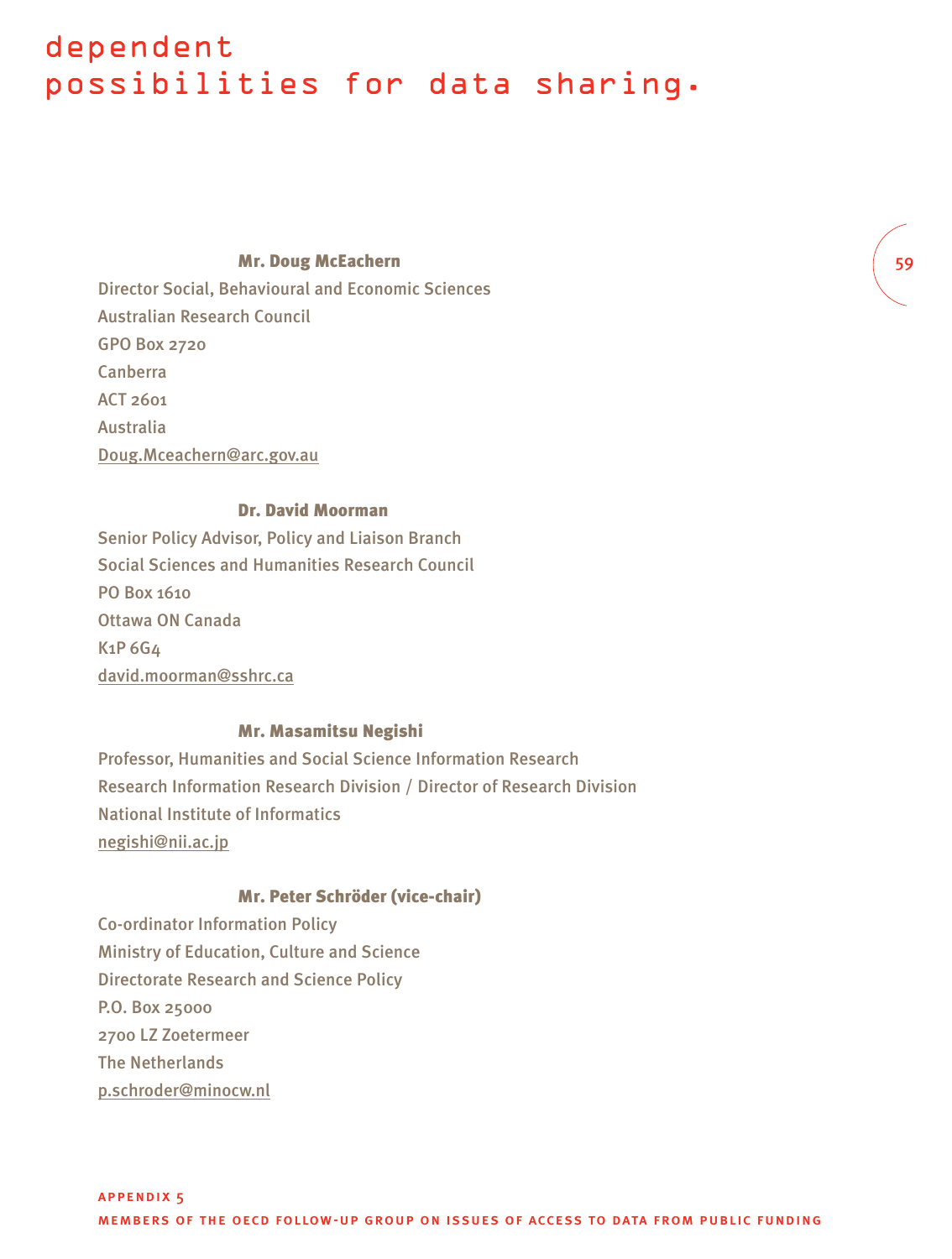**Mr. Doug McEachern**

Director Social, Behavioural and Economic Sciences
Australian Research Council
GPO Box 2720
Canberra
ACT 2601
Australia
Doug.Mceachern@arc.gov.au

**Dr. David Moorman**

Senior Policy Advisor, Policy and Liaison Branch
Social Sciences and Humanities Research Council
PO Box 1610
Ottawa ON Canada
K1P 6G4
david.moorman@sshrc.ca

**Mr. Masamitsu Negishi**

Professor, Humanities and Social Science Information Research
Research Information Research Division / Director of Research Division
National Institute of Informatics
negishi@nii.ac.jp

**Mr. Peter Schröder (vice-chair)**

Co-ordinator Information Policy
Ministry of Education, Culture and Science
Directorate Research and Science Policy
P.O. Box 25000
2700 LZ Zoetermeer
The Netherlands
p.schroder@minocw.nl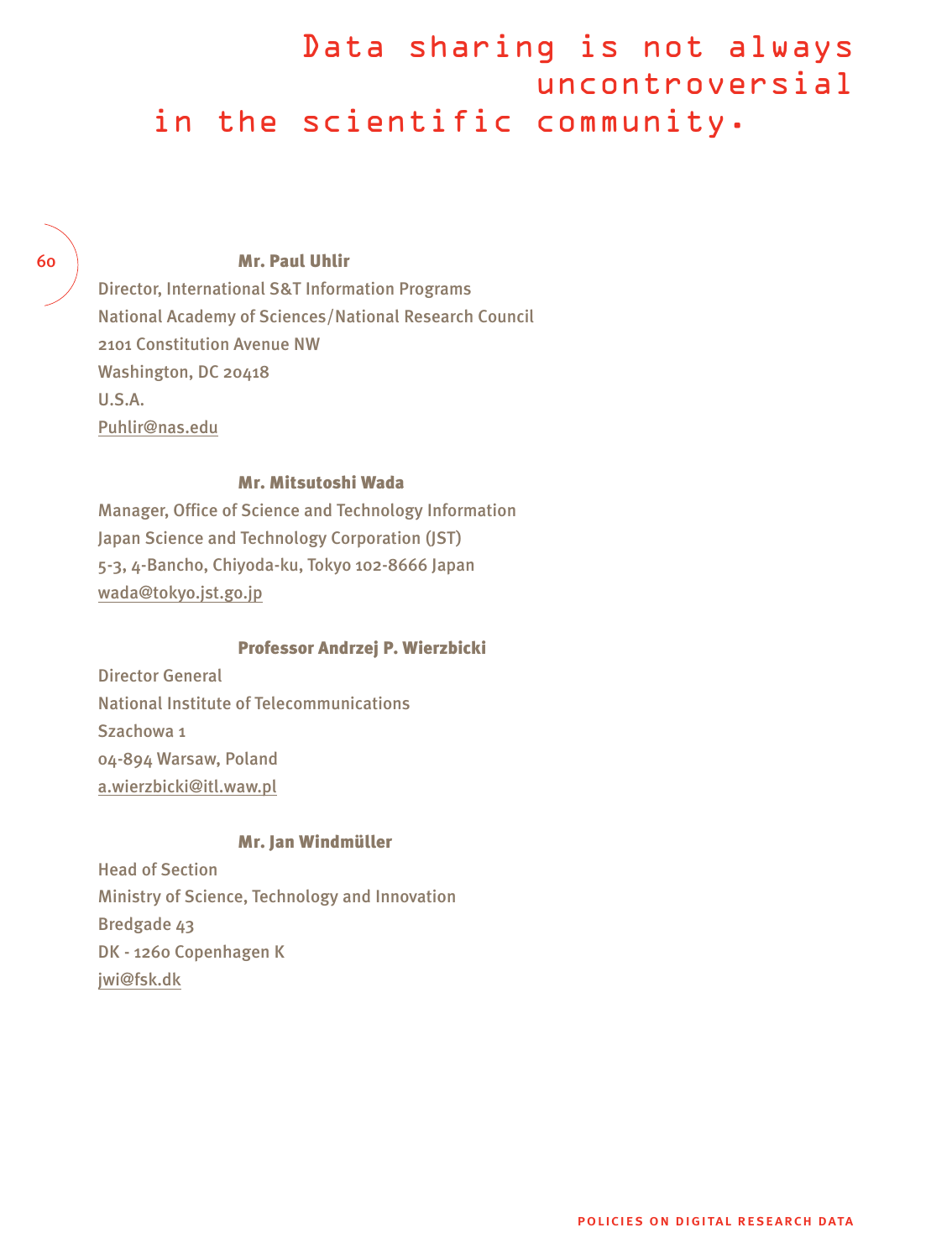Data sharing is not always uncontroversial in the scientific community.

**Mr. Paul Uhlir**

Director, International S&T Information Programs
National Academy of Sciences/National Research Council
2101 Constitution Avenue NW
Washington, DC 20418
U.S.A.
Puhlir@nas.edu

**Mr. Mitsutoshi Wada**

Manager, Office of Science and Technology Information
Japan Science and Technology Corporation (JST)
5-3, 4-Bancho, Chiyoda-ku, Tokyo 102-8666 Japan
wada@tokyo.jst.go.jp

**Professor Andrzej P. Wierzbicki**

Director General
National Institute of Telecommunications
Szachowa 1
04-894 Warsaw, Poland
a.wierzbicki@itl.waw.pl

**Mr. Jan Windmüller**

Head of Section
Ministry of Science, Technology and Innovation
Bredgade 43
DK - 1260 Copenhagen K
jwi@fsk.dk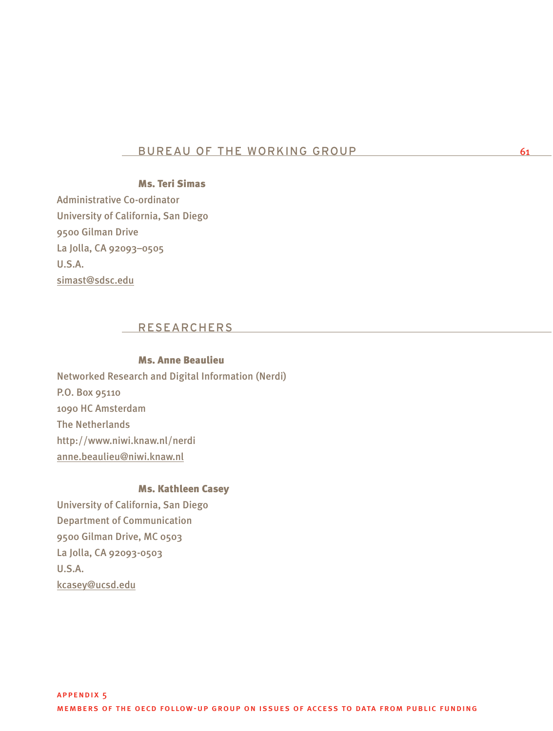## BUREAU OF THE WORKING GROUP

**Ms. Teri Simas**

Administrative Co-ordinator
University of California, San Diego
9500 Gilman Drive
La Jolla, CA 92093–0505
U.S.A.
simast@sdsc.edu

## RESEARCHERS

**Ms. Anne Beaulieu**

Networked Research and Digital Information (Nerdi)
P.O. Box 95110
1090 HC Amsterdam
The Netherlands
http://www.niwi.knaw.nl/nerdi
anne.beaulieu@niwi.knaw.nl

**Ms. Kathleen Casey**

University of California, San Diego
Department of Communication
9500 Gilman Drive, MC 0503
La Jolla, CA 92093-0503
U.S.A.
kcasey@ucsd.edu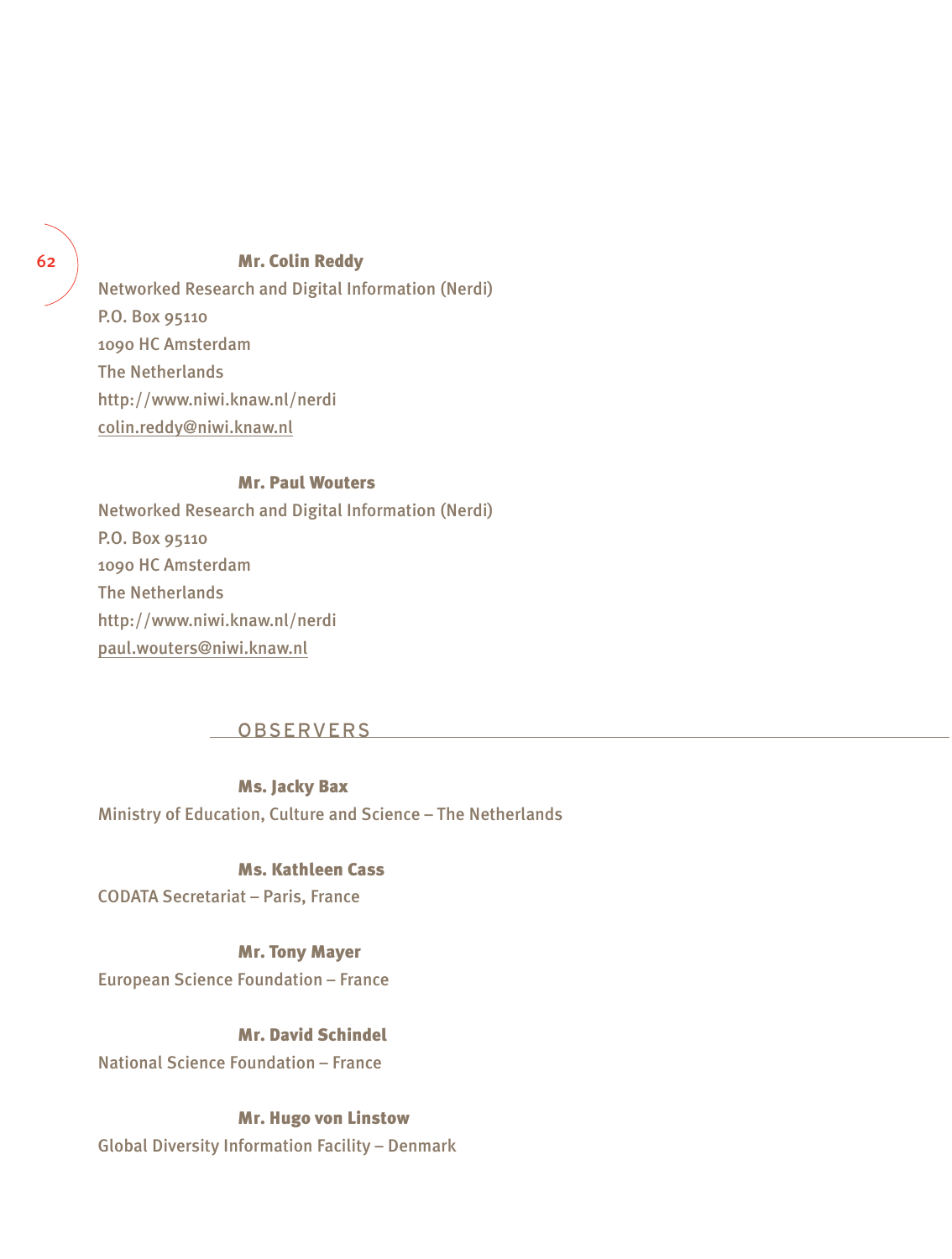**Mr. Colin Reddy**

Networked Research and Digital Information (Nerdi)
P.O. Box 95110
1090 HC Amsterdam
The Netherlands
http://www.niwi.knaw.nl/nerdi
colin.reddy@niwi.knaw.nl

**Mr. Paul Wouters**

Networked Research and Digital Information (Nerdi)
P.O. Box 95110
1090 HC Amsterdam
The Netherlands
http://www.niwi.knaw.nl/nerdi
paul.wouters@niwi.knaw.nl

## OBSERVERS

**Ms. Jacky Bax**

Ministry of Education, Culture and Science – The Netherlands

**Ms. Kathleen Cass**

CODATA Secretariat – Paris, France

**Mr. Tony Mayer**

European Science Foundation – France

**Mr. David Schindel**

National Science Foundation – France

**Mr. Hugo von Linstow**

Global Diversity Information Facility – Denmark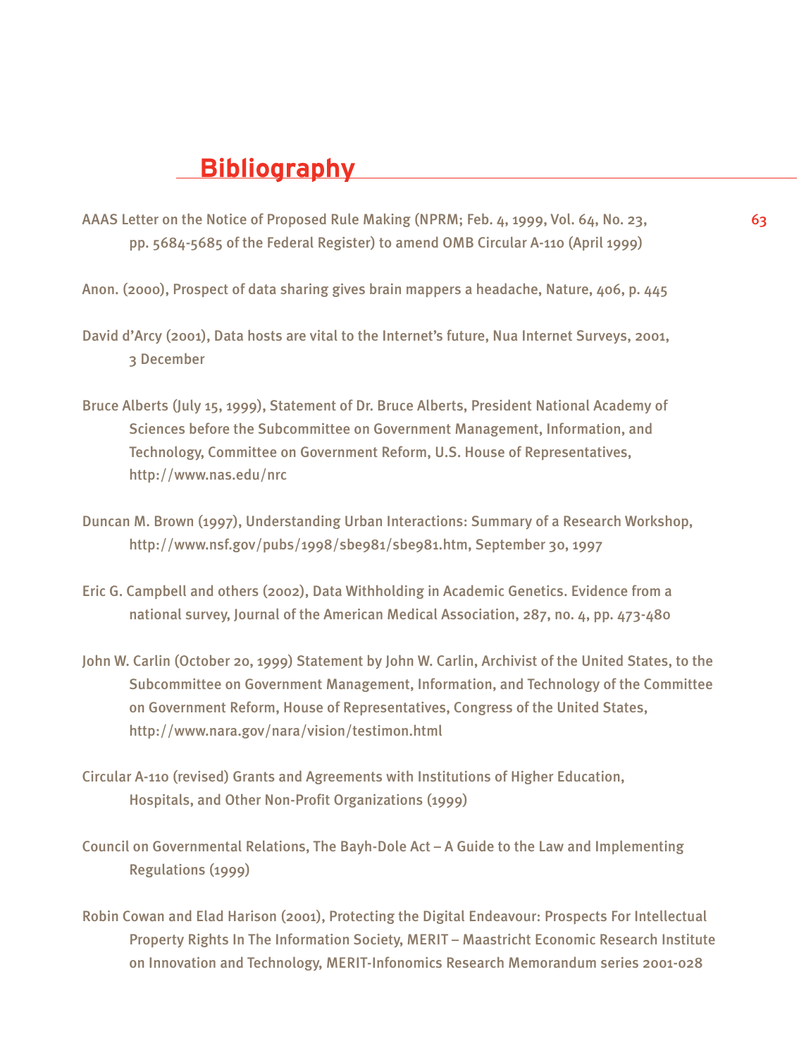# Bibliography

AAAS Letter on the Notice of Proposed Rule Making (NPRM; Feb. 4, 1999, Vol. 64, No. 23, pp. 5684-5685 of the Federal Register) to amend OMB Circular A-110 (April 1999)

Anon. (2000), Prospect of data sharing gives brain mappers a headache, Nature, 406, p. 445

David d'Arcy (2001), Data hosts are vital to the Internet's future, Nua Internet Surveys, 2001, 3 December

Bruce Alberts (July 15, 1999), Statement of Dr. Bruce Alberts, President National Academy of Sciences before the Subcommittee on Government Management, Information, and Technology, Committee on Government Reform, U.S. House of Representatives, http://www.nas.edu/nrc

Duncan M. Brown (1997), Understanding Urban Interactions: Summary of a Research Workshop, http://www.nsf.gov/pubs/1998/sbe981/sbe981.htm, September 30, 1997

Eric G. Campbell and others (2002), Data Withholding in Academic Genetics. Evidence from a national survey, Journal of the American Medical Association, 287, no. 4, pp. 473-480

John W. Carlin (October 20, 1999) Statement by John W. Carlin, Archivist of the United States, to the Subcommittee on Government Management, Information, and Technology of the Committee on Government Reform, House of Representatives, Congress of the United States, http://www.nara.gov/nara/vision/testimon.html

Circular A-110 (revised) Grants and Agreements with Institutions of Higher Education, Hospitals, and Other Non-Profit Organizations (1999)

Council on Governmental Relations, The Bayh-Dole Act – A Guide to the Law and Implementing Regulations (1999)

Robin Cowan and Elad Harison (2001), Protecting the Digital Endeavour: Prospects For Intellectual Property Rights In The Information Society, MERIT – Maastricht Economic Research Institute on Innovation and Technology, MERIT-Infonomics Research Memorandum series 2001-028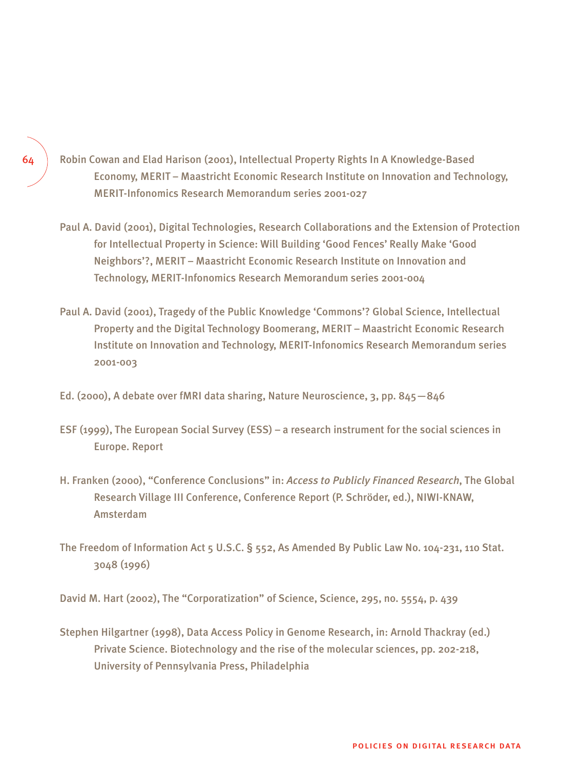Robin Cowan and Elad Harison (2001), Intellectual Property Rights In A Knowledge-Based Economy, MERIT – Maastricht Economic Research Institute on Innovation and Technology, MERIT-Infonomics Research Memorandum series 2001-027

Paul A. David (2001), Digital Technologies, Research Collaborations and the Extension of Protection for Intellectual Property in Science: Will Building 'Good Fences' Really Make 'Good Neighbors'?, MERIT – Maastricht Economic Research Institute on Innovation and Technology, MERIT-Infonomics Research Memorandum series 2001-004

Paul A. David (2001), Tragedy of the Public Knowledge 'Commons'? Global Science, Intellectual Property and the Digital Technology Boomerang, MERIT – Maastricht Economic Research Institute on Innovation and Technology, MERIT-Infonomics Research Memorandum series 2001-003

Ed. (2000), A debate over fMRI data sharing, Nature Neuroscience, 3, pp. 845—846

ESF (1999), The European Social Survey (ESS) – a research instrument for the social sciences in Europe. Report

H. Franken (2000), "Conference Conclusions" in: *Access to Publicly Financed Research*, The Global Research Village III Conference, Conference Report (P. Schröder, ed.), NIWI-KNAW, Amsterdam

The Freedom of Information Act 5 U.S.C. § 552, As Amended By Public Law No. 104-231, 110 Stat. 3048 (1996)

David M. Hart (2002), The "Corporatization" of Science, Science, 295, no. 5554, p. 439

Stephen Hilgartner (1998), Data Access Policy in Genome Research, in: Arnold Thackray (ed.) Private Science. Biotechnology and the rise of the molecular sciences, pp. 202-218, University of Pennsylvania Press, Philadelphia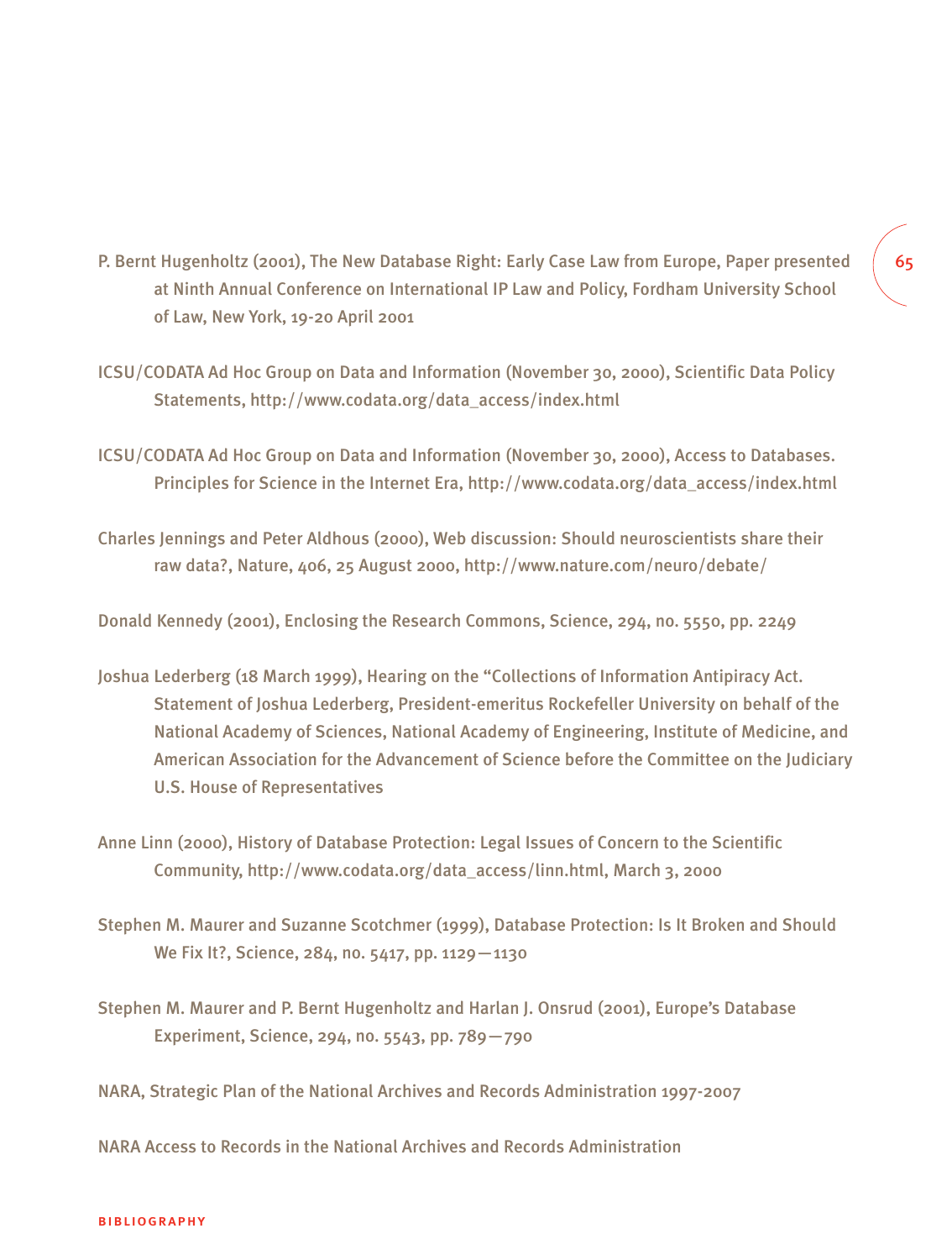P. Bernt Hugenholtz (2001), The New Database Right: Early Case Law from Europe, Paper presented at Ninth Annual Conference on International IP Law and Policy, Fordham University School of Law, New York, 19-20 April 2001

ICSU/CODATA Ad Hoc Group on Data and Information (November 30, 2000), Scientific Data Policy Statements, http://www.codata.org/data_access/index.html

ICSU/CODATA Ad Hoc Group on Data and Information (November 30, 2000), Access to Databases. Principles for Science in the Internet Era, http://www.codata.org/data_access/index.html

Charles Jennings and Peter Aldhous (2000), Web discussion: Should neuroscientists share their raw data?, Nature, 406, 25 August 2000, http://www.nature.com/neuro/debate/

Donald Kennedy (2001), Enclosing the Research Commons, Science, 294, no. 5550, pp. 2249

Joshua Lederberg (18 March 1999), Hearing on the "Collections of Information Antipiracy Act. Statement of Joshua Lederberg, President-emeritus Rockefeller University on behalf of the National Academy of Sciences, National Academy of Engineering, Institute of Medicine, and American Association for the Advancement of Science before the Committee on the Judiciary U.S. House of Representatives

Anne Linn (2000), History of Database Protection: Legal Issues of Concern to the Scientific Community, http://www.codata.org/data_access/linn.html, March 3, 2000

Stephen M. Maurer and Suzanne Scotchmer (1999), Database Protection: Is It Broken and Should We Fix It?, Science, 284, no. 5417, pp. 1129—1130

Stephen M. Maurer and P. Bernt Hugenholtz and Harlan J. Onsrud (2001), Europe's Database Experiment, Science, 294, no. 5543, pp. 789—790

NARA, Strategic Plan of the National Archives and Records Administration 1997-2007

NARA Access to Records in the National Archives and Records Administration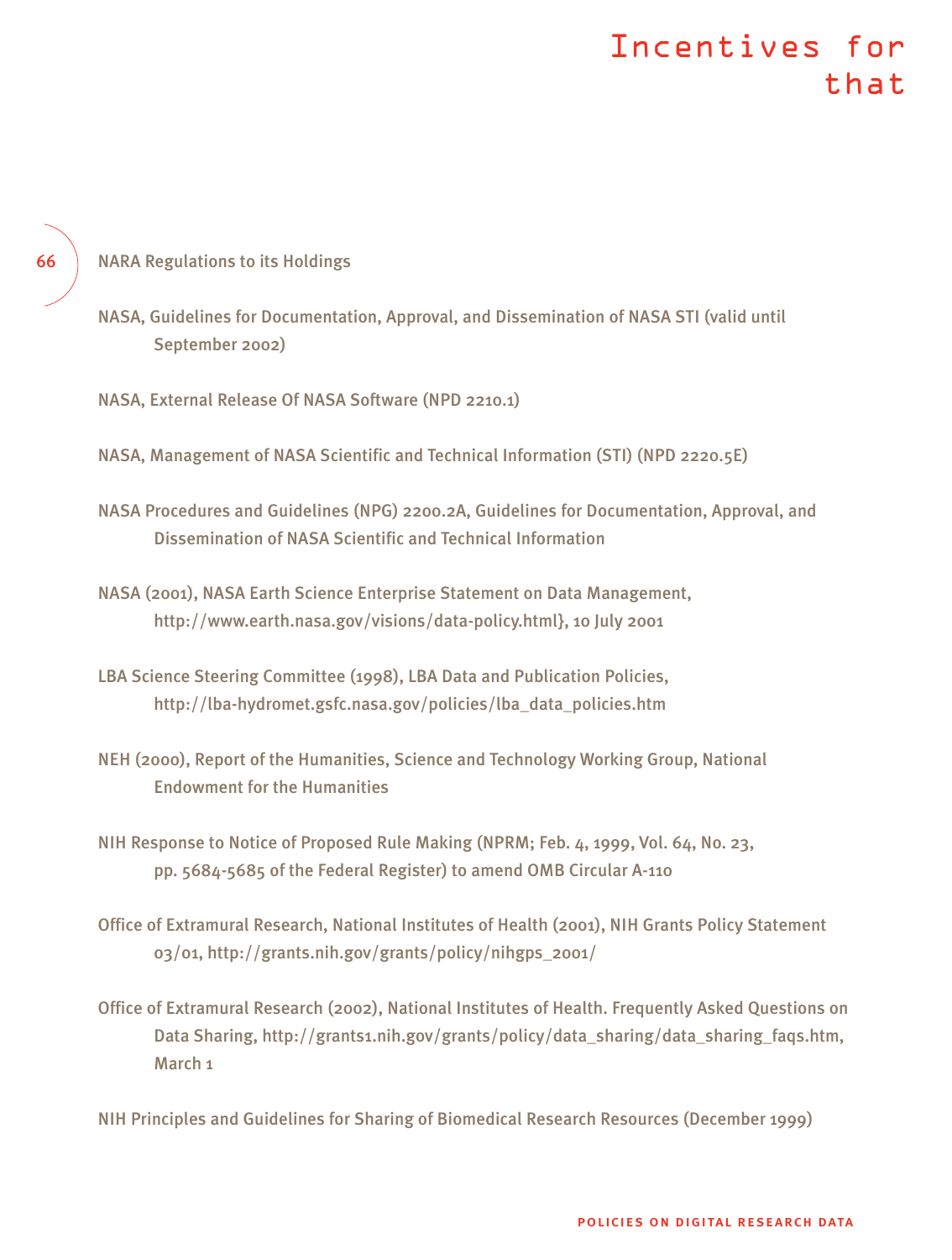NARA Regulations to its Holdings

NASA, Guidelines for Documentation, Approval, and Dissemination of NASA STI (valid until September 2002)

NASA, External Release Of NASA Software (NPD 2210.1)

NASA, Management of NASA Scientific and Technical Information (STI) (NPD 2220.5E)

NASA Procedures and Guidelines (NPG) 2200.2A, Guidelines for Documentation, Approval, and Dissemination of NASA Scientific and Technical Information

NASA (2001), NASA Earth Science Enterprise Statement on Data Management, http://www.earth.nasa.gov/visions/data-policy.html}, 10 July 2001

LBA Science Steering Committee (1998), LBA Data and Publication Policies, http://lba-hydromet.gsfc.nasa.gov/policies/lba_data_policies.htm

NEH (2000), Report of the Humanities, Science and Technology Working Group, National Endowment for the Humanities

NIH Response to Notice of Proposed Rule Making (NPRM; Feb. 4, 1999, Vol. 64, No. 23, pp. 5684-5685 of the Federal Register) to amend OMB Circular A-110

Office of Extramural Research, National Institutes of Health (2001), NIH Grants Policy Statement 03/01, http://grants.nih.gov/grants/policy/nihgps_2001/

Office of Extramural Research (2002), National Institutes of Health. Frequently Asked Questions on Data Sharing, http://grants1.nih.gov/grants/policy/data_sharing/data_sharing_faqs.htm, March 1

NIH Principles and Guidelines for Sharing of Biomedical Research Resources (December 1999)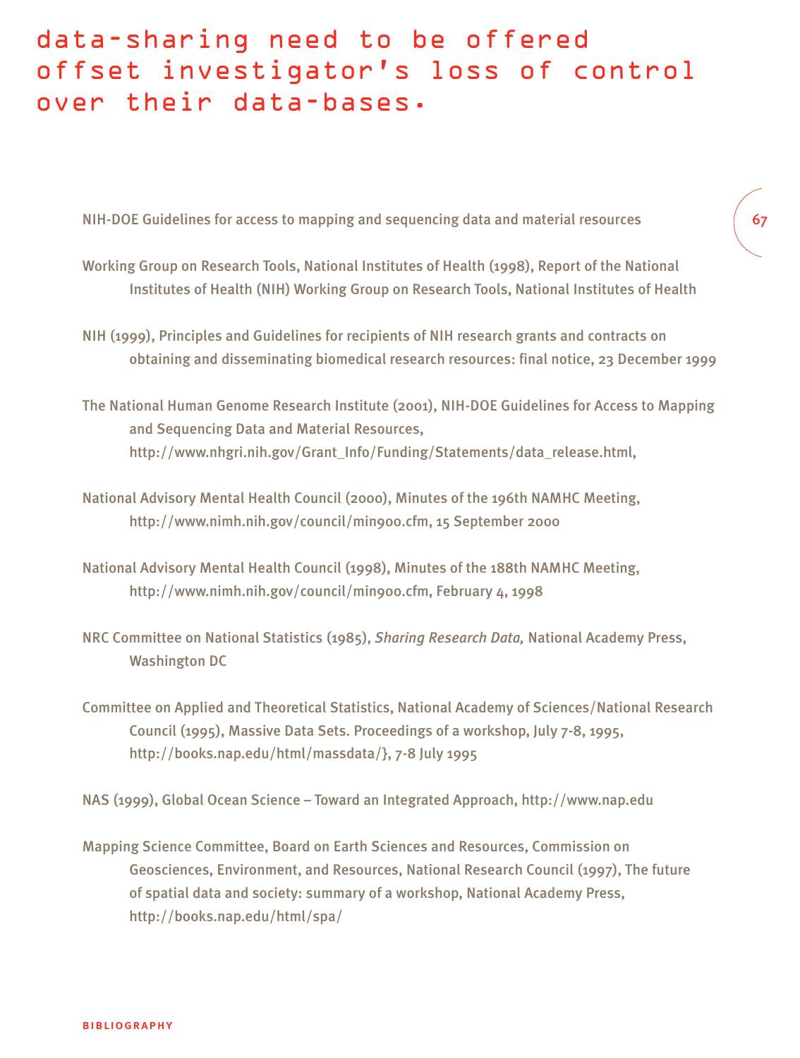data-sharing need to be offered offset investigator's loss of control over their data-bases.

NIH-DOE Guidelines for access to mapping and sequencing data and material resources

Working Group on Research Tools, National Institutes of Health (1998), Report of the National Institutes of Health (NIH) Working Group on Research Tools, National Institutes of Health

NIH (1999), Principles and Guidelines for recipients of NIH research grants and contracts on obtaining and disseminating biomedical research resources: final notice, 23 December 1999

The National Human Genome Research Institute (2001), NIH-DOE Guidelines for Access to Mapping and Sequencing Data and Material Resources, http://www.nhgri.nih.gov/Grant_Info/Funding/Statements/data_release.html,

National Advisory Mental Health Council (2000), Minutes of the 196th NAMHC Meeting, http://www.nimh.nih.gov/council/min900.cfm, 15 September 2000

National Advisory Mental Health Council (1998), Minutes of the 188th NAMHC Meeting, http://www.nimh.nih.gov/council/min900.cfm, February 4, 1998

NRC Committee on National Statistics (1985), *Sharing Research Data,* National Academy Press, Washington DC

Committee on Applied and Theoretical Statistics, National Academy of Sciences/National Research Council (1995), Massive Data Sets. Proceedings of a workshop, July 7-8, 1995, http://books.nap.edu/html/massdata/}, 7-8 July 1995

NAS (1999), Global Ocean Science – Toward an Integrated Approach, http://www.nap.edu

Mapping Science Committee, Board on Earth Sciences and Resources, Commission on Geosciences, Environment, and Resources, National Research Council (1997), The future of spatial data and society: summary of a workshop, National Academy Press, http://books.nap.edu/html/spa/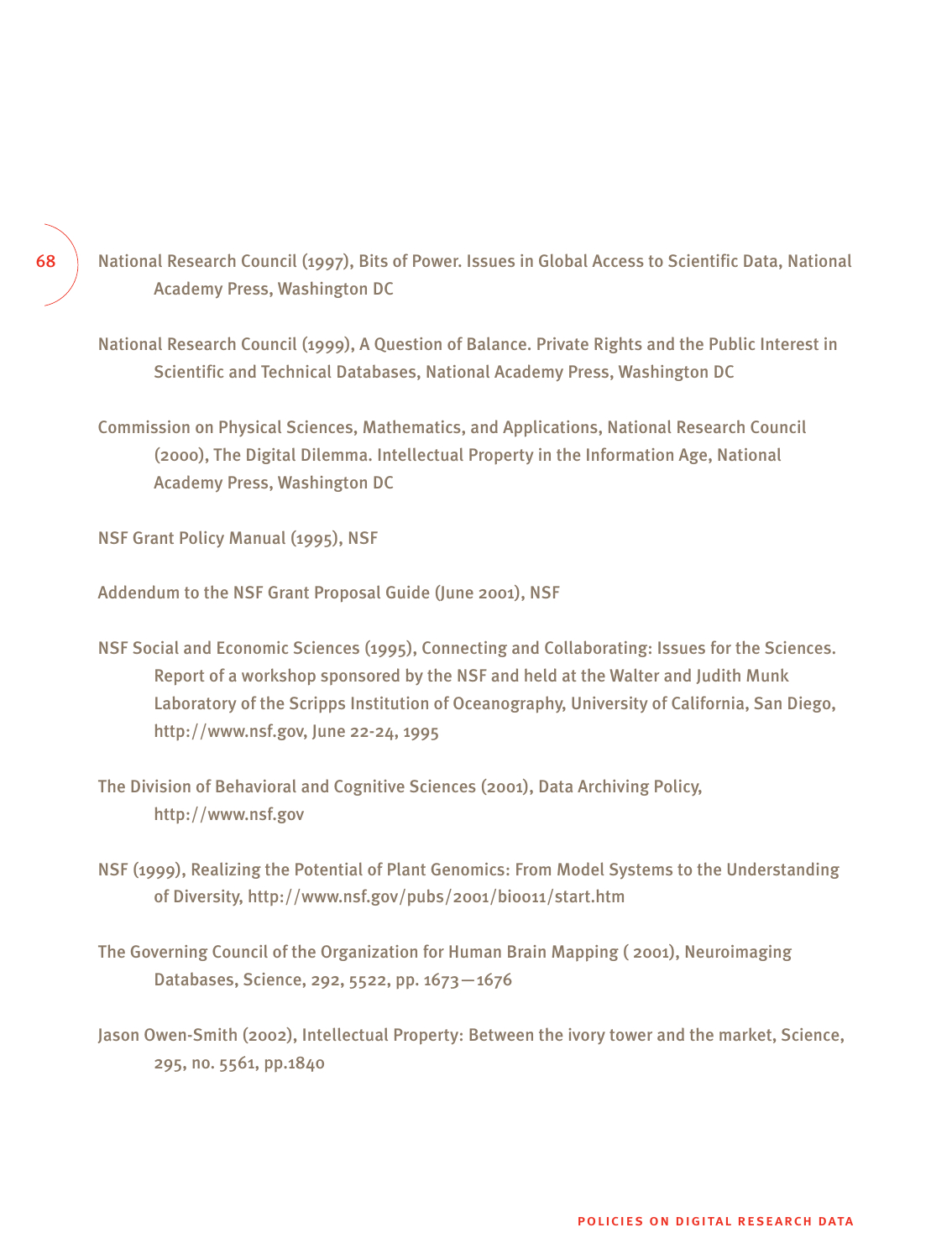National Research Council (1997), Bits of Power. Issues in Global Access to Scientific Data, National Academy Press, Washington DC

National Research Council (1999), A Question of Balance. Private Rights and the Public Interest in Scientific and Technical Databases, National Academy Press, Washington DC

Commission on Physical Sciences, Mathematics, and Applications, National Research Council (2000), The Digital Dilemma. Intellectual Property in the Information Age, National Academy Press, Washington DC

NSF Grant Policy Manual (1995), NSF

Addendum to the NSF Grant Proposal Guide (June 2001), NSF

NSF Social and Economic Sciences (1995), Connecting and Collaborating: Issues for the Sciences. Report of a workshop sponsored by the NSF and held at the Walter and Judith Munk Laboratory of the Scripps Institution of Oceanography, University of California, San Diego, http://www.nsf.gov, June 22-24, 1995

The Division of Behavioral and Cognitive Sciences (2001), Data Archiving Policy, http://www.nsf.gov

NSF (1999), Realizing the Potential of Plant Genomics: From Model Systems to the Understanding of Diversity, http://www.nsf.gov/pubs/2001/bio011/start.htm

The Governing Council of the Organization for Human Brain Mapping ( 2001), Neuroimaging Databases, Science, 292, 5522, pp. 1673—1676

Jason Owen-Smith (2002), Intellectual Property: Between the ivory tower and the market, Science, 295, no. 5561, pp.1840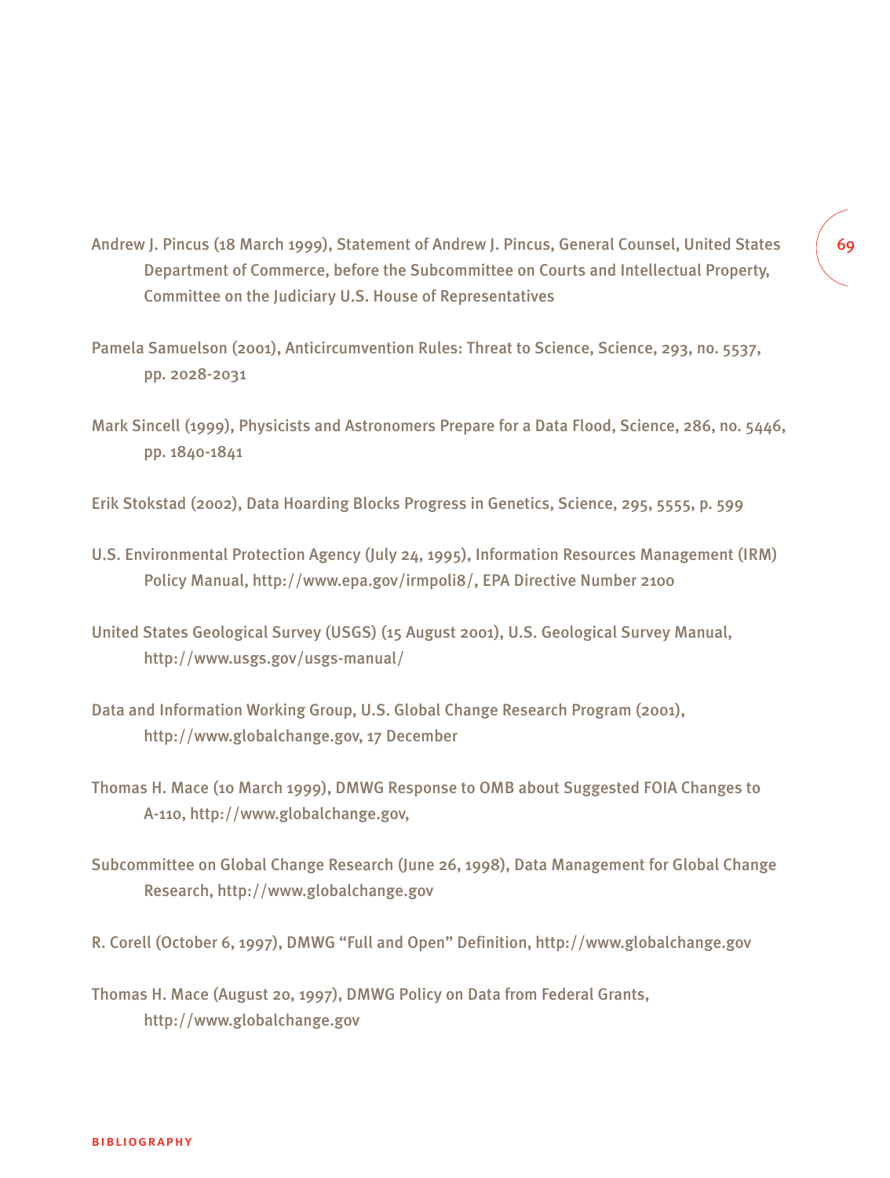Andrew J. Pincus (18 March 1999), Statement of Andrew J. Pincus, General Counsel, United States Department of Commerce, before the Subcommittee on Courts and Intellectual Property, Committee on the Judiciary U.S. House of Representatives

Pamela Samuelson (2001), Anticircumvention Rules: Threat to Science, Science, 293, no. 5537, pp. 2028-2031

Mark Sincell (1999), Physicists and Astronomers Prepare for a Data Flood, Science, 286, no. 5446, pp. 1840-1841

Erik Stokstad (2002), Data Hoarding Blocks Progress in Genetics, Science, 295, 5555, p. 599

U.S. Environmental Protection Agency (July 24, 1995), Information Resources Management (IRM) Policy Manual, http://www.epa.gov/irmpoli8/, EPA Directive Number 2100

United States Geological Survey (USGS) (15 August 2001), U.S. Geological Survey Manual, http://www.usgs.gov/usgs-manual/

Data and Information Working Group, U.S. Global Change Research Program (2001), http://www.globalchange.gov, 17 December

Thomas H. Mace (10 March 1999), DMWG Response to OMB about Suggested FOIA Changes to A-110, http://www.globalchange.gov,

Subcommittee on Global Change Research (June 26, 1998), Data Management for Global Change Research, http://www.globalchange.gov

R. Corell (October 6, 1997), DMWG "Full and Open" Definition, http://www.globalchange.gov

Thomas H. Mace (August 20, 1997), DMWG Policy on Data from Federal Grants, http://www.globalchange.gov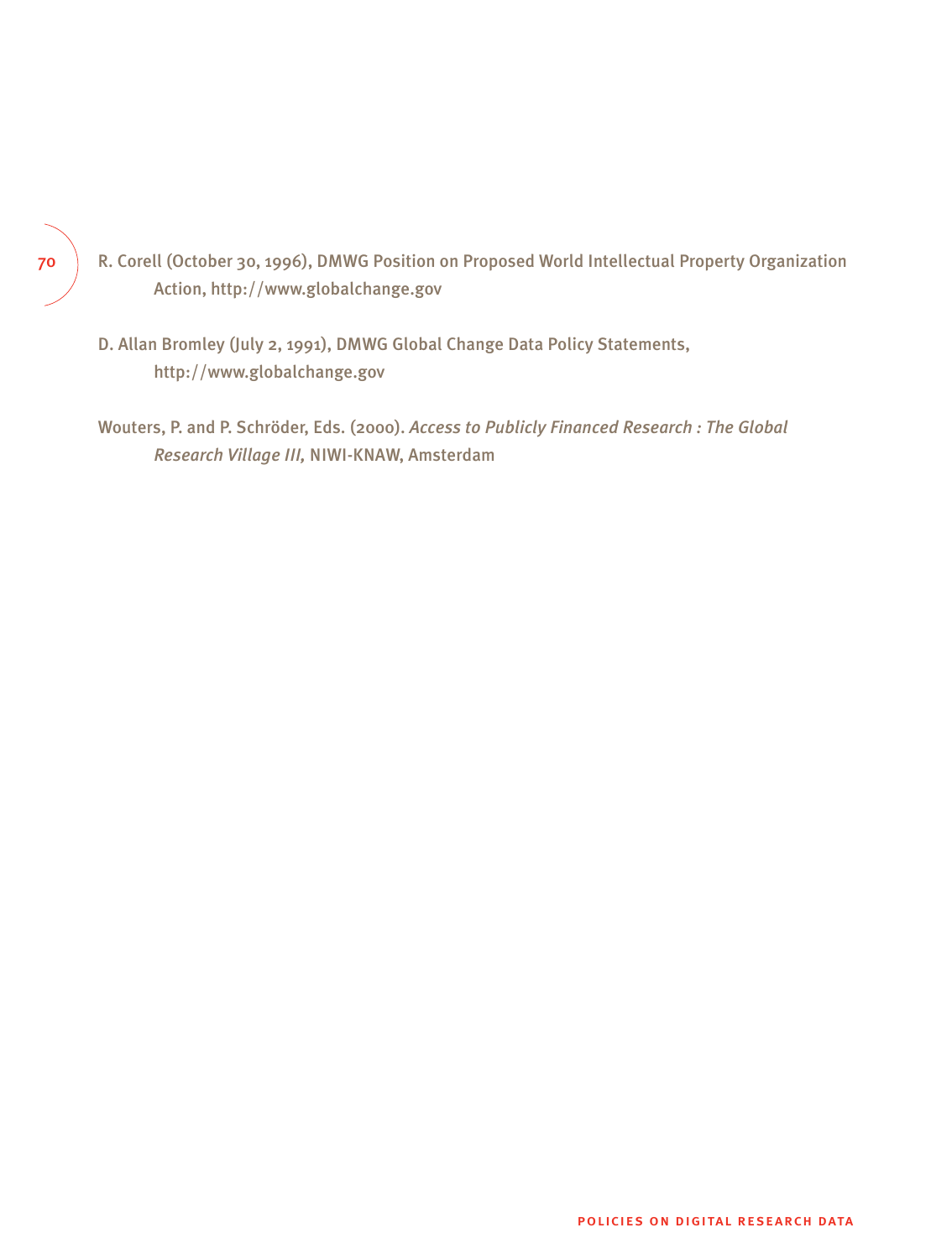R. Corell (October 30, 1996), DMWG Position on Proposed World Intellectual Property Organization Action, http://www.globalchange.gov

D. Allan Bromley (July 2, 1991), DMWG Global Change Data Policy Statements, http://www.globalchange.gov

Wouters, P. and P. Schröder, Eds. (2000). *Access to Publicly Financed Research : The Global Research Village III,* NIWI-KNAW, Amsterdam